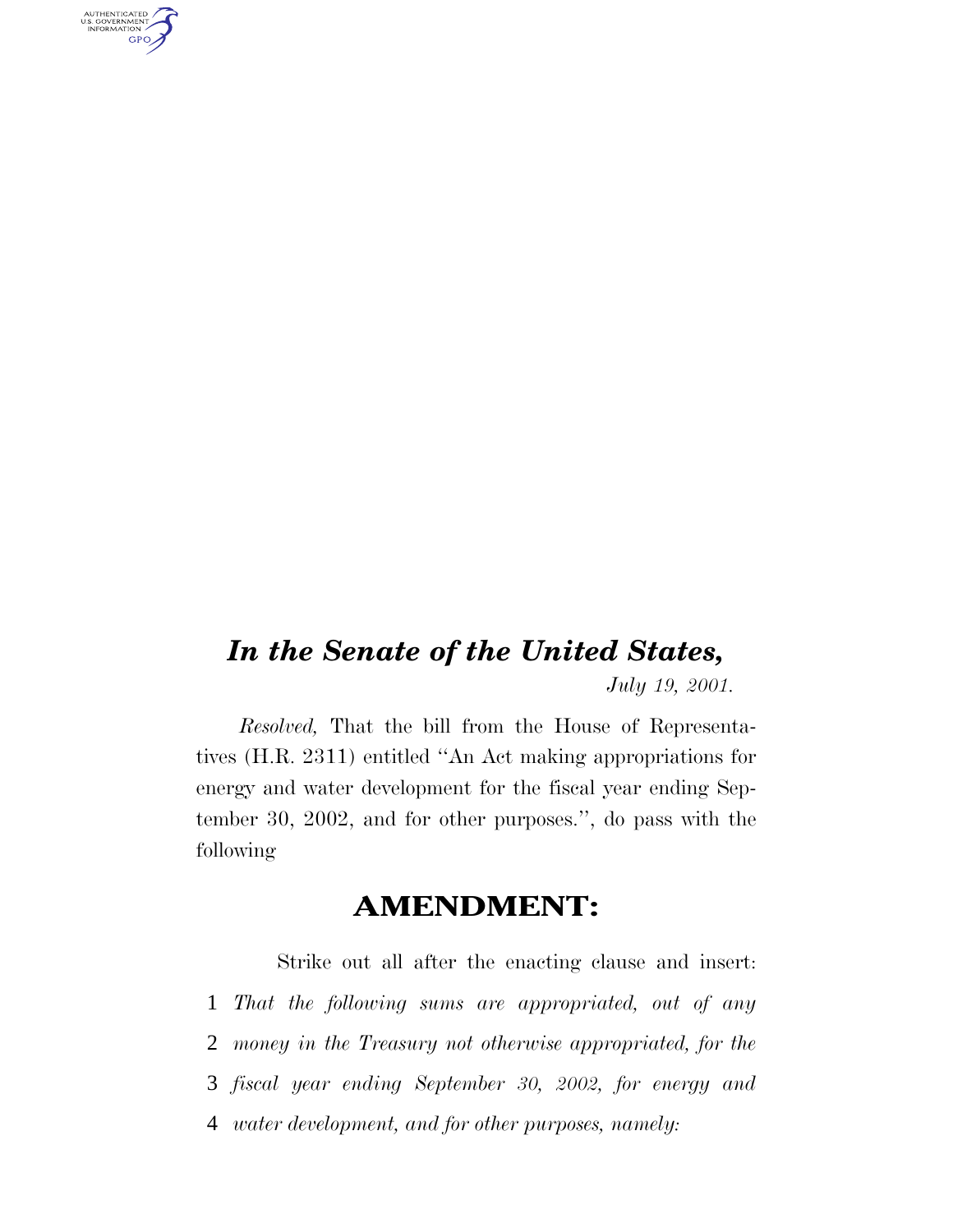# *In the Senate of the United States,*

*July 19, 2001.*

*Resolved,* That the bill from the House of Representatives (H.R. 2311) entitled "An Act making appropriations for energy and water development for the fiscal year ending September 30, 2002, and for other purposes.", do pass with the following

## AMENDMENT:

Strike out all after the enacting clause and insert:

1 *That the following sums are appropriated, out of any*
2 *money in the Treasury not otherwise appropriated, for the*
3 *fiscal year ending September 30, 2002, for energy and*
4 *water development, and for other purposes, namely:*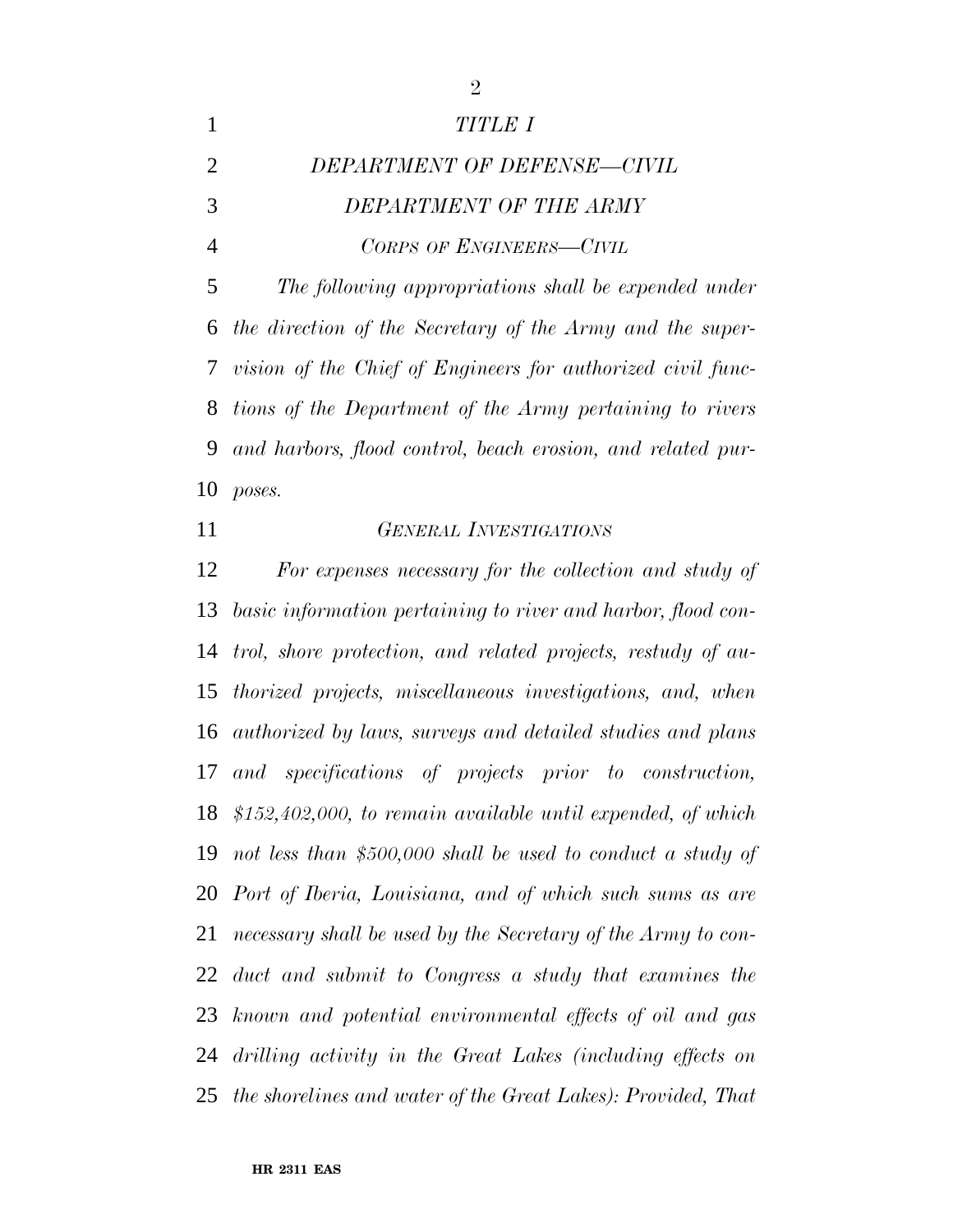*TITLE I*

*DEPARTMENT OF DEFENSE—CIVIL*

*DEPARTMENT OF THE ARMY*

*CORPS OF ENGINEERS—CIVIL*

*The following appropriations shall be expended under the direction of the Secretary of the Army and the supervision of the Chief of Engineers for authorized civil functions of the Department of the Army pertaining to rivers and harbors, flood control, beach erosion, and related purposes.*

*GENERAL INVESTIGATIONS*

*For expenses necessary for the collection and study of basic information pertaining to river and harbor, flood control, shore protection, and related projects, restudy of authorized projects, miscellaneous investigations, and, when authorized by laws, surveys and detailed studies and plans and specifications of projects prior to construction, $152,402,000, to remain available until expended, of which not less than $500,000 shall be used to conduct a study of Port of Iberia, Louisiana, and of which such sums as are necessary shall be used by the Secretary of the Army to conduct and submit to Congress a study that examines the known and potential environmental effects of oil and gas drilling activity in the Great Lakes (including effects on the shorelines and water of the Great Lakes): Provided, That*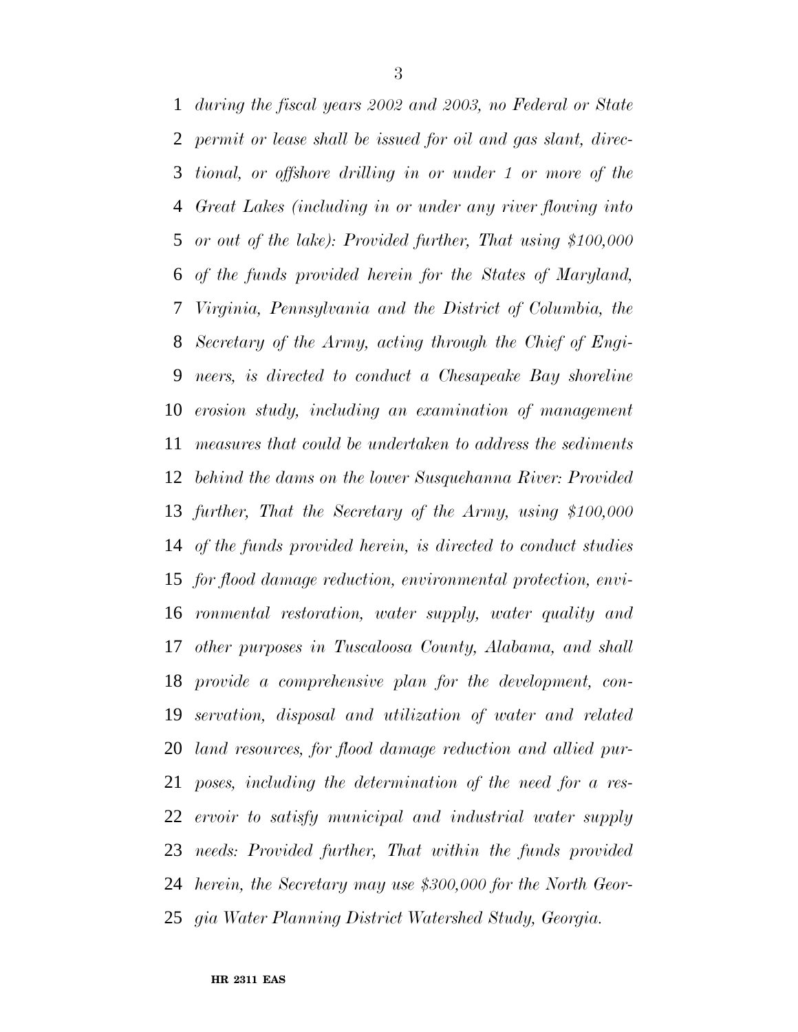*during the fiscal years 2002 and 2003, no Federal or State permit or lease shall be issued for oil and gas slant, directional, or offshore drilling in or under 1 or more of the Great Lakes (including in or under any river flowing into or out of the lake): Provided further, That using $100,000 of the funds provided herein for the States of Maryland, Virginia, Pennsylvania and the District of Columbia, the Secretary of the Army, acting through the Chief of Engineers, is directed to conduct a Chesapeake Bay shoreline erosion study, including an examination of management measures that could be undertaken to address the sediments behind the dams on the lower Susquehanna River: Provided further, That the Secretary of the Army, using $100,000 of the funds provided herein, is directed to conduct studies for flood damage reduction, environmental protection, environmental restoration, water supply, water quality and other purposes in Tuscaloosa County, Alabama, and shall provide a comprehensive plan for the development, conservation, disposal and utilization of water and related land resources, for flood damage reduction and allied purposes, including the determination of the need for a reservoir to satisfy municipal and industrial water supply needs: Provided further, That within the funds provided herein, the Secretary may use $300,000 for the North Georgia Water Planning District Watershed Study, Georgia.*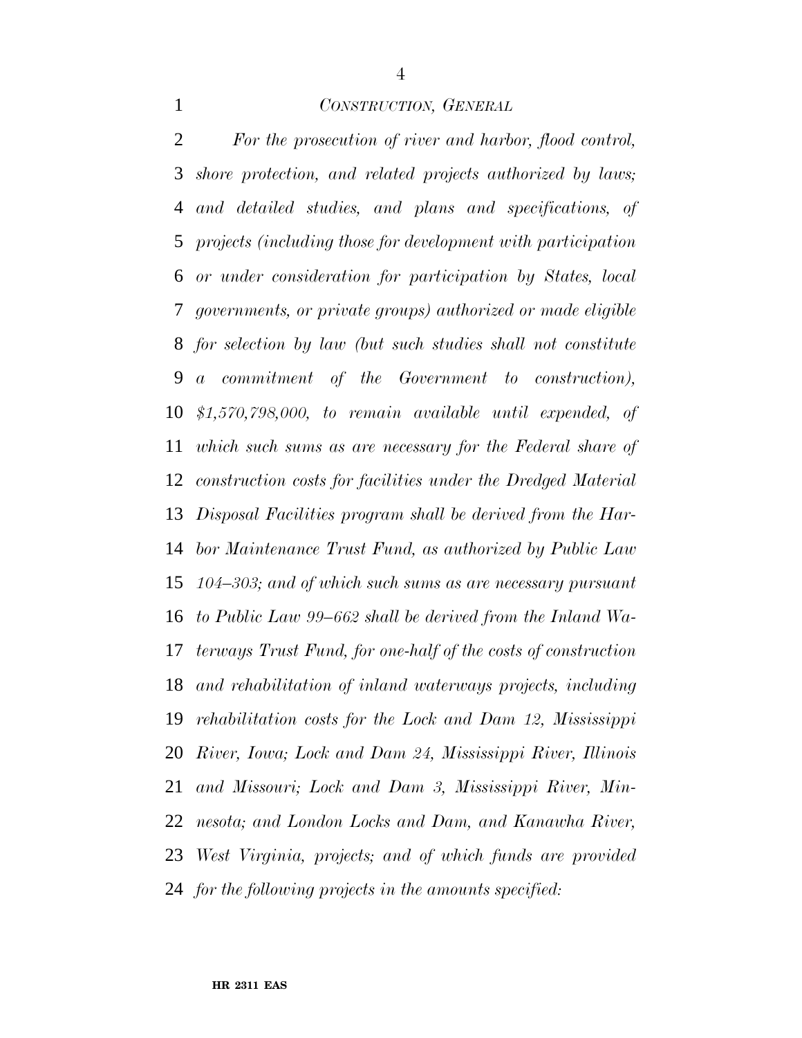## *CONSTRUCTION, GENERAL*

*For the prosecution of river and harbor, flood control, shore protection, and related projects authorized by laws; and detailed studies, and plans and specifications, of projects (including those for development with participation or under consideration for participation by States, local governments, or private groups) authorized or made eligible for selection by law (but such studies shall not constitute a commitment of the Government to construction), $1,570,798,000, to remain available until expended, of which such sums as are necessary for the Federal share of construction costs for facilities under the Dredged Material Disposal Facilities program shall be derived from the Harbor Maintenance Trust Fund, as authorized by Public Law 104–303; and of which such sums as are necessary pursuant to Public Law 99–662 shall be derived from the Inland Waterways Trust Fund, for one-half of the costs of construction and rehabilitation of inland waterways projects, including rehabilitation costs for the Lock and Dam 12, Mississippi River, Iowa; Lock and Dam 24, Mississippi River, Illinois and Missouri; Lock and Dam 3, Mississippi River, Minnesota; and London Locks and Dam, and Kanawha River, West Virginia, projects; and of which funds are provided for the following projects in the amounts specified:*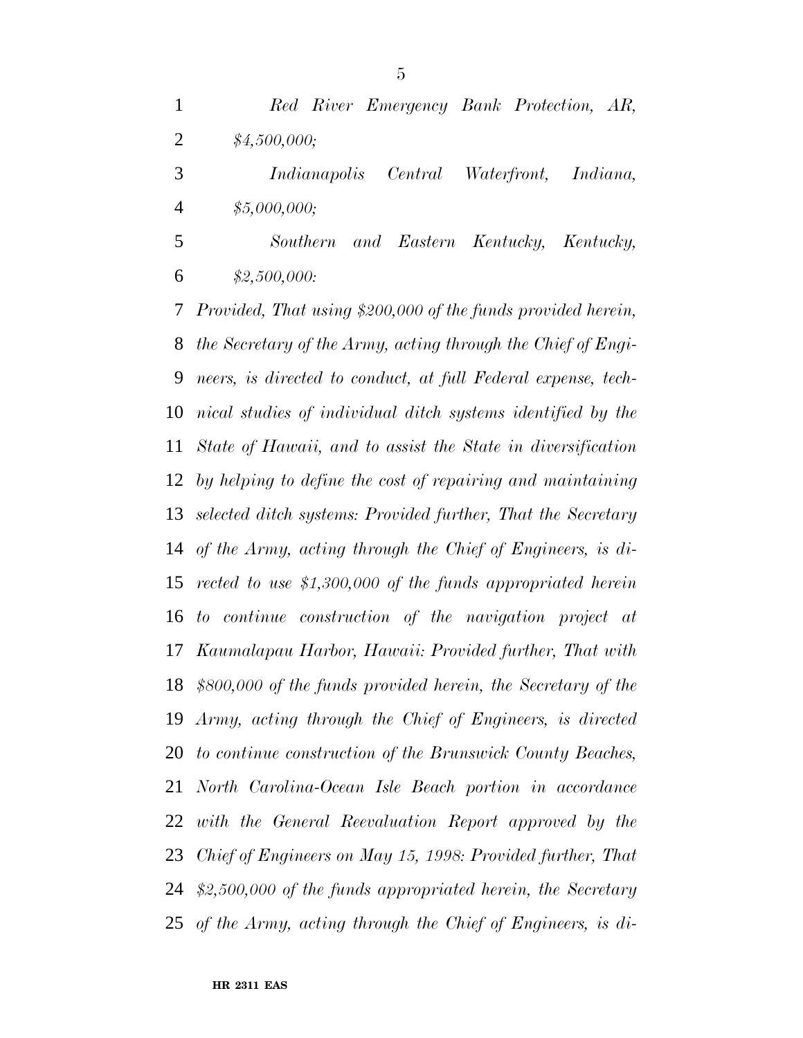*Red River Emergency Bank Protection, AR, $4,500,000;*

*Indianapolis Central Waterfront, Indiana, $5,000,000;*

*Southern and Eastern Kentucky, Kentucky, $2,500,000:*

*Provided, That using $200,000 of the funds provided herein, the Secretary of the Army, acting through the Chief of Engineers, is directed to conduct, at full Federal expense, technical studies of individual ditch systems identified by the State of Hawaii, and to assist the State in diversification by helping to define the cost of repairing and maintaining selected ditch systems: Provided further, That the Secretary of the Army, acting through the Chief of Engineers, is directed to use $1,300,000 of the funds appropriated herein to continue construction of the navigation project at Kaumalapau Harbor, Hawaii: Provided further, That with $800,000 of the funds provided herein, the Secretary of the Army, acting through the Chief of Engineers, is directed to continue construction of the Brunswick County Beaches, North Carolina-Ocean Isle Beach portion in accordance with the General Reevaluation Report approved by the Chief of Engineers on May 15, 1998: Provided further, That $2,500,000 of the funds appropriated herein, the Secretary of the Army, acting through the Chief of Engineers, is di-*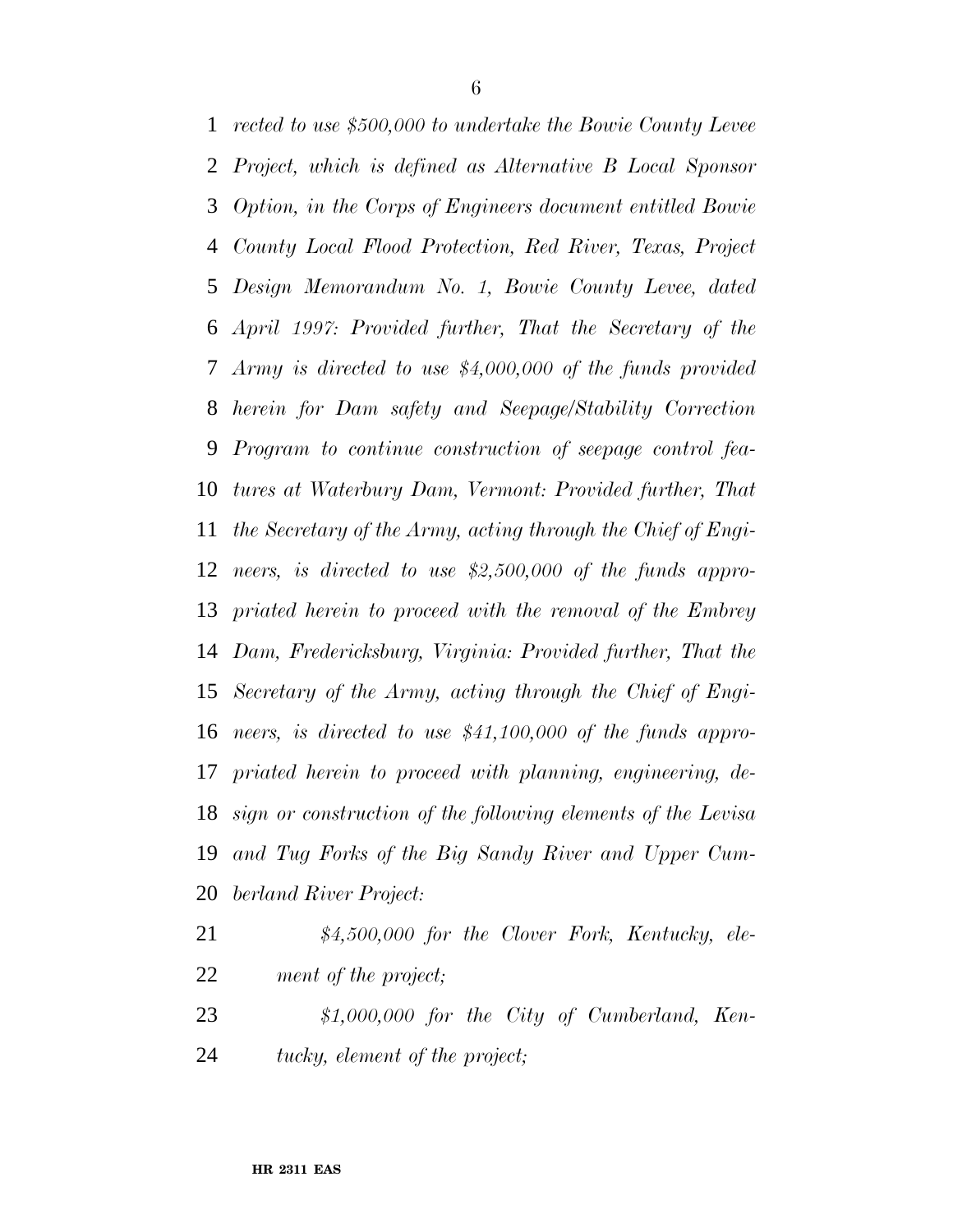*rected to use $500,000 to undertake the Bowie County Levee Project, which is defined as Alternative B Local Sponsor Option, in the Corps of Engineers document entitled Bowie County Local Flood Protection, Red River, Texas, Project Design Memorandum No. 1, Bowie County Levee, dated April 1997: Provided further, That the Secretary of the Army is directed to use $4,000,000 of the funds provided herein for Dam safety and Seepage/Stability Correction Program to continue construction of seepage control features at Waterbury Dam, Vermont: Provided further, That the Secretary of the Army, acting through the Chief of Engineers, is directed to use $2,500,000 of the funds appropriated herein to proceed with the removal of the Embrey Dam, Fredericksburg, Virginia: Provided further, That the Secretary of the Army, acting through the Chief of Engineers, is directed to use $41,100,000 of the funds appropriated herein to proceed with planning, engineering, design or construction of the following elements of the Levisa and Tug Forks of the Big Sandy River and Upper Cumberland River Project:*

*$4,500,000 for the Clover Fork, Kentucky, element of the project;*

*$1,000,000 for the City of Cumberland, Kentucky, element of the project;*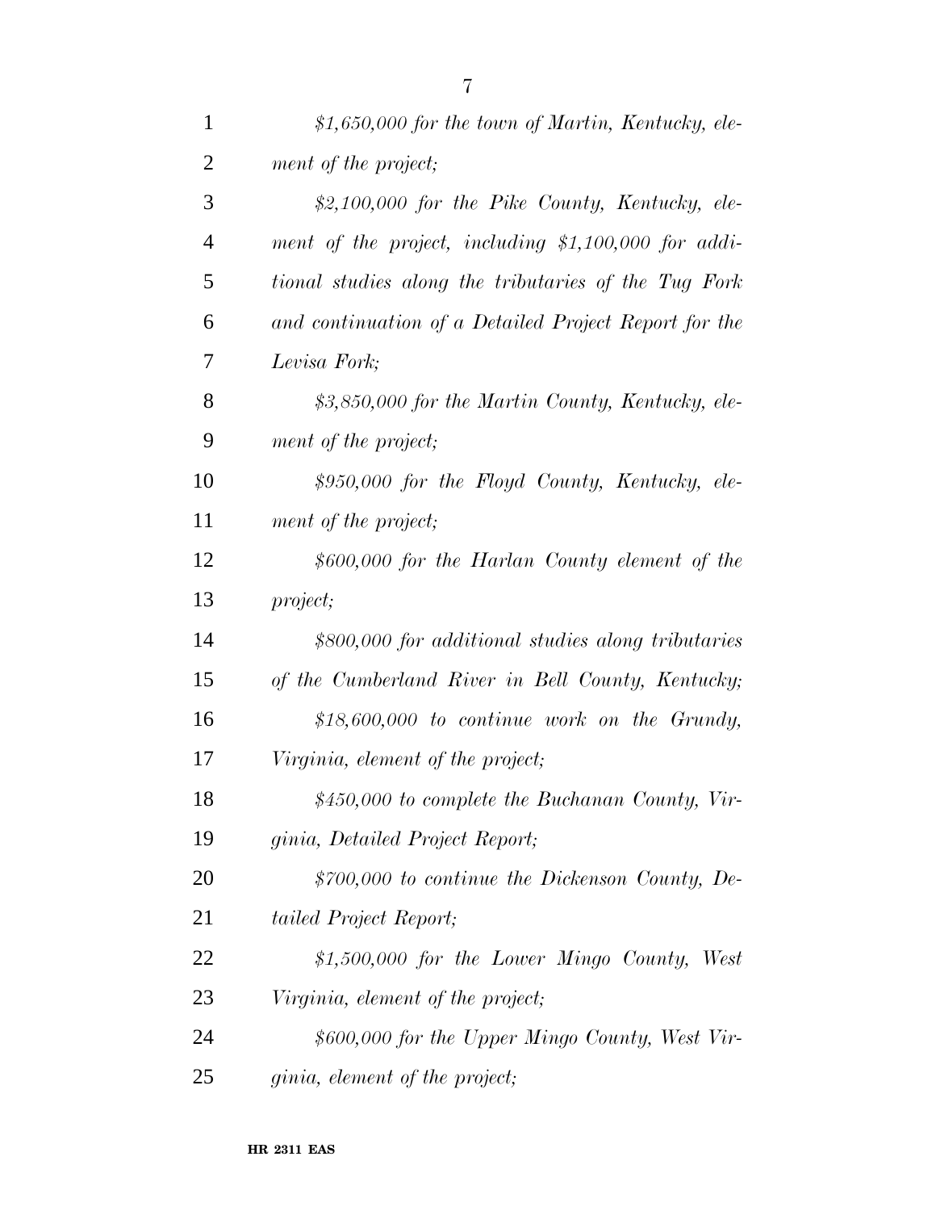*$1,650,000 for the town of Martin, Kentucky, element of the project;*

*$2,100,000 for the Pike County, Kentucky, element of the project, including $1,100,000 for additional studies along the tributaries of the Tug Fork and continuation of a Detailed Project Report for the Levisa Fork;*

*$3,850,000 for the Martin County, Kentucky, element of the project;*

*$950,000 for the Floyd County, Kentucky, element of the project;*

*$600,000 for the Harlan County element of the project;*

*$800,000 for additional studies along tributaries of the Cumberland River in Bell County, Kentucky;*

*$18,600,000 to continue work on the Grundy, Virginia, element of the project;*

*$450,000 to complete the Buchanan County, Virginia, Detailed Project Report;*

*$700,000 to continue the Dickenson County, Detailed Project Report;*

*$1,500,000 for the Lower Mingo County, West Virginia, element of the project;*

*$600,000 for the Upper Mingo County, West Virginia, element of the project;*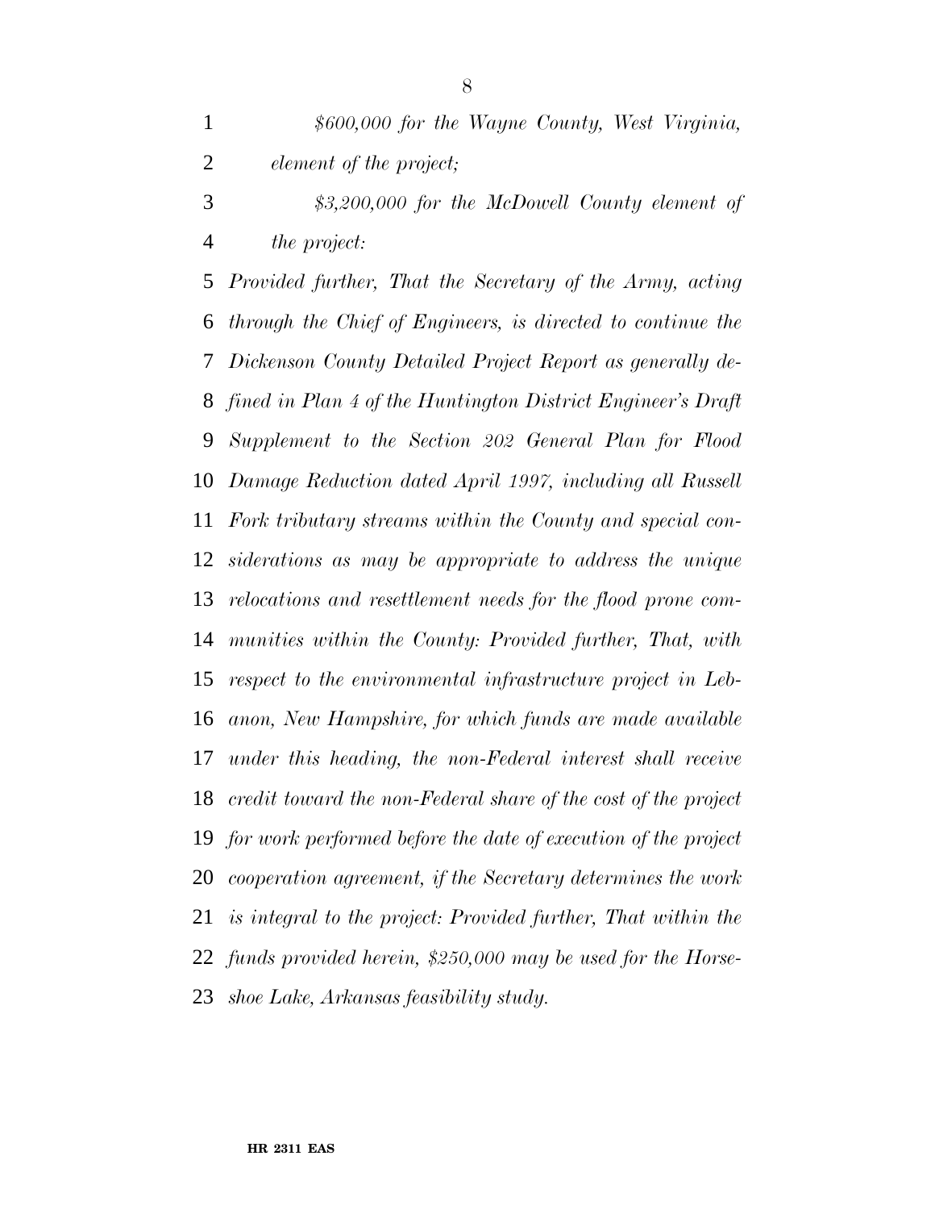*$600,000 for the Wayne County, West Virginia, element of the project;*

*$3,200,000 for the McDowell County element of the project:*

*Provided further, That the Secretary of the Army, acting through the Chief of Engineers, is directed to continue the Dickenson County Detailed Project Report as generally defined in Plan 4 of the Huntington District Engineer's Draft Supplement to the Section 202 General Plan for Flood Damage Reduction dated April 1997, including all Russell Fork tributary streams within the County and special considerations as may be appropriate to address the unique relocations and resettlement needs for the flood prone communities within the County: Provided further, That, with respect to the environmental infrastructure project in Lebanon, New Hampshire, for which funds are made available under this heading, the non-Federal interest shall receive credit toward the non-Federal share of the cost of the project for work performed before the date of execution of the project cooperation agreement, if the Secretary determines the work is integral to the project: Provided further, That within the funds provided herein, $250,000 may be used for the Horseshoe Lake, Arkansas feasibility study.*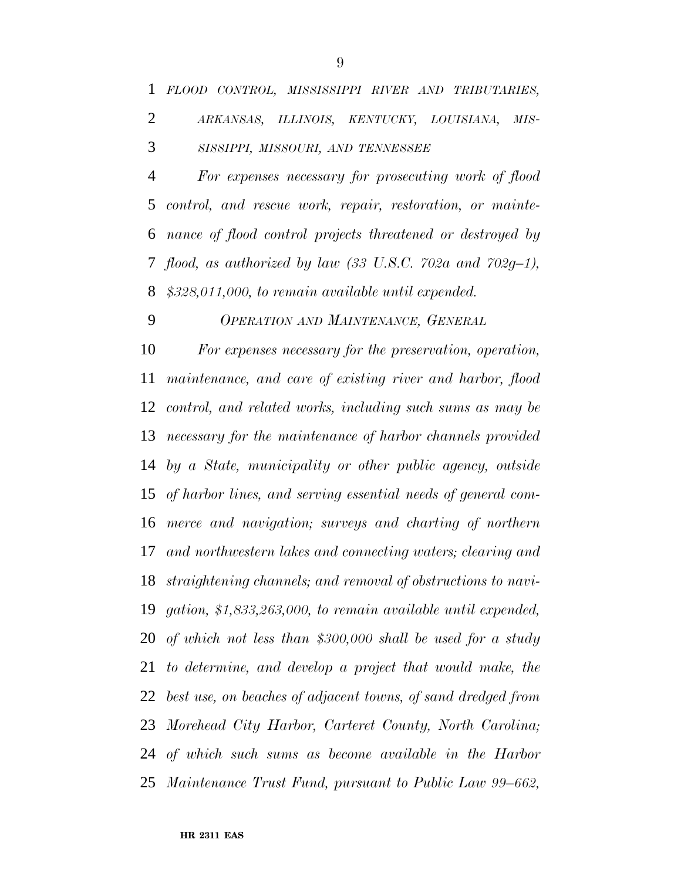*FLOOD CONTROL, MISSISSIPPI RIVER AND TRIBUTARIES, ARKANSAS, ILLINOIS, KENTUCKY, LOUISIANA, MISSISSIPPI, MISSOURI, AND TENNESSEE*

*For expenses necessary for prosecuting work of flood control, and rescue work, repair, restoration, or maintenance of flood control projects threatened or destroyed by flood, as authorized by law (33 U.S.C. 702a and 702g–1), $328,011,000, to remain available until expended.*

*OPERATION AND MAINTENANCE, GENERAL*

*For expenses necessary for the preservation, operation, maintenance, and care of existing river and harbor, flood control, and related works, including such sums as may be necessary for the maintenance of harbor channels provided by a State, municipality or other public agency, outside of harbor lines, and serving essential needs of general commerce and navigation; surveys and charting of northern and northwestern lakes and connecting waters; clearing and straightening channels; and removal of obstructions to navigation, $1,833,263,000, to remain available until expended, of which not less than $300,000 shall be used for a study to determine, and develop a project that would make, the best use, on beaches of adjacent towns, of sand dredged from Morehead City Harbor, Carteret County, North Carolina; of which such sums as become available in the Harbor Maintenance Trust Fund, pursuant to Public Law 99–662,*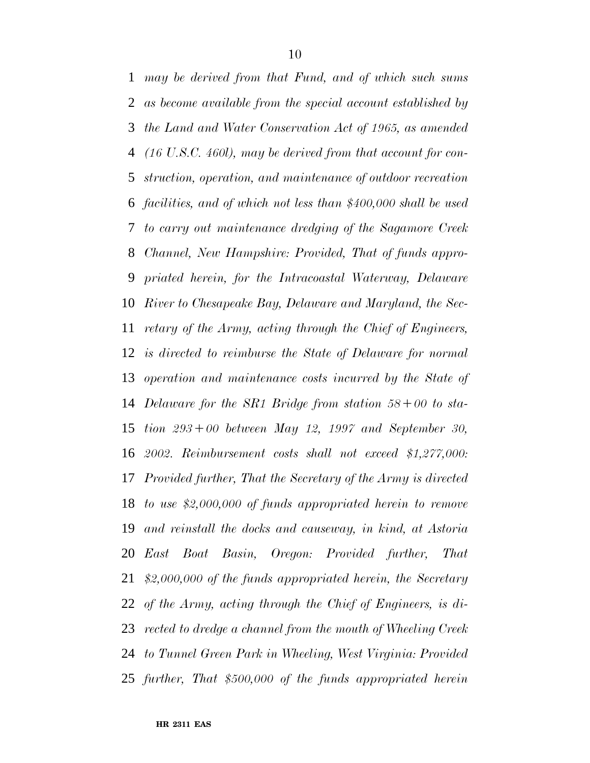*may be derived from that Fund, and of which such sums as become available from the special account established by the Land and Water Conservation Act of 1965, as amended (16 U.S.C. 460l), may be derived from that account for construction, operation, and maintenance of outdoor recreation facilities, and of which not less than $400,000 shall be used to carry out maintenance dredging of the Sagamore Creek Channel, New Hampshire: Provided, That of funds appropriated herein, for the Intracoastal Waterway, Delaware River to Chesapeake Bay, Delaware and Maryland, the Secretary of the Army, acting through the Chief of Engineers, is directed to reimburse the State of Delaware for normal operation and maintenance costs incurred by the State of Delaware for the SR1 Bridge from station 58+00 to station 293+00 between May 12, 1997 and September 30, 2002. Reimbursement costs shall not exceed $1,277,000: Provided further, That the Secretary of the Army is directed to use $2,000,000 of funds appropriated herein to remove and reinstall the docks and causeway, in kind, at Astoria East Boat Basin, Oregon: Provided further, That $2,000,000 of the funds appropriated herein, the Secretary of the Army, acting through the Chief of Engineers, is directed to dredge a channel from the mouth of Wheeling Creek to Tunnel Green Park in Wheeling, West Virginia: Provided further, That $500,000 of the funds appropriated herein*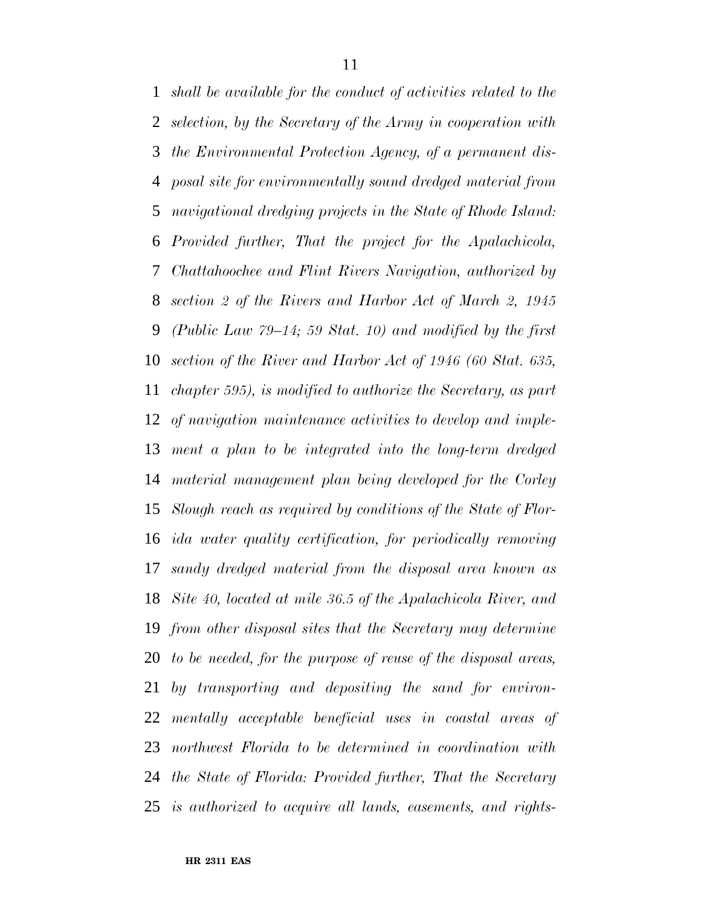*shall be available for the conduct of activities related to the selection, by the Secretary of the Army in cooperation with the Environmental Protection Agency, of a permanent disposal site for environmentally sound dredged material from navigational dredging projects in the State of Rhode Island: Provided further, That the project for the Apalachicola, Chattahoochee and Flint Rivers Navigation, authorized by section 2 of the Rivers and Harbor Act of March 2, 1945 (Public Law 79–14; 59 Stat. 10) and modified by the first section of the River and Harbor Act of 1946 (60 Stat. 635, chapter 595), is modified to authorize the Secretary, as part of navigation maintenance activities to develop and implement a plan to be integrated into the long-term dredged material management plan being developed for the Corley Slough reach as required by conditions of the State of Florida water quality certification, for periodically removing sandy dredged material from the disposal area known as Site 40, located at mile 36.5 of the Apalachicola River, and from other disposal sites that the Secretary may determine to be needed, for the purpose of reuse of the disposal areas, by transporting and depositing the sand for environmentally acceptable beneficial uses in coastal areas of northwest Florida to be determined in coordination with the State of Florida: Provided further, That the Secretary is authorized to acquire all lands, easements, and rights-*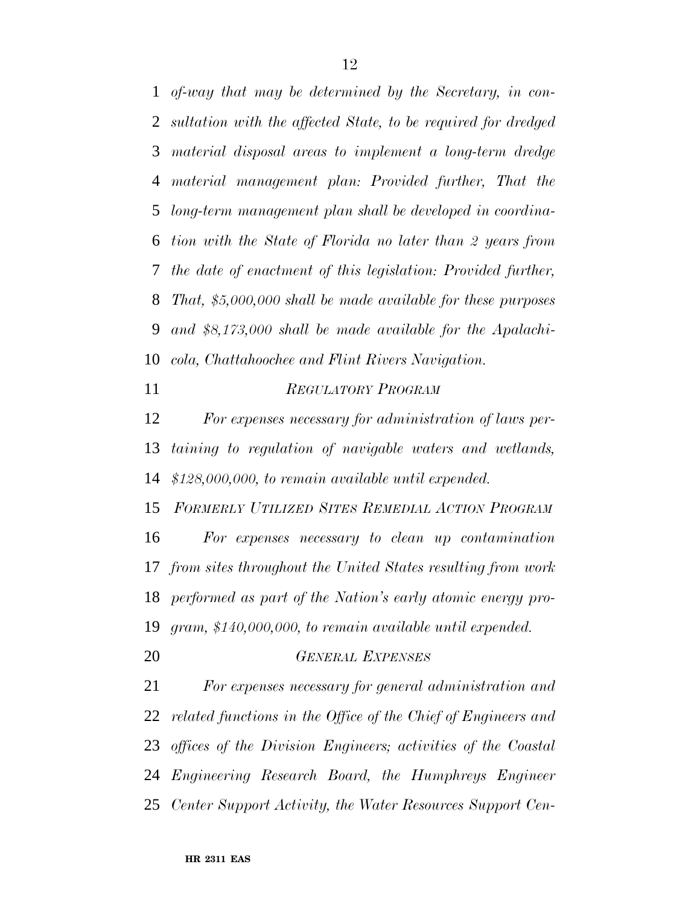*of-way that may be determined by the Secretary, in consultation with the affected State, to be required for dredged material disposal areas to implement a long-term dredge material management plan: Provided further, That the long-term management plan shall be developed in coordination with the State of Florida no later than 2 years from the date of enactment of this legislation: Provided further, That, $5,000,000 shall be made available for these purposes and $8,173,000 shall be made available for the Apalachicola, Chattahoochee and Flint Rivers Navigation.*

### *REGULATORY PROGRAM*

*For expenses necessary for administration of laws pertaining to regulation of navigable waters and wetlands, $128,000,000, to remain available until expended.*

### *FORMERLY UTILIZED SITES REMEDIAL ACTION PROGRAM*

*For expenses necessary to clean up contamination from sites throughout the United States resulting from work performed as part of the Nation's early atomic energy program, $140,000,000, to remain available until expended.*

### *GENERAL EXPENSES*

*For expenses necessary for general administration and related functions in the Office of the Chief of Engineers and offices of the Division Engineers; activities of the Coastal Engineering Research Board, the Humphreys Engineer Center Support Activity, the Water Resources Support Cen-*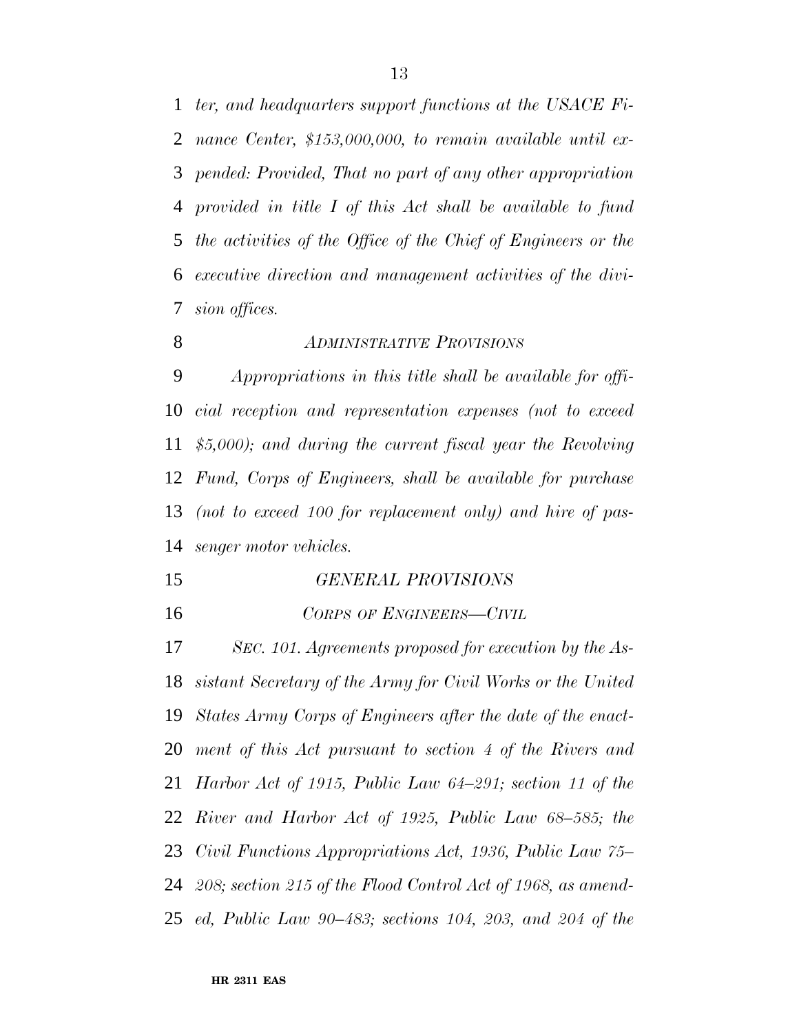*ter, and headquarters support functions at the USACE Finance Center, $153,000,000, to remain available until expended: Provided, That no part of any other appropriation provided in title I of this Act shall be available to fund the activities of the Office of the Chief of Engineers or the executive direction and management activities of the division offices.*

*ADMINISTRATIVE PROVISIONS*

*Appropriations in this title shall be available for official reception and representation expenses (not to exceed $5,000); and during the current fiscal year the Revolving Fund, Corps of Engineers, shall be available for purchase (not to exceed 100 for replacement only) and hire of passenger motor vehicles.*

*GENERAL PROVISIONS*

*CORPS OF ENGINEERS—CIVIL*

*SEC. 101. Agreements proposed for execution by the Assistant Secretary of the Army for Civil Works or the United States Army Corps of Engineers after the date of the enactment of this Act pursuant to section 4 of the Rivers and Harbor Act of 1915, Public Law 64–291; section 11 of the River and Harbor Act of 1925, Public Law 68–585; the Civil Functions Appropriations Act, 1936, Public Law 75–208; section 215 of the Flood Control Act of 1968, as amended, Public Law 90–483; sections 104, 203, and 204 of the*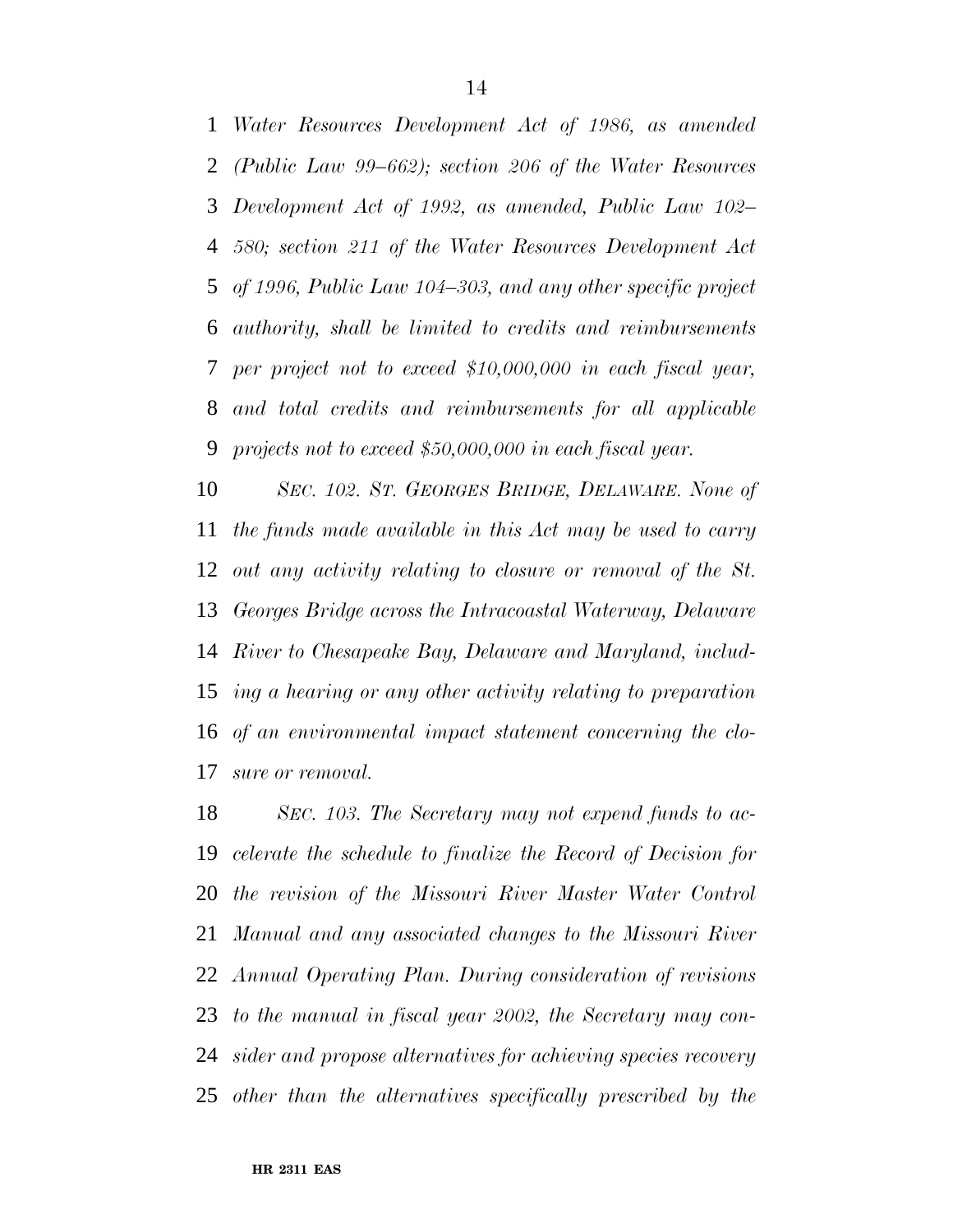*Water Resources Development Act of 1986, as amended (Public Law 99–662); section 206 of the Water Resources Development Act of 1992, as amended, Public Law 102–580; section 211 of the Water Resources Development Act of 1996, Public Law 104–303, and any other specific project authority, shall be limited to credits and reimbursements per project not to exceed $10,000,000 in each fiscal year, and total credits and reimbursements for all applicable projects not to exceed $50,000,000 in each fiscal year.*

*SEC. 102. ST. GEORGES BRIDGE, DELAWARE. None of the funds made available in this Act may be used to carry out any activity relating to closure or removal of the St. Georges Bridge across the Intracoastal Waterway, Delaware River to Chesapeake Bay, Delaware and Maryland, including a hearing or any other activity relating to preparation of an environmental impact statement concerning the closure or removal.*

*SEC. 103. The Secretary may not expend funds to accelerate the schedule to finalize the Record of Decision for the revision of the Missouri River Master Water Control Manual and any associated changes to the Missouri River Annual Operating Plan. During consideration of revisions to the manual in fiscal year 2002, the Secretary may consider and propose alternatives for achieving species recovery other than the alternatives specifically prescribed by the*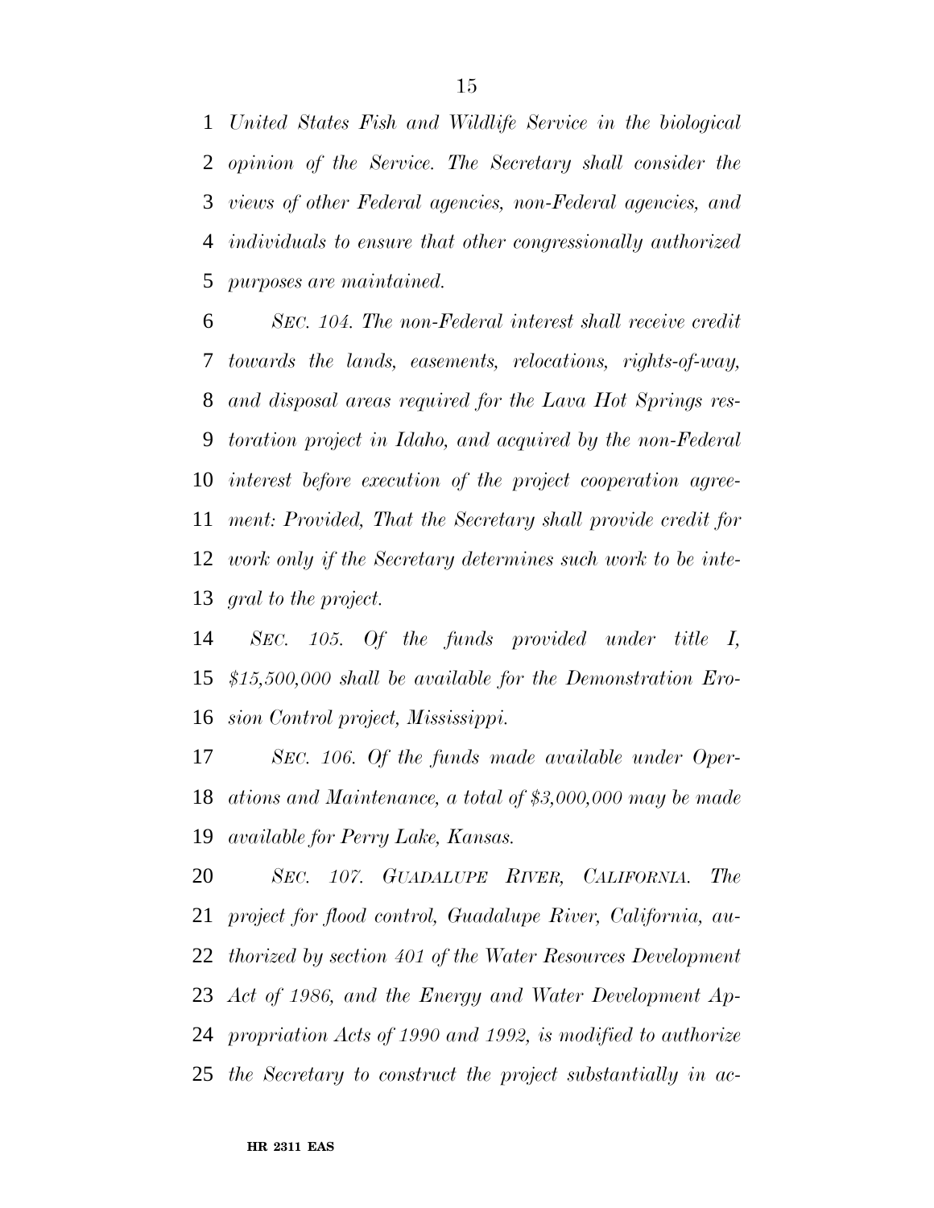*United States Fish and Wildlife Service in the biological opinion of the Service. The Secretary shall consider the views of other Federal agencies, non-Federal agencies, and individuals to ensure that other congressionally authorized purposes are maintained.*

*SEC. 104. The non-Federal interest shall receive credit towards the lands, easements, relocations, rights-of-way, and disposal areas required for the Lava Hot Springs restoration project in Idaho, and acquired by the non-Federal interest before execution of the project cooperation agreement: Provided, That the Secretary shall provide credit for work only if the Secretary determines such work to be integral to the project.*

*SEC. 105. Of the funds provided under title I, $15,500,000 shall be available for the Demonstration Erosion Control project, Mississippi.*

*SEC. 106. Of the funds made available under Operations and Maintenance, a total of $3,000,000 may be made available for Perry Lake, Kansas.*

*SEC. 107. GUADALUPE RIVER, CALIFORNIA. The project for flood control, Guadalupe River, California, authorized by section 401 of the Water Resources Development Act of 1986, and the Energy and Water Development Appropriation Acts of 1990 and 1992, is modified to authorize the Secretary to construct the project substantially in ac-*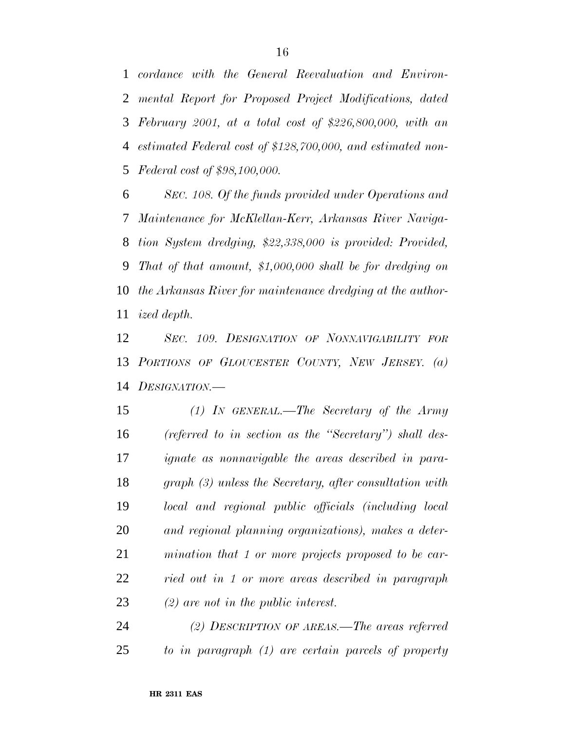*cordance with the General Reevaluation and Environmental Report for Proposed Project Modifications, dated February 2001, at a total cost of $226,800,000, with an estimated Federal cost of $128,700,000, and estimated non-Federal cost of $98,100,000.*

*SEC. 108. Of the funds provided under Operations and Maintenance for McKlellan-Kerr, Arkansas River Navigation System dredging, $22,338,000 is provided: Provided, That of that amount, $1,000,000 shall be for dredging on the Arkansas River for maintenance dredging at the authorized depth.*

*SEC. 109. DESIGNATION OF NONNAVIGABILITY FOR PORTIONS OF GLOUCESTER COUNTY, NEW JERSEY. (a) DESIGNATION.—*

*(1) IN GENERAL.—The Secretary of the Army (referred to in section as the "Secretary") shall designate as nonnavigable the areas described in paragraph (3) unless the Secretary, after consultation with local and regional public officials (including local and regional planning organizations), makes a determination that 1 or more projects proposed to be carried out in 1 or more areas described in paragraph (2) are not in the public interest.*

*(2) DESCRIPTION OF AREAS.—The areas referred to in paragraph (1) are certain parcels of property*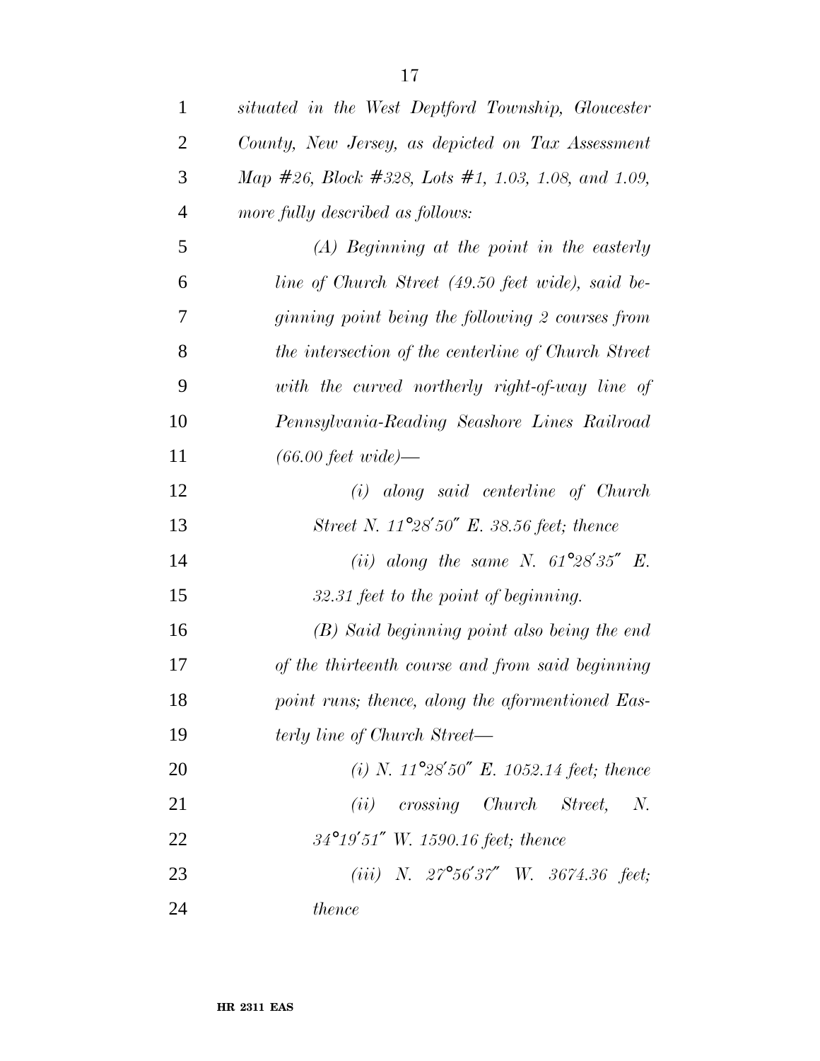*situated in the West Deptford Township, Gloucester County, New Jersey, as depicted on Tax Assessment Map #26, Block #328, Lots #1, 1.03, 1.08, and 1.09, more fully described as follows:*

*(A) Beginning at the point in the easterly line of Church Street (49.50 feet wide), said beginning point being the following 2 courses from the intersection of the centerline of Church Street with the curved northerly right-of-way line of Pennsylvania-Reading Seashore Lines Railroad (66.00 feet wide)—*

*(i) along said centerline of Church Street N. 11°28′50″ E. 38.56 feet; thence*

*(ii) along the same N. 61°28′35″ E. 32.31 feet to the point of beginning.*

*(B) Said beginning point also being the end of the thirteenth course and from said beginning point runs; thence, along the aforementioned Easterly line of Church Street—*

*(i) N. 11°28′50″ E. 1052.14 feet; thence*

*(ii) crossing Church Street, N. 34°19′51″ W. 1590.16 feet; thence*

*(iii) N. 27°56′37″ W. 3674.36 feet; thence*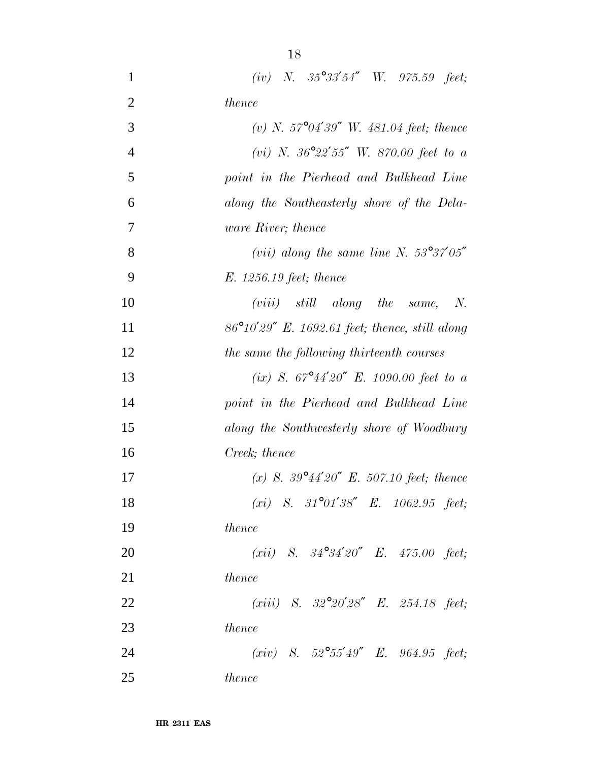*(iv) N. 35°33′54″ W. 975.59 feet; thence*

*(v) N. 57°04′39″ W. 481.04 feet; thence*

*(vi) N. 36°22′55″ W. 870.00 feet to a point in the Pierhead and Bulkhead Line along the Southeasterly shore of the Delaware River; thence*

*(vii) along the same line N. 53°37′05″ E. 1256.19 feet; thence*

*(viii) still along the same, N. 86°10′29″ E. 1692.61 feet; thence, still along the same the following thirteenth courses*

*(ix) S. 67°44′20″ E. 1090.00 feet to a point in the Pierhead and Bulkhead Line along the Southwesterly shore of Woodbury Creek; thence*

*(x) S. 39°44′20″ E. 507.10 feet; thence*

*(xi) S. 31°01′38″ E. 1062.95 feet; thence*

*(xii) S. 34°34′20″ E. 475.00 feet; thence*

*(xiii) S. 32°20′28″ E. 254.18 feet; thence*

*(xiv) S. 52°55′49″ E. 964.95 feet; thence*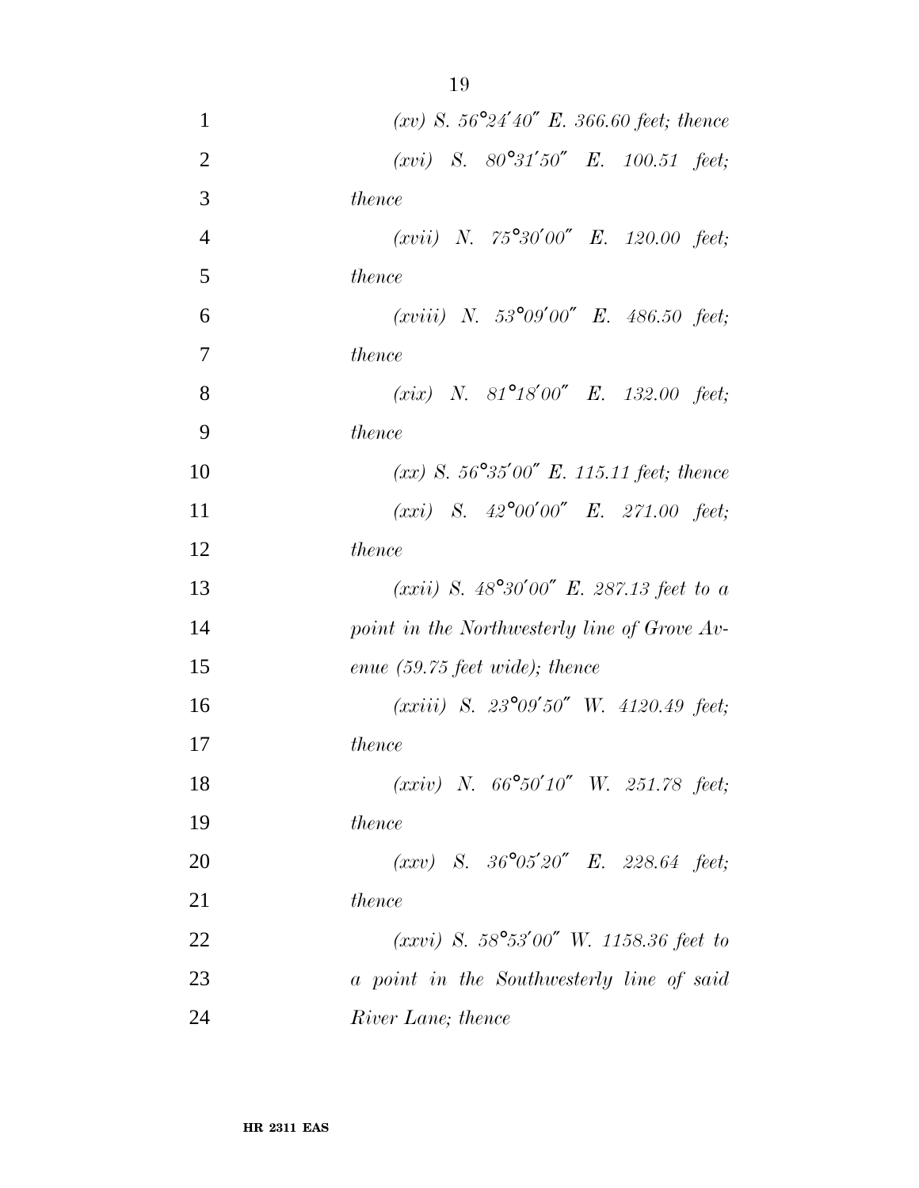*(xv) S. 56°24′40″ E. 366.60 feet; thence*

*(xvi) S. 80°31′50″ E. 100.51 feet; thence*

*(xvii) N. 75°30′00″ E. 120.00 feet; thence*

*(xviii) N. 53°09′00″ E. 486.50 feet; thence*

*(xix) N. 81°18′00″ E. 132.00 feet; thence*

*(xx) S. 56°35′00″ E. 115.11 feet; thence*

*(xxi) S. 42°00′00″ E. 271.00 feet; thence*

*(xxii) S. 48°30′00″ E. 287.13 feet to a point in the Northwesterly line of Grove Avenue (59.75 feet wide); thence*

*(xxiii) S. 23°09′50″ W. 4120.49 feet; thence*

*(xxiv) N. 66°50′10″ W. 251.78 feet; thence*

*(xxv) S. 36°05′20″ E. 228.64 feet; thence*

*(xxvi) S. 58°53′00″ W. 1158.36 feet to a point in the Southwesterly line of said River Lane; thence*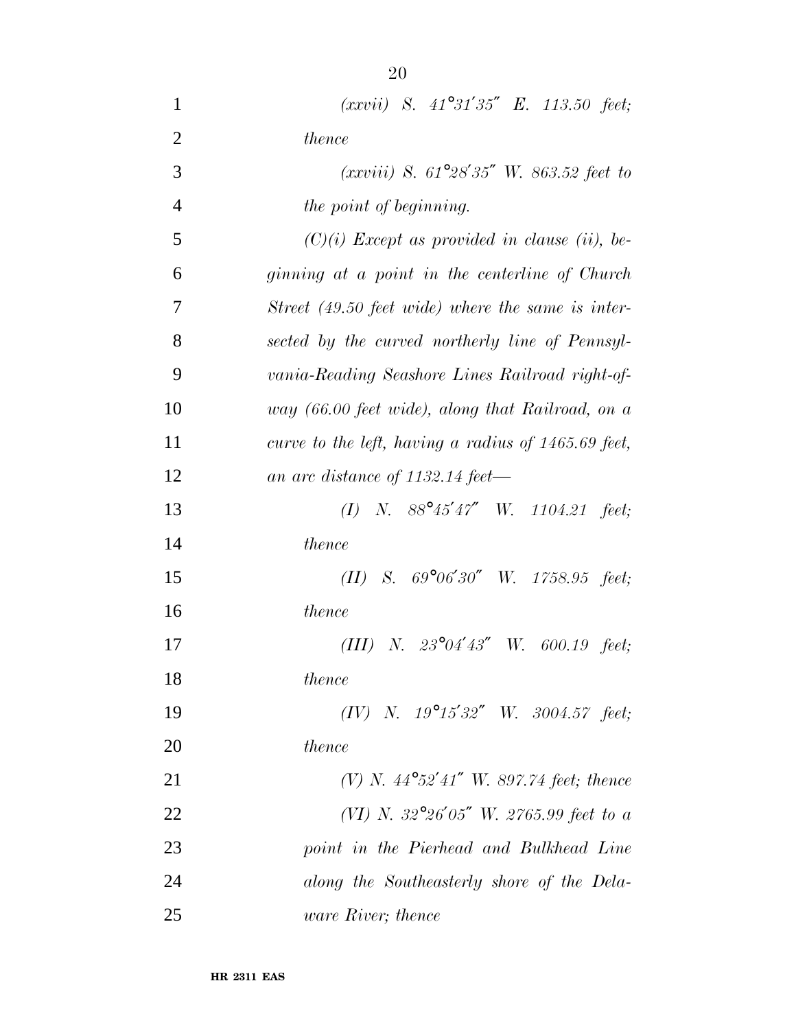*(xxvii) S. 41°31′35″ E. 113.50 feet; thence*

*(xxviii) S. 61°28′35″ W. 863.52 feet to the point of beginning.*

*(C)(i) Except as provided in clause (ii), beginning at a point in the centerline of Church Street (49.50 feet wide) where the same is intersected by the curved northerly line of Pennsylvania-Reading Seashore Lines Railroad right-of-way (66.00 feet wide), along that Railroad, on a curve to the left, having a radius of 1465.69 feet, an arc distance of 1132.14 feet—*

*(I) N. 88°45′47″ W. 1104.21 feet; thence*

*(II) S. 69°06′30″ W. 1758.95 feet; thence*

*(III) N. 23°04′43″ W. 600.19 feet; thence*

*(IV) N. 19°15′32″ W. 3004.57 feet; thence*

*(V) N. 44°52′41″ W. 897.74 feet; thence*

*(VI) N. 32°26′05″ W. 2765.99 feet to a point in the Pierhead and Bulkhead Line along the Southeasterly shore of the Delaware River; thence*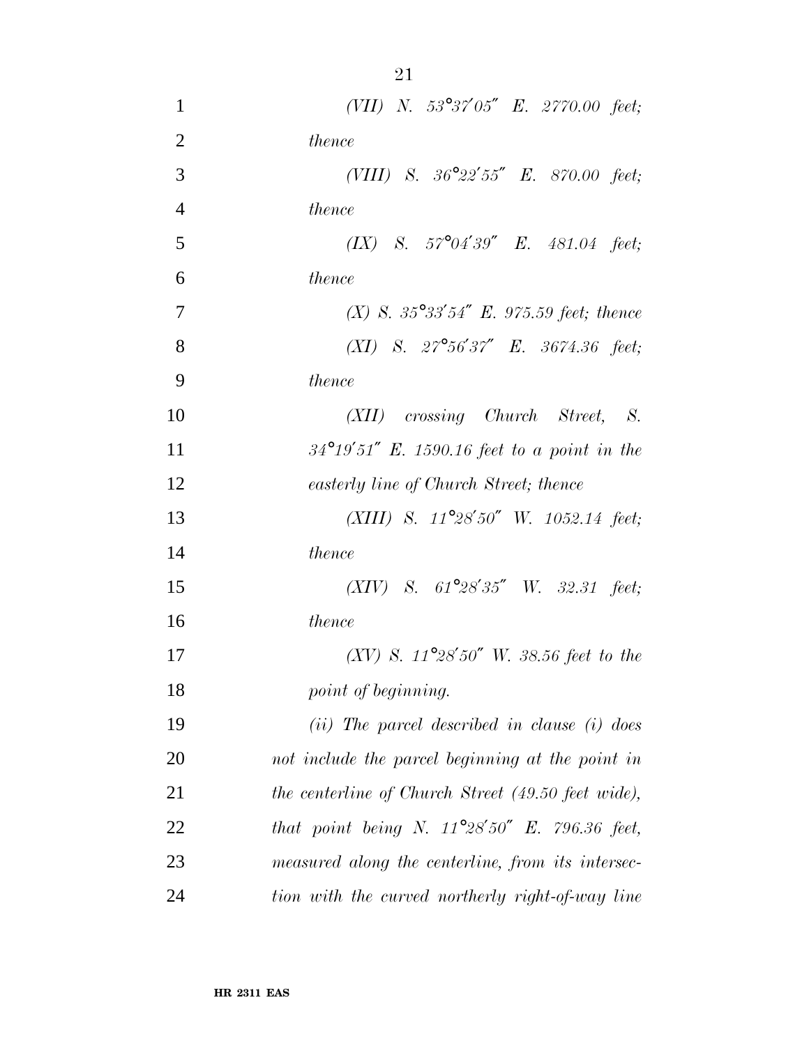*(VII) N. 53°37′05″ E. 2770.00 feet; thence*

*(VIII) S. 36°22′55″ E. 870.00 feet; thence*

*(IX) S. 57°04′39″ E. 481.04 feet; thence*

*(X) S. 35°33′54″ E. 975.59 feet; thence*

*(XI) S. 27°56′37″ E. 3674.36 feet; thence*

*(XII) crossing Church Street, S. 34°19′51″ E. 1590.16 feet to a point in the easterly line of Church Street; thence*

*(XIII) S. 11°28′50″ W. 1052.14 feet; thence*

*(XIV) S. 61°28′35″ W. 32.31 feet; thence*

*(XV) S. 11°28′50″ W. 38.56 feet to the point of beginning.*

*(ii) The parcel described in clause (i) does not include the parcel beginning at the point in the centerline of Church Street (49.50 feet wide), that point being N. 11°28′50″ E. 796.36 feet, measured along the centerline, from its intersection with the curved northerly right-of-way line*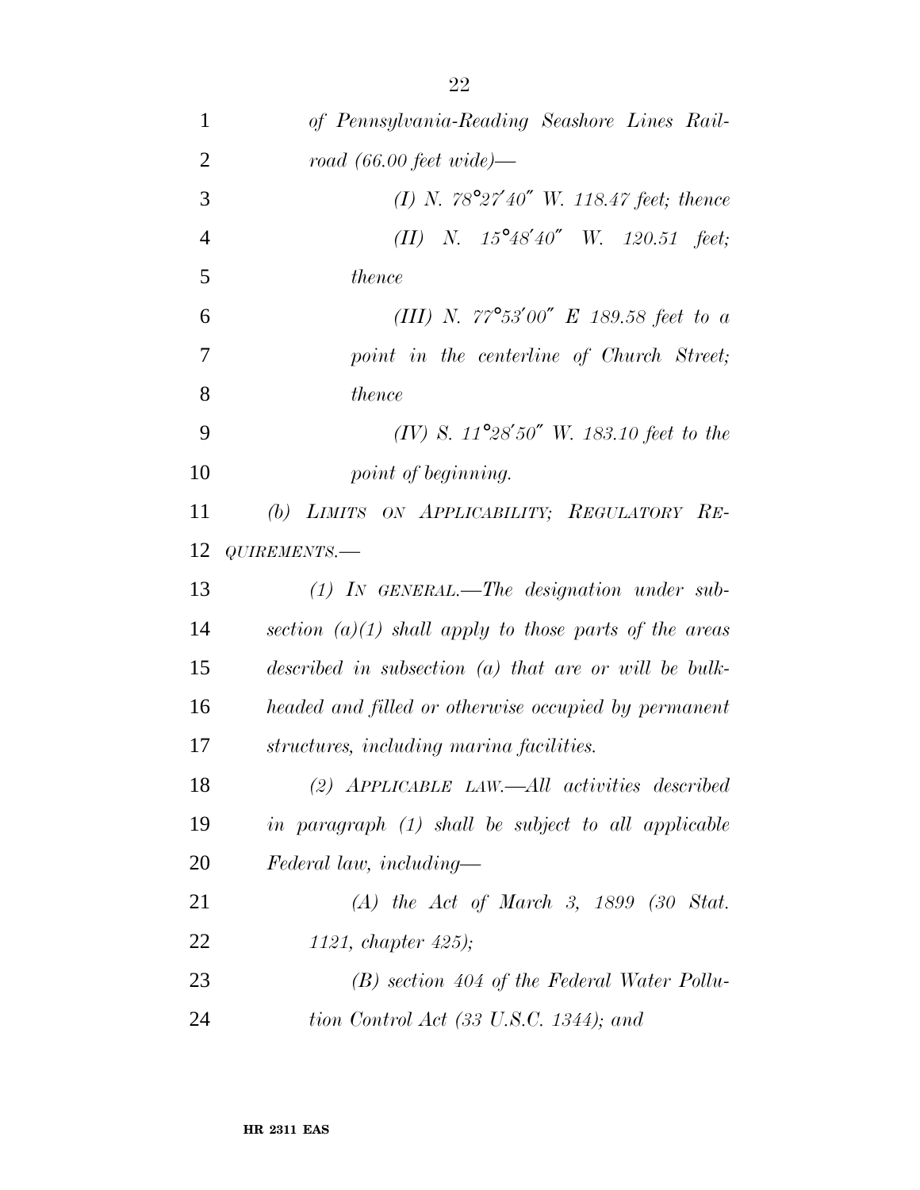*of Pennsylvania-Reading Seashore Lines Railroad (66.00 feet wide)—*

*(I) N. 78°27′40″ W. 118.47 feet; thence*

*(II) N. 15°48′40″ W. 120.51 feet; thence*

*(III) N. 77°53′00″ E 189.58 feet to a point in the centerline of Church Street; thence*

*(IV) S. 11°28′50″ W. 183.10 feet to the point of beginning.*

*(b) LIMITS ON APPLICABILITY; REGULATORY REQUIREMENTS.—*

*(1) IN GENERAL.—The designation under subsection (a)(1) shall apply to those parts of the areas described in subsection (a) that are or will be bulkheaded and filled or otherwise occupied by permanent structures, including marina facilities.*

*(2) APPLICABLE LAW.—All activities described in paragraph (1) shall be subject to all applicable Federal law, including—*

*(A) the Act of March 3, 1899 (30 Stat. 1121, chapter 425);*

*(B) section 404 of the Federal Water Pollution Control Act (33 U.S.C. 1344); and*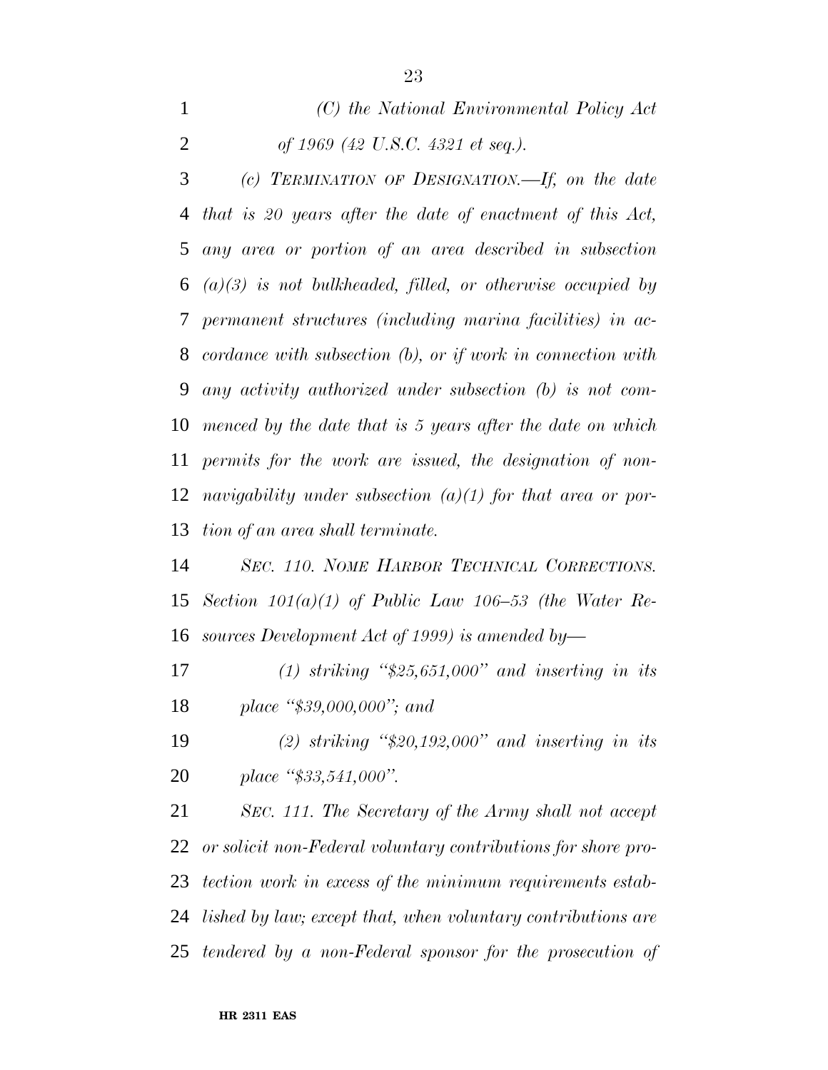*(C) the National Environmental Policy Act of 1969 (42 U.S.C. 4321 et seq.).*

*(c) TERMINATION OF DESIGNATION.—If, on the date that is 20 years after the date of enactment of this Act, any area or portion of an area described in subsection (a)(3) is not bulkheaded, filled, or otherwise occupied by permanent structures (including marina facilities) in accordance with subsection (b), or if work in connection with any activity authorized under subsection (b) is not commenced by the date that is 5 years after the date on which permits for the work are issued, the designation of non-navigability under subsection (a)(1) for that area or portion of an area shall terminate.*

*SEC. 110. NOME HARBOR TECHNICAL CORRECTIONS. Section 101(a)(1) of Public Law 106–53 (the Water Resources Development Act of 1999) is amended by—*

*(1) striking "$25,651,000" and inserting in its place "$39,000,000"; and*

*(2) striking "$20,192,000" and inserting in its place "$33,541,000".*

*SEC. 111. The Secretary of the Army shall not accept or solicit non-Federal voluntary contributions for shore protection work in excess of the minimum requirements established by law; except that, when voluntary contributions are tendered by a non-Federal sponsor for the prosecution of*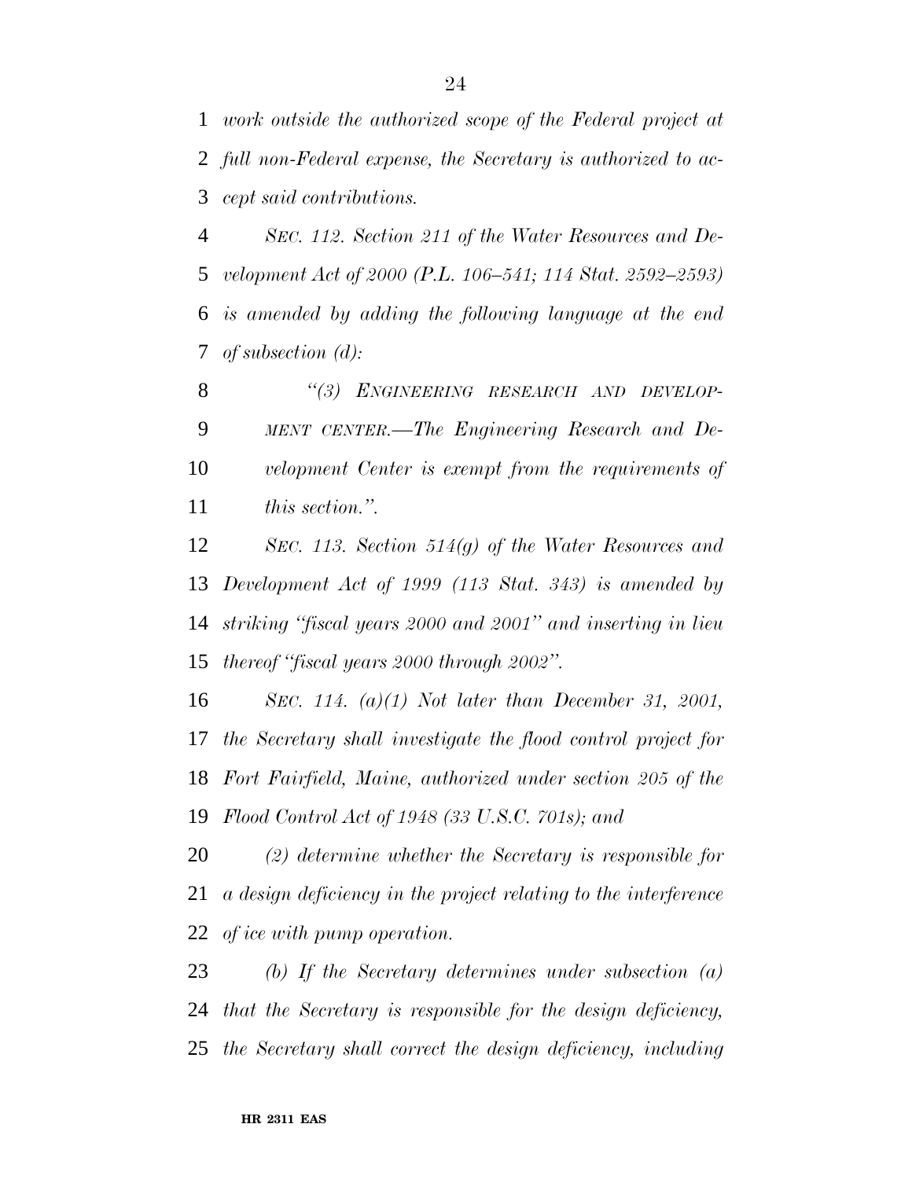*work outside the authorized scope of the Federal project at full non-Federal expense, the Secretary is authorized to accept said contributions.*

*SEC. 112. Section 211 of the Water Resources and Development Act of 2000 (P.L. 106–541; 114 Stat. 2592–2593) is amended by adding the following language at the end of subsection (d):*

*"(3) ENGINEERING RESEARCH AND DEVELOPMENT CENTER.—The Engineering Research and Development Center is exempt from the requirements of this section.".*

*SEC. 113. Section 514(g) of the Water Resources and Development Act of 1999 (113 Stat. 343) is amended by striking "fiscal years 2000 and 2001" and inserting in lieu thereof "fiscal years 2000 through 2002".*

*SEC. 114. (a)(1) Not later than December 31, 2001, the Secretary shall investigate the flood control project for Fort Fairfield, Maine, authorized under section 205 of the Flood Control Act of 1948 (33 U.S.C. 701s); and*

*(2) determine whether the Secretary is responsible for a design deficiency in the project relating to the interference of ice with pump operation.*

*(b) If the Secretary determines under subsection (a) that the Secretary is responsible for the design deficiency, the Secretary shall correct the design deficiency, including*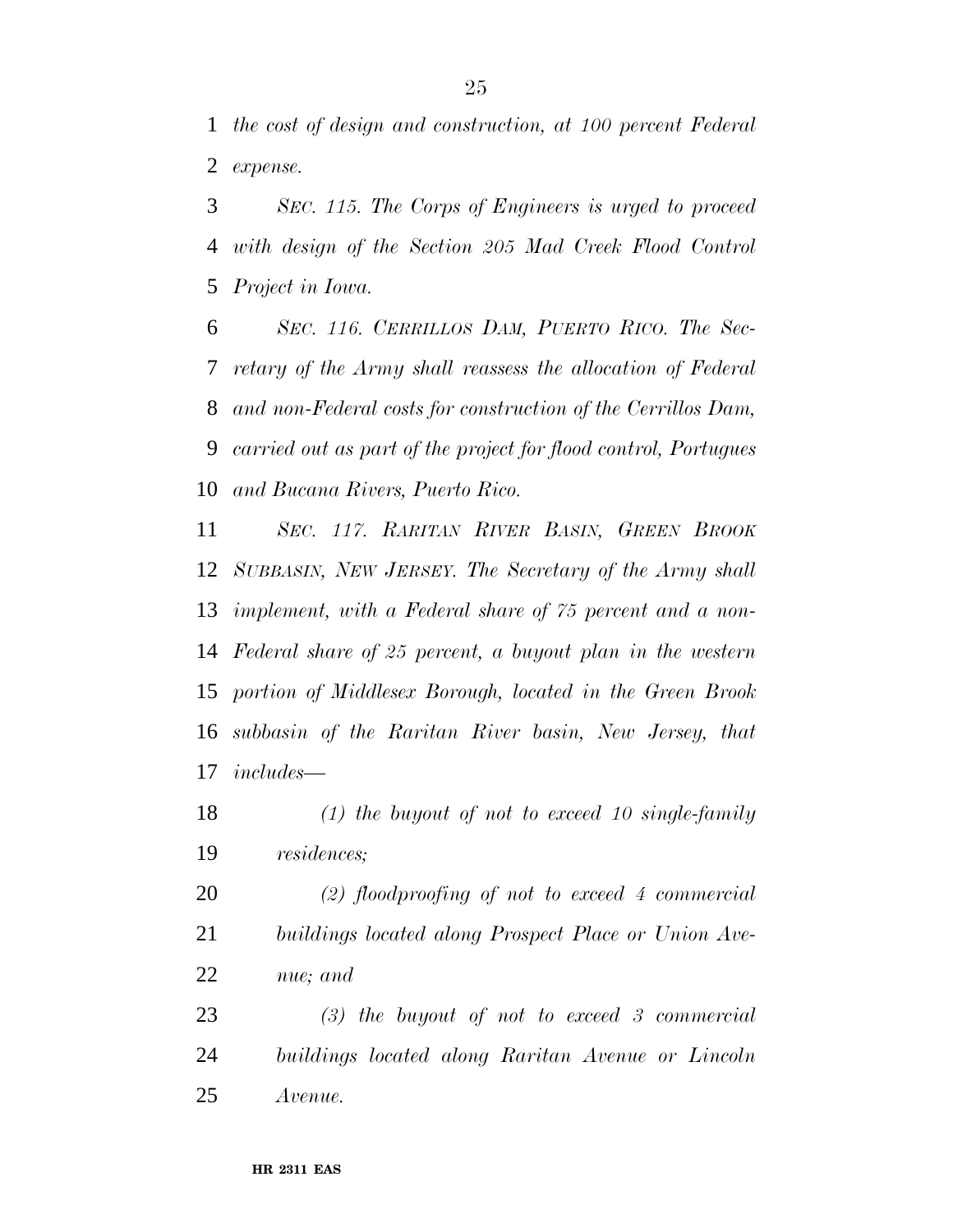*the cost of design and construction, at 100 percent Federal expense.*

*SEC. 115. The Corps of Engineers is urged to proceed with design of the Section 205 Mad Creek Flood Control Project in Iowa.*

*SEC. 116. CERRILLOS DAM, PUERTO RICO. The Secretary of the Army shall reassess the allocation of Federal and non-Federal costs for construction of the Cerrillos Dam, carried out as part of the project for flood control, Portugues and Bucana Rivers, Puerto Rico.*

*SEC. 117. RARITAN RIVER BASIN, GREEN BROOK SUBBASIN, NEW JERSEY. The Secretary of the Army shall implement, with a Federal share of 75 percent and a non-Federal share of 25 percent, a buyout plan in the western portion of Middlesex Borough, located in the Green Brook subbasin of the Raritan River basin, New Jersey, that includes—*

*(1) the buyout of not to exceed 10 single-family residences;*

*(2) floodproofing of not to exceed 4 commercial buildings located along Prospect Place or Union Avenue; and*

*(3) the buyout of not to exceed 3 commercial buildings located along Raritan Avenue or Lincoln Avenue.*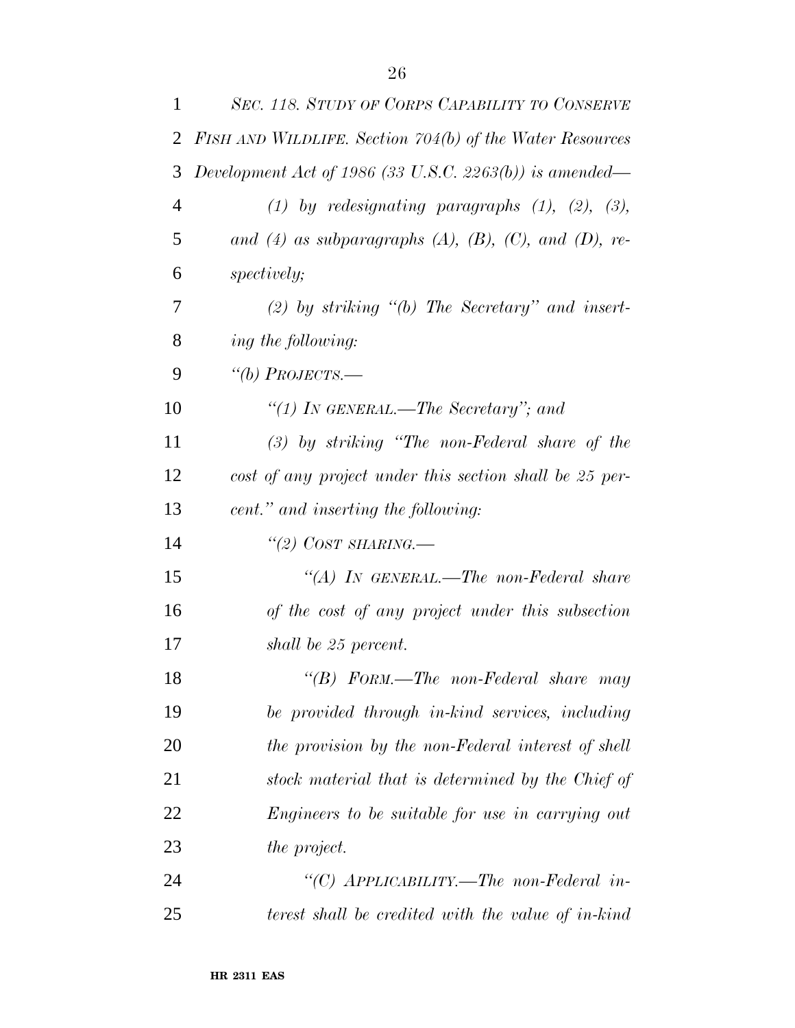*SEC. 118. STUDY OF CORPS CAPABILITY TO CONSERVE FISH AND WILDLIFE. Section 704(b) of the Water Resources Development Act of 1986 (33 U.S.C. 2263(b)) is amended—*

*(1) by redesignating paragraphs (1), (2), (3), and (4) as subparagraphs (A), (B), (C), and (D), respectively;*

*(2) by striking "(b) The Secretary" and inserting the following:*

*"(b) PROJECTS.—*

*"(1) IN GENERAL.—The Secretary"; and*

*(3) by striking "The non-Federal share of the cost of any project under this section shall be 25 percent." and inserting the following:*

*"(2) COST SHARING.—*

*"(A) IN GENERAL.—The non-Federal share of the cost of any project under this subsection shall be 25 percent.*

*"(B) FORM.—The non-Federal share may be provided through in-kind services, including the provision by the non-Federal interest of shell stock material that is determined by the Chief of Engineers to be suitable for use in carrying out the project.*

*"(C) APPLICABILITY.—The non-Federal interest shall be credited with the value of in-kind*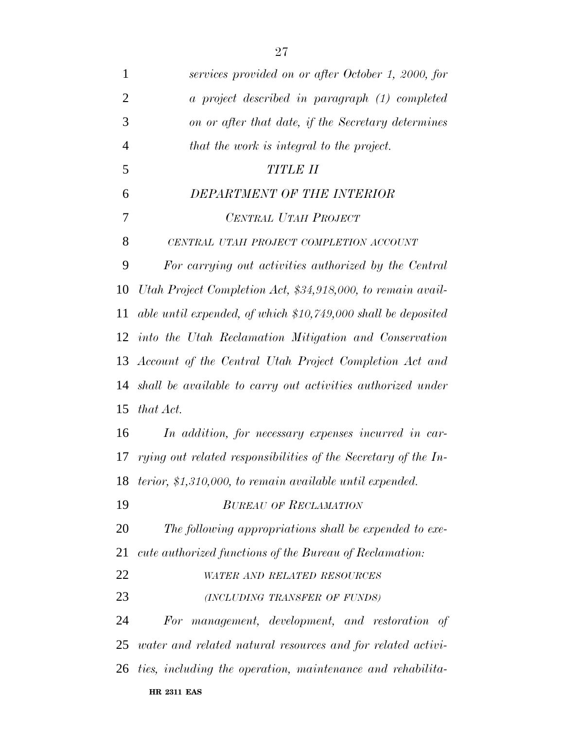*services provided on or after October 1, 2000, for a project described in paragraph (1) completed on or after that date, if the Secretary determines that the work is integral to the project.*

## *TITLE II*

## *DEPARTMENT OF THE INTERIOR*

### *CENTRAL UTAH PROJECT*

#### *CENTRAL UTAH PROJECT COMPLETION ACCOUNT*

*For carrying out activities authorized by the Central Utah Project Completion Act, $34,918,000, to remain available until expended, of which $10,749,000 shall be deposited into the Utah Reclamation Mitigation and Conservation Account of the Central Utah Project Completion Act and shall be available to carry out activities authorized under that Act.*

*In addition, for necessary expenses incurred in carrying out related responsibilities of the Secretary of the Interior, $1,310,000, to remain available until expended.*

### *BUREAU OF RECLAMATION*

*The following appropriations shall be expended to execute authorized functions of the Bureau of Reclamation:*

#### *WATER AND RELATED RESOURCES*

#### *(INCLUDING TRANSFER OF FUNDS)*

*For management, development, and restoration of water and related natural resources and for related activities, including the operation, maintenance and rehabilita-*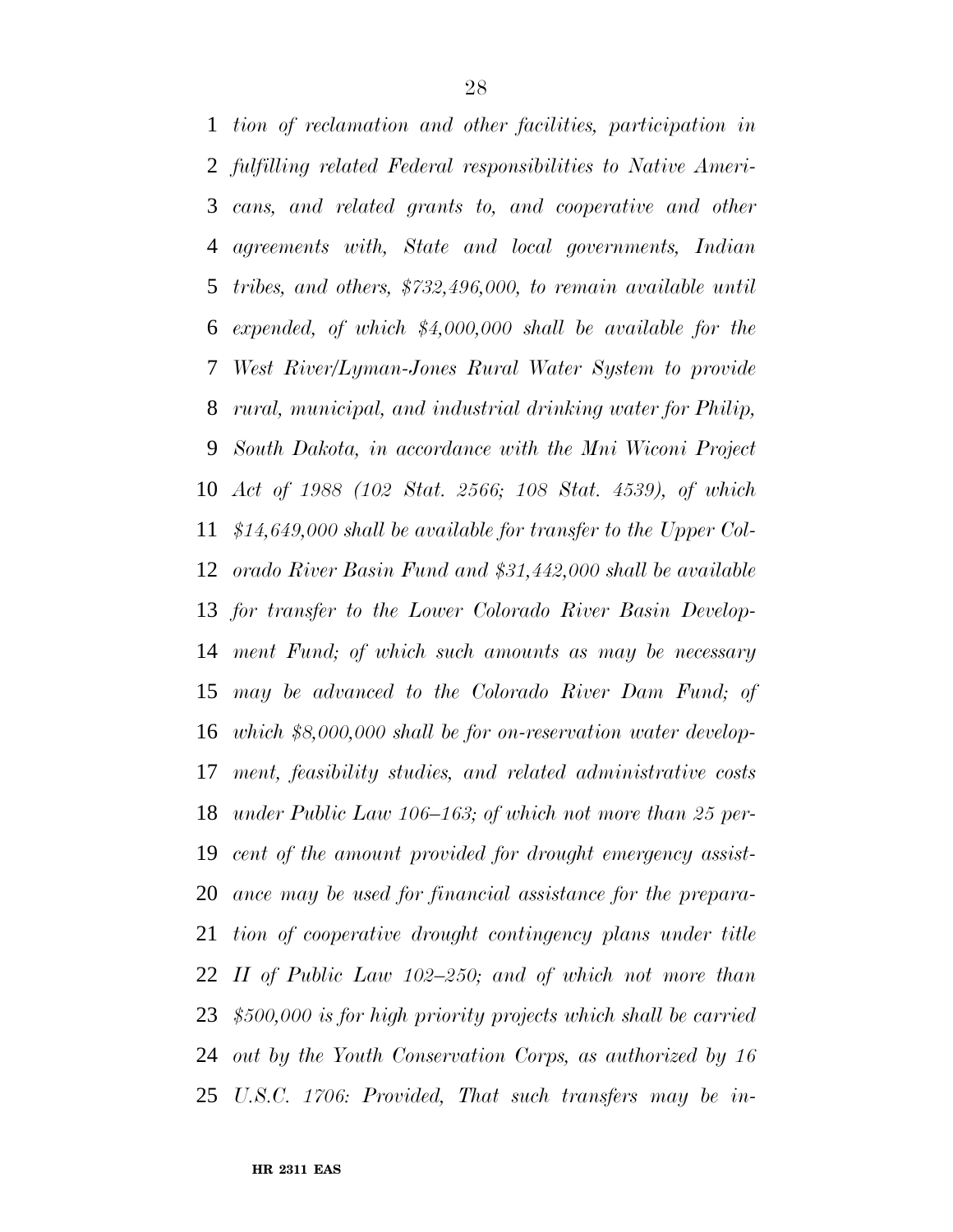*tion of reclamation and other facilities, participation in fulfilling related Federal responsibilities to Native Americans, and related grants to, and cooperative and other agreements with, State and local governments, Indian tribes, and others, $732,496,000, to remain available until expended, of which $4,000,000 shall be available for the West River/Lyman-Jones Rural Water System to provide rural, municipal, and industrial drinking water for Philip, South Dakota, in accordance with the Mni Wiconi Project Act of 1988 (102 Stat. 2566; 108 Stat. 4539), of which $14,649,000 shall be available for transfer to the Upper Colorado River Basin Fund and $31,442,000 shall be available for transfer to the Lower Colorado River Basin Development Fund; of which such amounts as may be necessary may be advanced to the Colorado River Dam Fund; of which $8,000,000 shall be for on-reservation water development, feasibility studies, and related administrative costs under Public Law 106–163; of which not more than 25 percent of the amount provided for drought emergency assistance may be used for financial assistance for the preparation of cooperative drought contingency plans under title II of Public Law 102–250; and of which not more than $500,000 is for high priority projects which shall be carried out by the Youth Conservation Corps, as authorized by 16 U.S.C. 1706: Provided, That such transfers may be in-*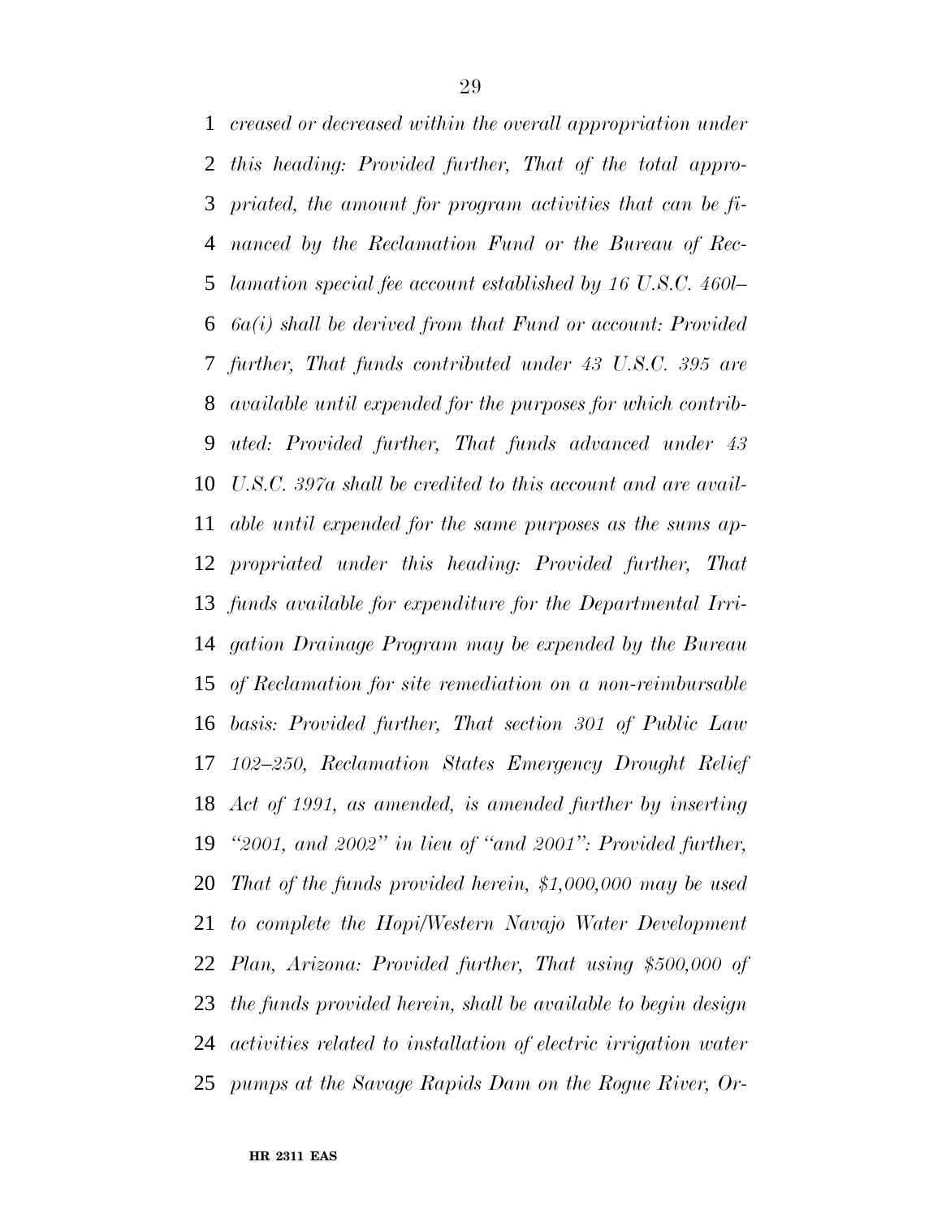*creased or decreased within the overall appropriation under this heading: Provided further, That of the total appropriated, the amount for program activities that can be financed by the Reclamation Fund or the Bureau of Reclamation special fee account established by 16 U.S.C. 460l–6a(i) shall be derived from that Fund or account: Provided further, That funds contributed under 43 U.S.C. 395 are available until expended for the purposes for which contributed: Provided further, That funds advanced under 43 U.S.C. 397a shall be credited to this account and are available until expended for the same purposes as the sums appropriated under this heading: Provided further, That funds available for expenditure for the Departmental Irrigation Drainage Program may be expended by the Bureau of Reclamation for site remediation on a non-reimbursable basis: Provided further, That section 301 of Public Law 102–250, Reclamation States Emergency Drought Relief Act of 1991, as amended, is amended further by inserting "2001, and 2002" in lieu of "and 2001": Provided further, That of the funds provided herein, $1,000,000 may be used to complete the Hopi/Western Navajo Water Development Plan, Arizona: Provided further, That using $500,000 of the funds provided herein, shall be available to begin design activities related to installation of electric irrigation water pumps at the Savage Rapids Dam on the Rogue River, Or-*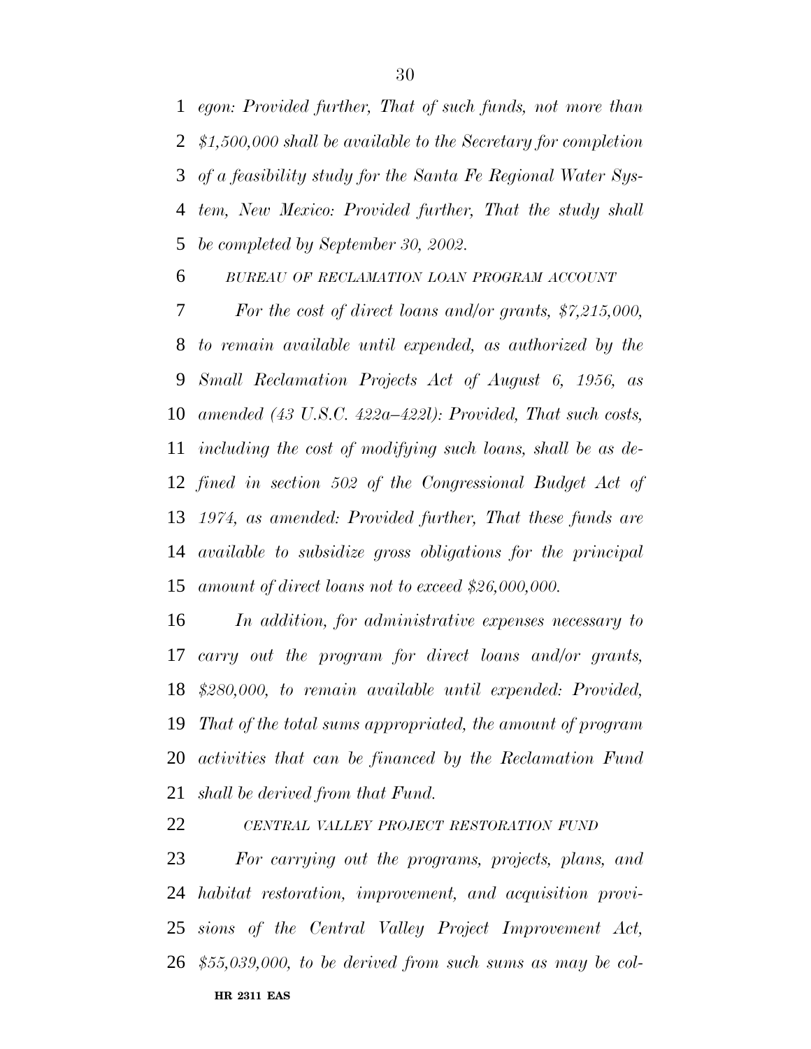*egon: Provided further, That of such funds, not more than $1,500,000 shall be available to the Secretary for completion of a feasibility study for the Santa Fe Regional Water System, New Mexico: Provided further, That the study shall be completed by September 30, 2002.*

*BUREAU OF RECLAMATION LOAN PROGRAM ACCOUNT*

*For the cost of direct loans and/or grants, $7,215,000, to remain available until expended, as authorized by the Small Reclamation Projects Act of August 6, 1956, as amended (43 U.S.C. 422a–422l): Provided, That such costs, including the cost of modifying such loans, shall be as defined in section 502 of the Congressional Budget Act of 1974, as amended: Provided further, That these funds are available to subsidize gross obligations for the principal amount of direct loans not to exceed $26,000,000.*

*In addition, for administrative expenses necessary to carry out the program for direct loans and/or grants, $280,000, to remain available until expended: Provided, That of the total sums appropriated, the amount of program activities that can be financed by the Reclamation Fund shall be derived from that Fund.*

*CENTRAL VALLEY PROJECT RESTORATION FUND*

*For carrying out the programs, projects, plans, and habitat restoration, improvement, and acquisition provisions of the Central Valley Project Improvement Act, $55,039,000, to be derived from such sums as may be col-*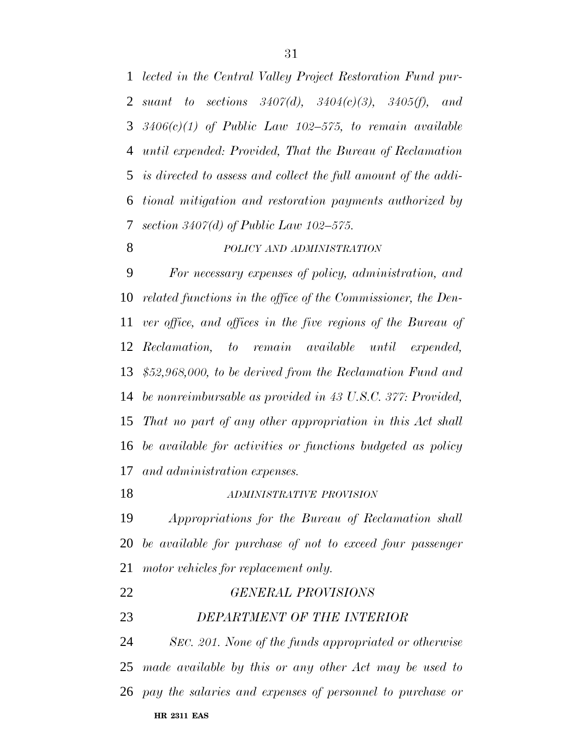*lected in the Central Valley Project Restoration Fund pursuant to sections 3407(d), 3404(c)(3), 3405(f), and 3406(c)(1) of Public Law 102–575, to remain available until expended: Provided, That the Bureau of Reclamation is directed to assess and collect the full amount of the additional mitigation and restoration payments authorized by section 3407(d) of Public Law 102–575.*

*POLICY AND ADMINISTRATION*

*For necessary expenses of policy, administration, and related functions in the office of the Commissioner, the Denver office, and offices in the five regions of the Bureau of Reclamation, to remain available until expended, $52,968,000, to be derived from the Reclamation Fund and be nonreimbursable as provided in 43 U.S.C. 377: Provided, That no part of any other appropriation in this Act shall be available for activities or functions budgeted as policy and administration expenses.*

*ADMINISTRATIVE PROVISION*

*Appropriations for the Bureau of Reclamation shall be available for purchase of not to exceed four passenger motor vehicles for replacement only.*

*GENERAL PROVISIONS*

*DEPARTMENT OF THE INTERIOR*

*SEC. 201. None of the funds appropriated or otherwise made available by this or any other Act may be used to pay the salaries and expenses of personnel to purchase or*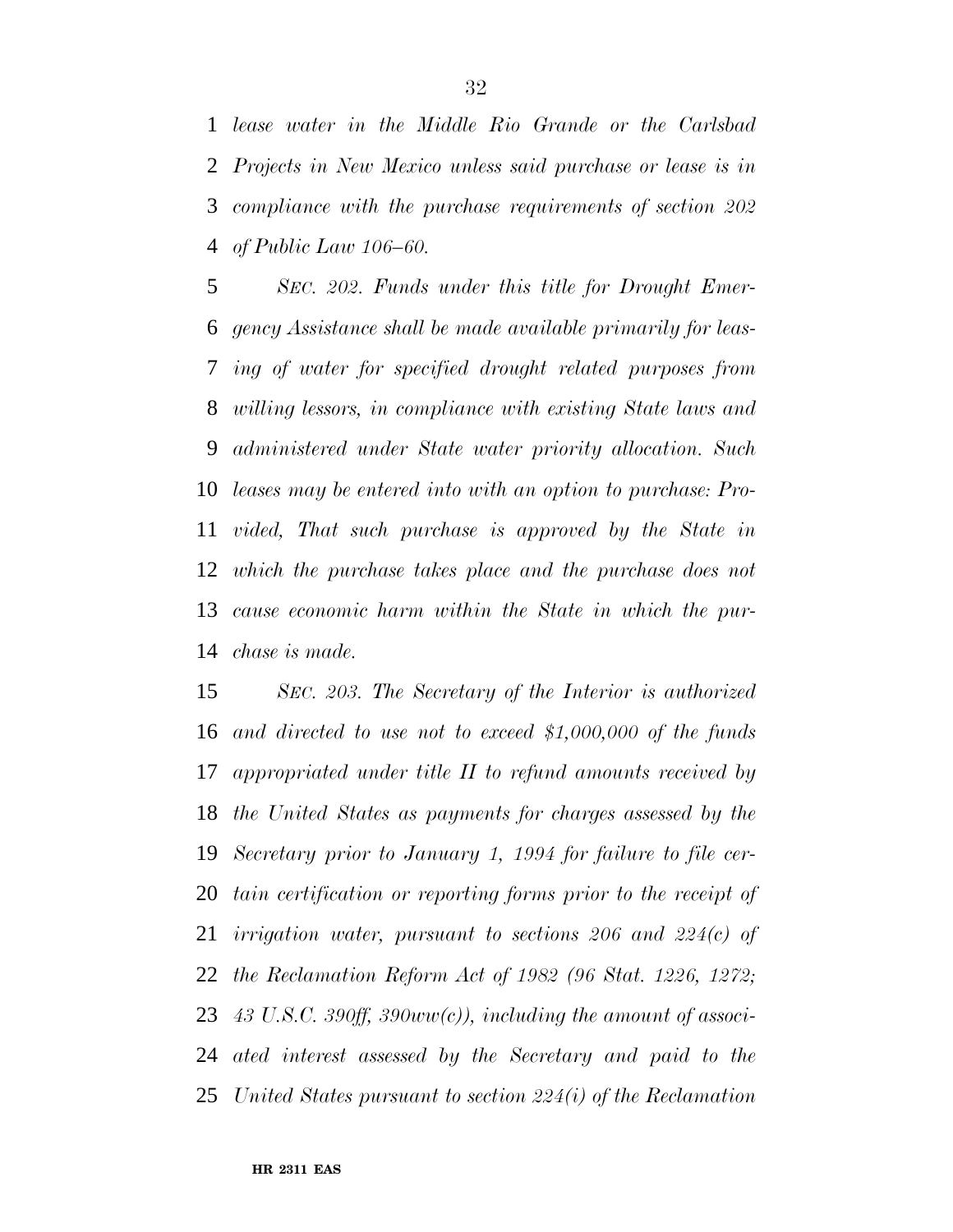*lease water in the Middle Rio Grande or the Carlsbad Projects in New Mexico unless said purchase or lease is in compliance with the purchase requirements of section 202 of Public Law 106–60.*

*SEC. 202. Funds under this title for Drought Emergency Assistance shall be made available primarily for leasing of water for specified drought related purposes from willing lessors, in compliance with existing State laws and administered under State water priority allocation. Such leases may be entered into with an option to purchase: Provided, That such purchase is approved by the State in which the purchase takes place and the purchase does not cause economic harm within the State in which the purchase is made.*

*SEC. 203. The Secretary of the Interior is authorized and directed to use not to exceed $1,000,000 of the funds appropriated under title II to refund amounts received by the United States as payments for charges assessed by the Secretary prior to January 1, 1994 for failure to file certain certification or reporting forms prior to the receipt of irrigation water, pursuant to sections 206 and 224(c) of the Reclamation Reform Act of 1982 (96 Stat. 1226, 1272; 43 U.S.C. 390ff, 390ww(c)), including the amount of associated interest assessed by the Secretary and paid to the United States pursuant to section 224(i) of the Reclamation*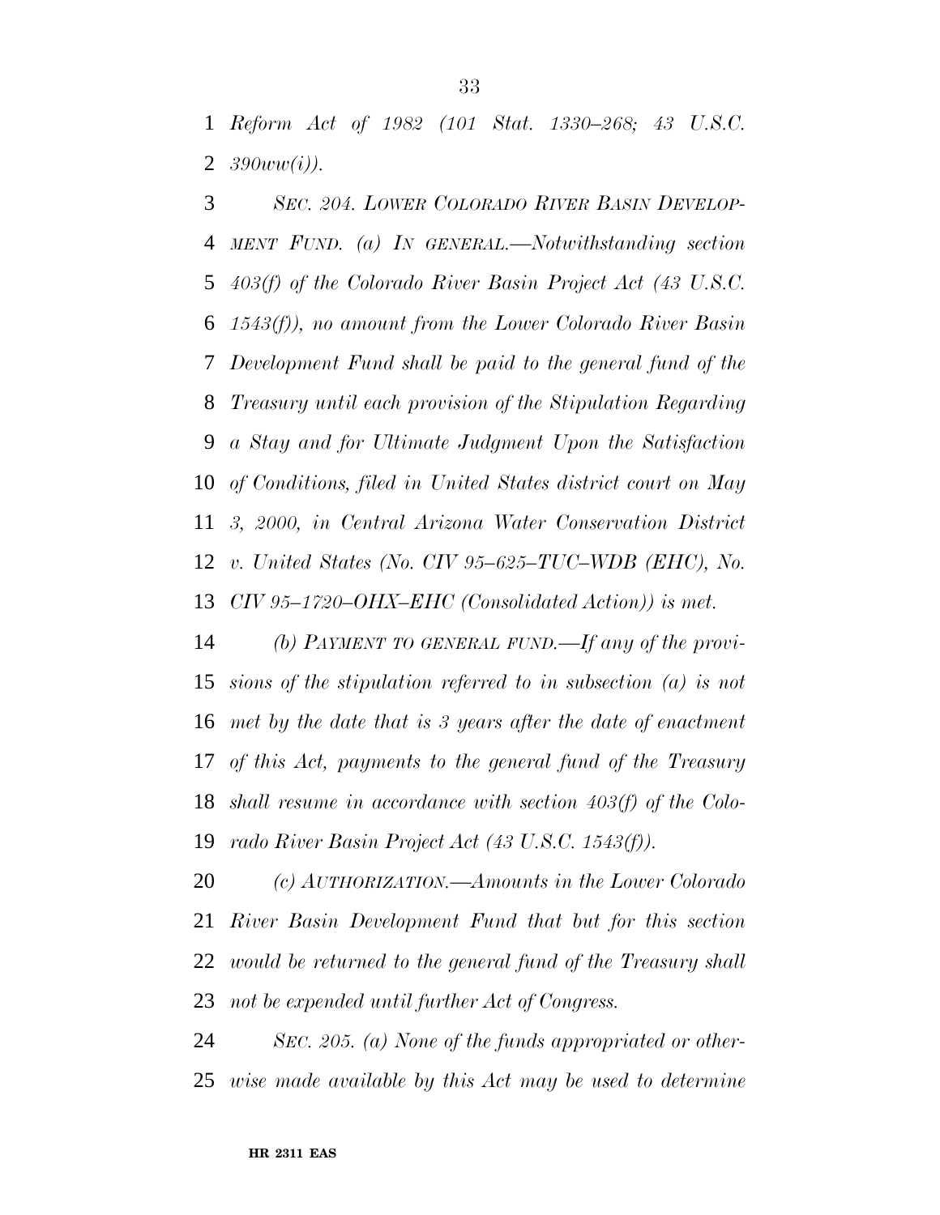*Reform Act of 1982 (101 Stat. 1330–268; 43 U.S.C. 390ww(i)).*

*SEC. 204. LOWER COLORADO RIVER BASIN DEVELOPMENT FUND. (a) IN GENERAL.—Notwithstanding section 403(f) of the Colorado River Basin Project Act (43 U.S.C. 1543(f)), no amount from the Lower Colorado River Basin Development Fund shall be paid to the general fund of the Treasury until each provision of the Stipulation Regarding a Stay and for Ultimate Judgment Upon the Satisfaction of Conditions, filed in United States district court on May 3, 2000, in Central Arizona Water Conservation District v. United States (No. CIV 95–625–TUC–WDB (EHC), No. CIV 95–1720–OHX–EHC (Consolidated Action)) is met.*

*(b) PAYMENT TO GENERAL FUND.—If any of the provisions of the stipulation referred to in subsection (a) is not met by the date that is 3 years after the date of enactment of this Act, payments to the general fund of the Treasury shall resume in accordance with section 403(f) of the Colorado River Basin Project Act (43 U.S.C. 1543(f)).*

*(c) AUTHORIZATION.—Amounts in the Lower Colorado River Basin Development Fund that but for this section would be returned to the general fund of the Treasury shall not be expended until further Act of Congress.*

*SEC. 205. (a) None of the funds appropriated or otherwise made available by this Act may be used to determine*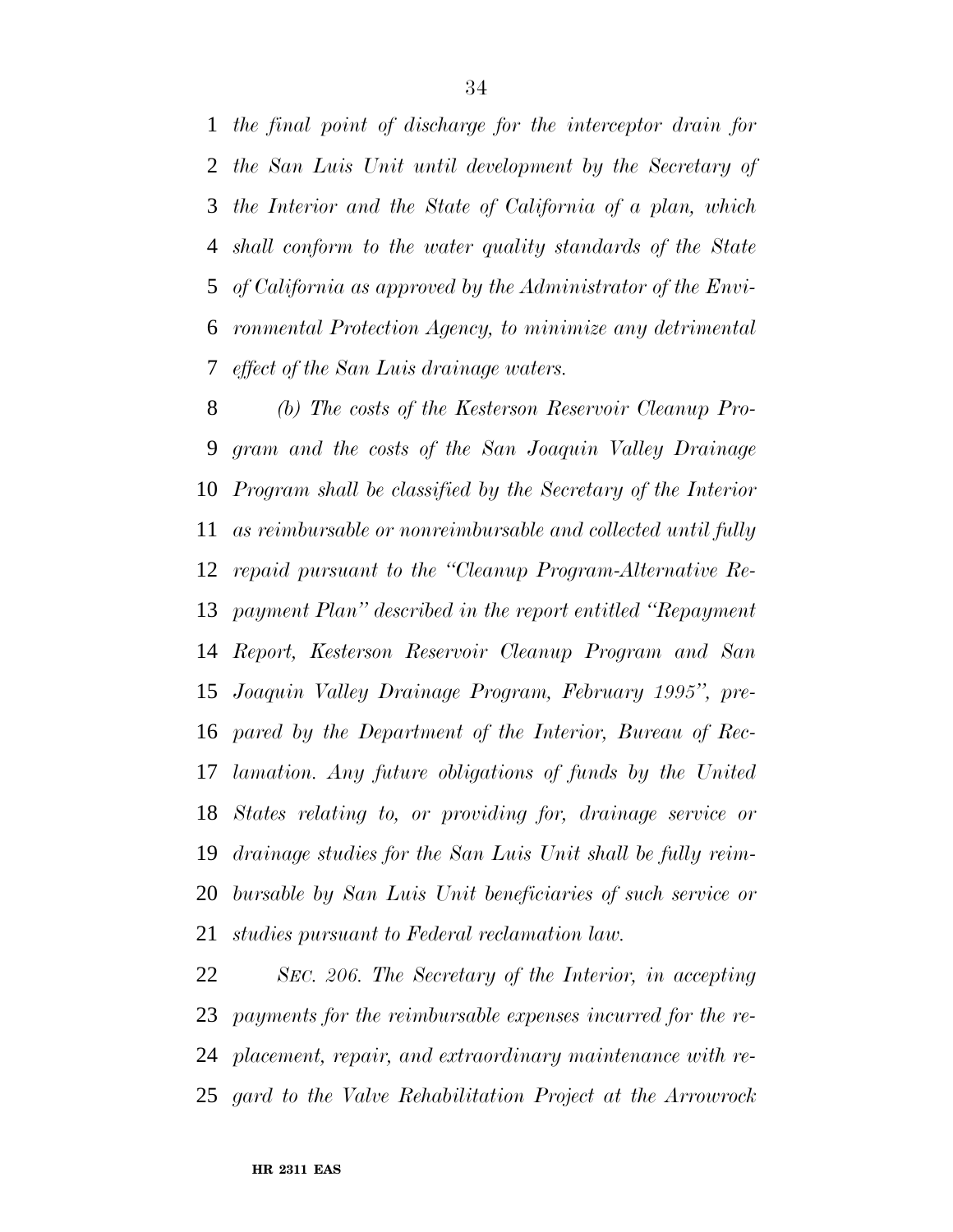*the final point of discharge for the interceptor drain for the San Luis Unit until development by the Secretary of the Interior and the State of California of a plan, which shall conform to the water quality standards of the State of California as approved by the Administrator of the Environmental Protection Agency, to minimize any detrimental effect of the San Luis drainage waters.*

*(b) The costs of the Kesterson Reservoir Cleanup Program and the costs of the San Joaquin Valley Drainage Program shall be classified by the Secretary of the Interior as reimbursable or nonreimbursable and collected until fully repaid pursuant to the "Cleanup Program-Alternative Repayment Plan" described in the report entitled "Repayment Report, Kesterson Reservoir Cleanup Program and San Joaquin Valley Drainage Program, February 1995", prepared by the Department of the Interior, Bureau of Reclamation. Any future obligations of funds by the United States relating to, or providing for, drainage service or drainage studies for the San Luis Unit shall be fully reimbursable by San Luis Unit beneficiaries of such service or studies pursuant to Federal reclamation law.*

*SEC. 206. The Secretary of the Interior, in accepting payments for the reimbursable expenses incurred for the replacement, repair, and extraordinary maintenance with regard to the Valve Rehabilitation Project at the Arrowrock*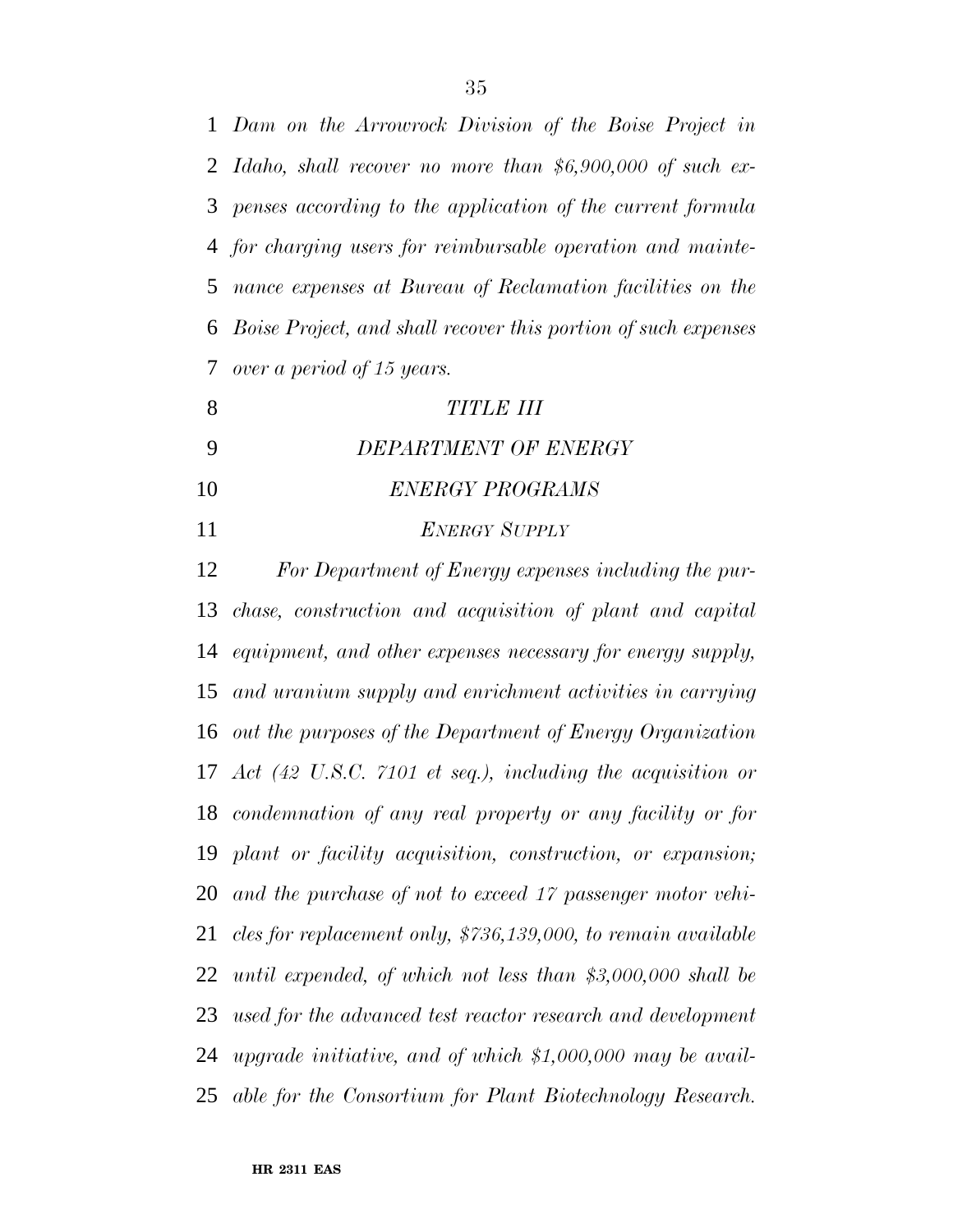*Dam on the Arrowrock Division of the Boise Project in Idaho, shall recover no more than $6,900,000 of such expenses according to the application of the current formula for charging users for reimbursable operation and maintenance expenses at Bureau of Reclamation facilities on the Boise Project, and shall recover this portion of such expenses over a period of 15 years.*

# *TITLE III*

# *DEPARTMENT OF ENERGY*

## *ENERGY PROGRAMS*

### *ENERGY SUPPLY*

*For Department of Energy expenses including the purchase, construction and acquisition of plant and capital equipment, and other expenses necessary for energy supply, and uranium supply and enrichment activities in carrying out the purposes of the Department of Energy Organization Act (42 U.S.C. 7101 et seq.), including the acquisition or condemnation of any real property or any facility or for plant or facility acquisition, construction, or expansion; and the purchase of not to exceed 17 passenger motor vehicles for replacement only, $736,139,000, to remain available until expended, of which not less than $3,000,000 shall be used for the advanced test reactor research and development upgrade initiative, and of which $1,000,000 may be available for the Consortium for Plant Biotechnology Research.*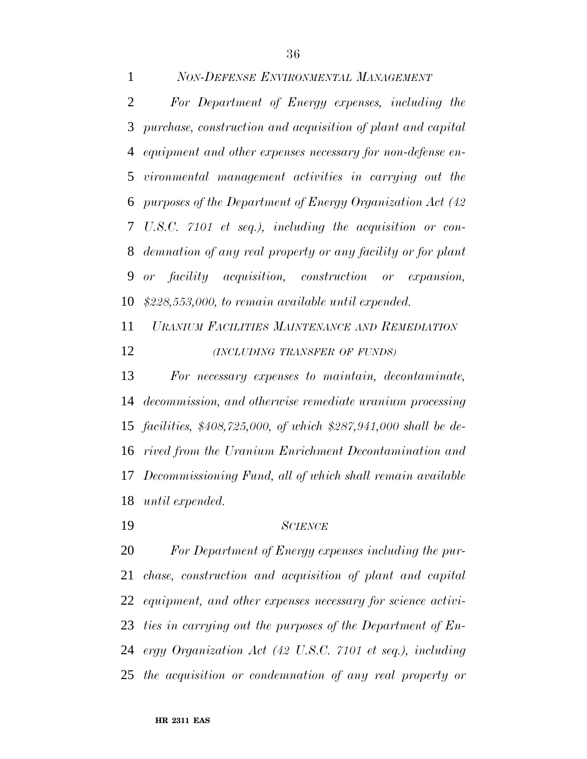*NON-DEFENSE ENVIRONMENTAL MANAGEMENT*

*For Department of Energy expenses, including the purchase, construction and acquisition of plant and capital equipment and other expenses necessary for non-defense environmental management activities in carrying out the purposes of the Department of Energy Organization Act (42 U.S.C. 7101 et seq.), including the acquisition or condemnation of any real property or any facility or for plant or facility acquisition, construction or expansion, $228,553,000, to remain available until expended.*

*URANIUM FACILITIES MAINTENANCE AND REMEDIATION*

*(INCLUDING TRANSFER OF FUNDS)*

*For necessary expenses to maintain, decontaminate, decommission, and otherwise remediate uranium processing facilities, $408,725,000, of which $287,941,000 shall be derived from the Uranium Enrichment Decontamination and Decommissioning Fund, all of which shall remain available until expended.*

*SCIENCE*

*For Department of Energy expenses including the purchase, construction and acquisition of plant and capital equipment, and other expenses necessary for science activities in carrying out the purposes of the Department of Energy Organization Act (42 U.S.C. 7101 et seq.), including the acquisition or condemnation of any real property or*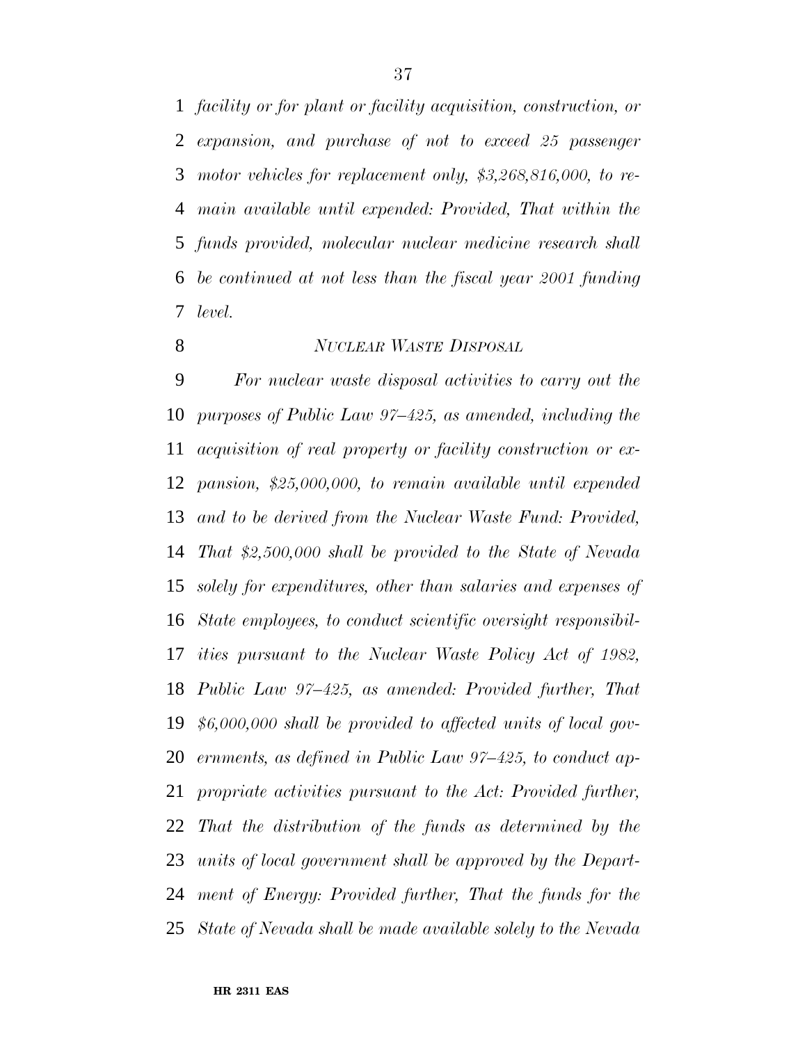*facility or for plant or facility acquisition, construction, or expansion, and purchase of not to exceed 25 passenger motor vehicles for replacement only, $3,268,816,000, to remain available until expended: Provided, That within the funds provided, molecular nuclear medicine research shall be continued at not less than the fiscal year 2001 funding level.*

*NUCLEAR WASTE DISPOSAL*

*For nuclear waste disposal activities to carry out the purposes of Public Law 97–425, as amended, including the acquisition of real property or facility construction or expansion, $25,000,000, to remain available until expended and to be derived from the Nuclear Waste Fund: Provided, That $2,500,000 shall be provided to the State of Nevada solely for expenditures, other than salaries and expenses of State employees, to conduct scientific oversight responsibilities pursuant to the Nuclear Waste Policy Act of 1982, Public Law 97–425, as amended: Provided further, That $6,000,000 shall be provided to affected units of local governments, as defined in Public Law 97–425, to conduct appropriate activities pursuant to the Act: Provided further, That the distribution of the funds as determined by the units of local government shall be approved by the Department of Energy: Provided further, That the funds for the State of Nevada shall be made available solely to the Nevada*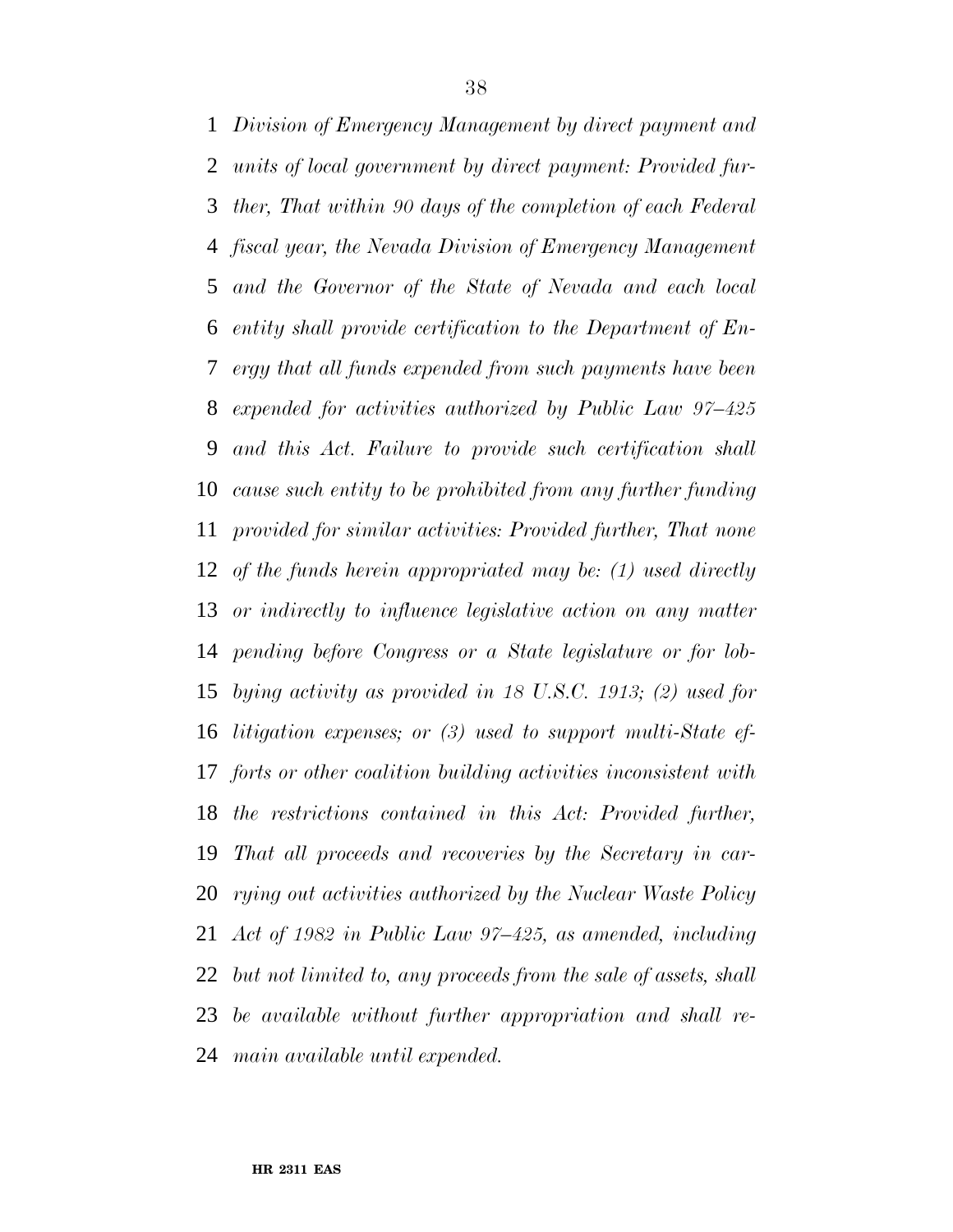*Division of Emergency Management by direct payment and units of local government by direct payment: Provided further, That within 90 days of the completion of each Federal fiscal year, the Nevada Division of Emergency Management and the Governor of the State of Nevada and each local entity shall provide certification to the Department of Energy that all funds expended from such payments have been expended for activities authorized by Public Law 97–425 and this Act. Failure to provide such certification shall cause such entity to be prohibited from any further funding provided for similar activities: Provided further, That none of the funds herein appropriated may be: (1) used directly or indirectly to influence legislative action on any matter pending before Congress or a State legislature or for lobbying activity as provided in 18 U.S.C. 1913; (2) used for litigation expenses; or (3) used to support multi-State efforts or other coalition building activities inconsistent with the restrictions contained in this Act: Provided further, That all proceeds and recoveries by the Secretary in carrying out activities authorized by the Nuclear Waste Policy Act of 1982 in Public Law 97–425, as amended, including but not limited to, any proceeds from the sale of assets, shall be available without further appropriation and shall remain available until expended.*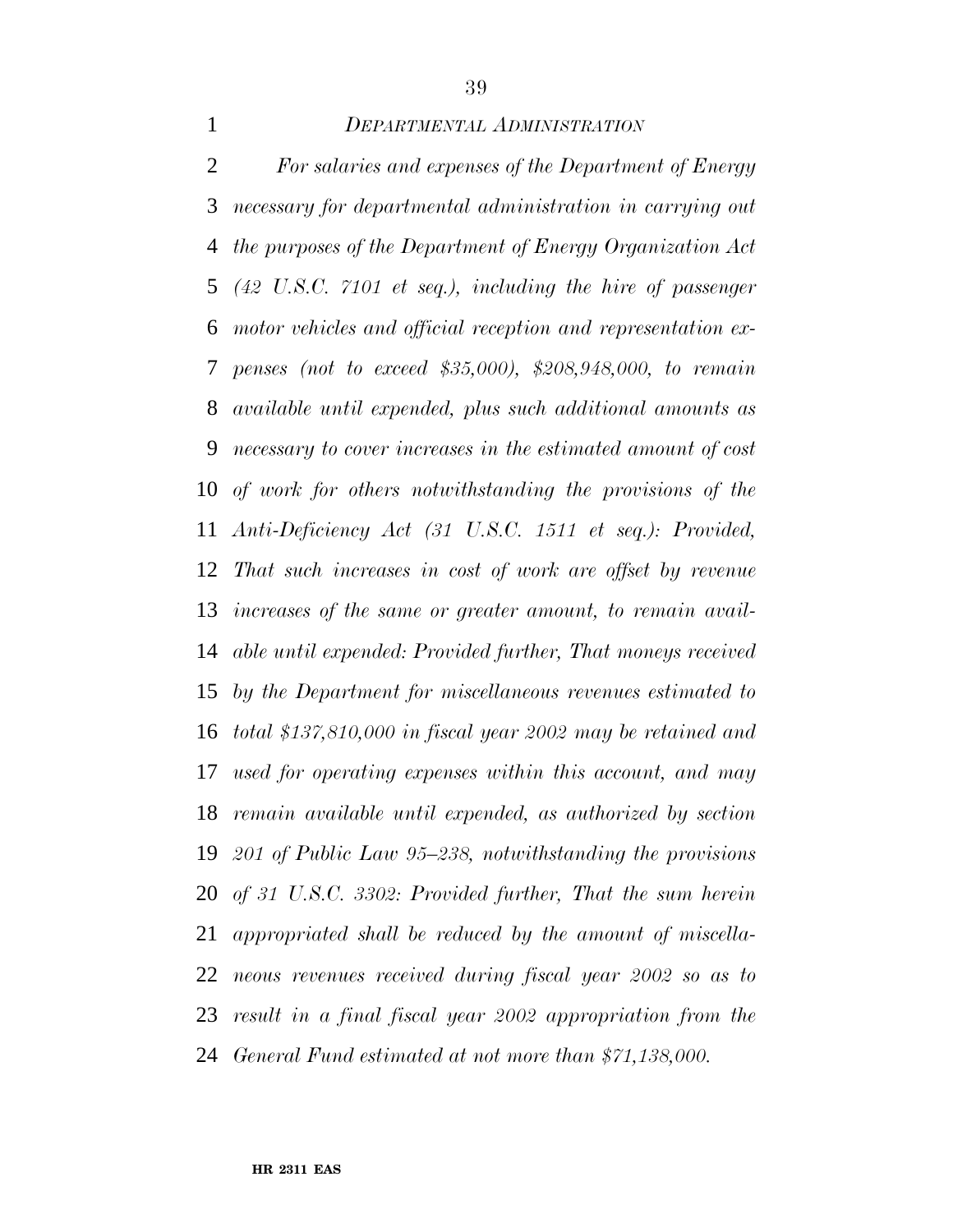*DEPARTMENTAL ADMINISTRATION*

*For salaries and expenses of the Department of Energy necessary for departmental administration in carrying out the purposes of the Department of Energy Organization Act (42 U.S.C. 7101 et seq.), including the hire of passenger motor vehicles and official reception and representation expenses (not to exceed $35,000), $208,948,000, to remain available until expended, plus such additional amounts as necessary to cover increases in the estimated amount of cost of work for others notwithstanding the provisions of the Anti-Deficiency Act (31 U.S.C. 1511 et seq.): Provided, That such increases in cost of work are offset by revenue increases of the same or greater amount, to remain available until expended: Provided further, That moneys received by the Department for miscellaneous revenues estimated to total $137,810,000 in fiscal year 2002 may be retained and used for operating expenses within this account, and may remain available until expended, as authorized by section 201 of Public Law 95–238, notwithstanding the provisions of 31 U.S.C. 3302: Provided further, That the sum herein appropriated shall be reduced by the amount of miscellaneous revenues received during fiscal year 2002 so as to result in a final fiscal year 2002 appropriation from the General Fund estimated at not more than $71,138,000.*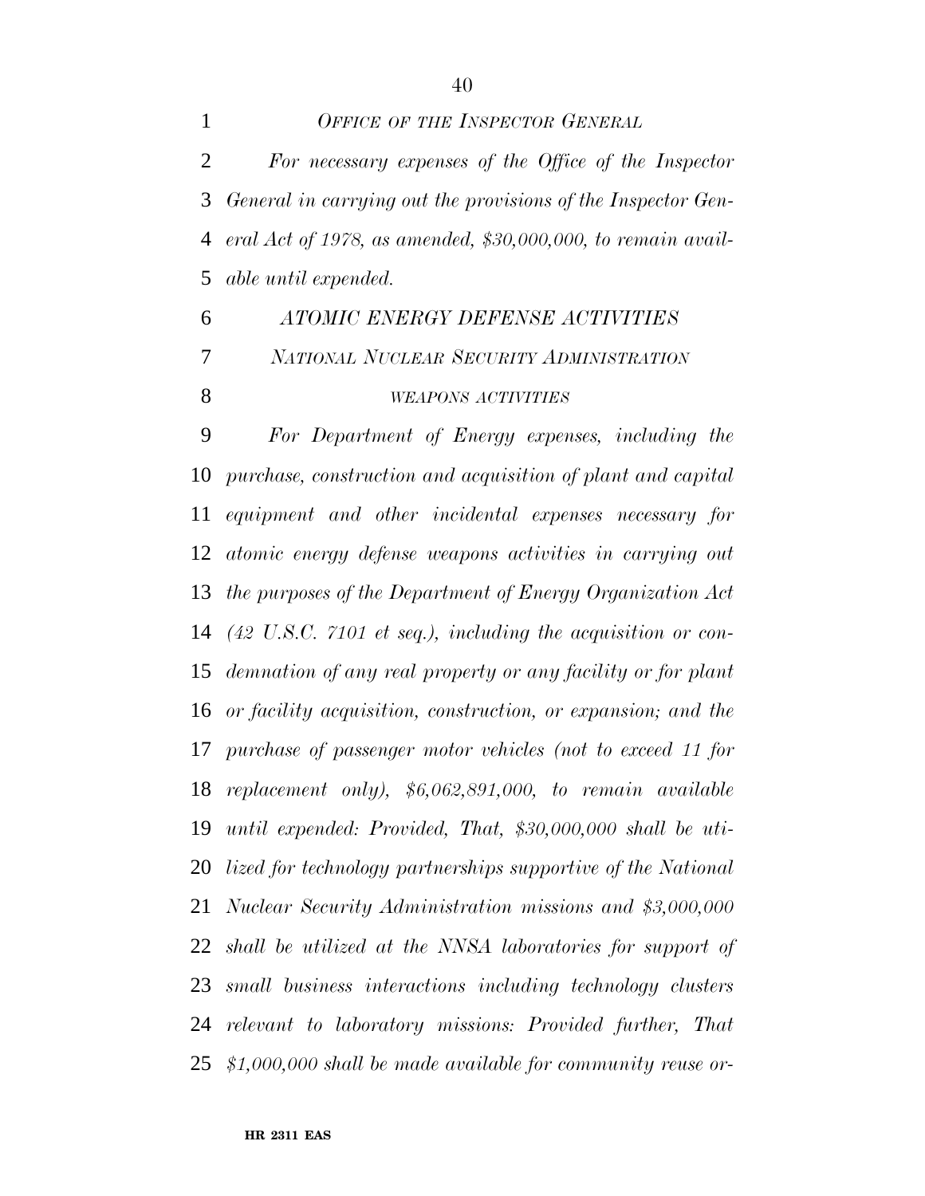*OFFICE OF THE INSPECTOR GENERAL*

*For necessary expenses of the Office of the Inspector General in carrying out the provisions of the Inspector General Act of 1978, as amended, $30,000,000, to remain available until expended.*

*ATOMIC ENERGY DEFENSE ACTIVITIES*

*NATIONAL NUCLEAR SECURITY ADMINISTRATION*

*WEAPONS ACTIVITIES*

*For Department of Energy expenses, including the purchase, construction and acquisition of plant and capital equipment and other incidental expenses necessary for atomic energy defense weapons activities in carrying out the purposes of the Department of Energy Organization Act (42 U.S.C. 7101 et seq.), including the acquisition or condemnation of any real property or any facility or for plant or facility acquisition, construction, or expansion; and the purchase of passenger motor vehicles (not to exceed 11 for replacement only), $6,062,891,000, to remain available until expended: Provided, That, $30,000,000 shall be utilized for technology partnerships supportive of the National Nuclear Security Administration missions and $3,000,000 shall be utilized at the NNSA laboratories for support of small business interactions including technology clusters relevant to laboratory missions: Provided further, That $1,000,000 shall be made available for community reuse or-*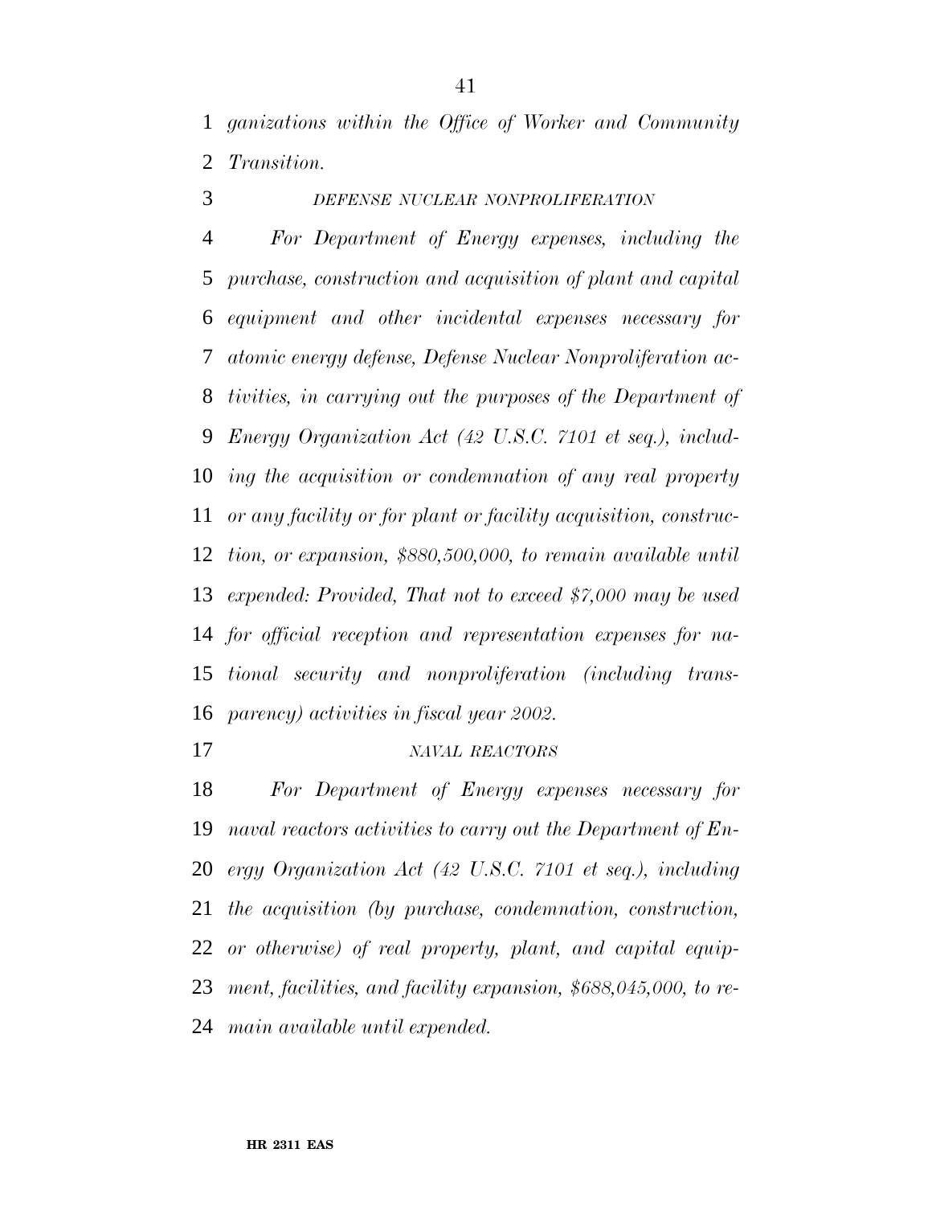*ganizations within the Office of Worker and Community Transition.*

*DEFENSE NUCLEAR NONPROLIFERATION*

*For Department of Energy expenses, including the purchase, construction and acquisition of plant and capital equipment and other incidental expenses necessary for atomic energy defense, Defense Nuclear Nonproliferation activities, in carrying out the purposes of the Department of Energy Organization Act (42 U.S.C. 7101 et seq.), including the acquisition or condemnation of any real property or any facility or for plant or facility acquisition, construction, or expansion, $880,500,000, to remain available until expended: Provided, That not to exceed $7,000 may be used for official reception and representation expenses for national security and nonproliferation (including transparency) activities in fiscal year 2002.*

*NAVAL REACTORS*

*For Department of Energy expenses necessary for naval reactors activities to carry out the Department of Energy Organization Act (42 U.S.C. 7101 et seq.), including the acquisition (by purchase, condemnation, construction, or otherwise) of real property, plant, and capital equipment, facilities, and facility expansion, $688,045,000, to remain available until expended.*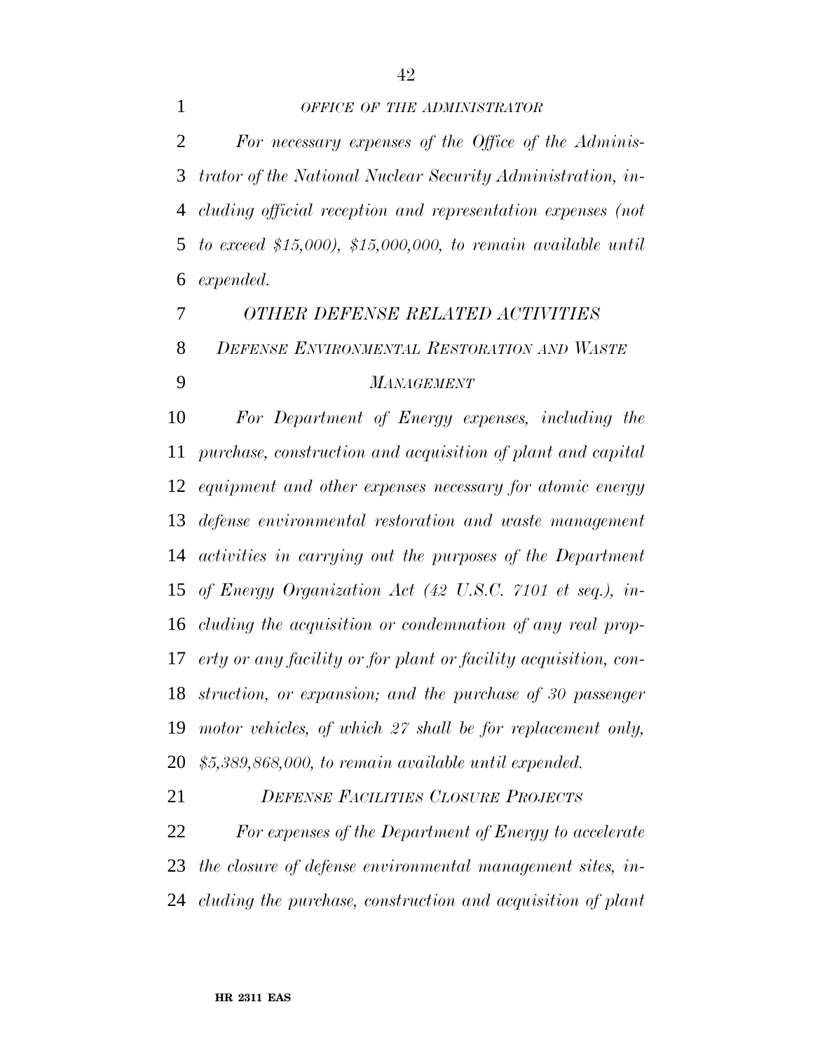*OFFICE OF THE ADMINISTRATOR*

*For necessary expenses of the Office of the Administrator of the National Nuclear Security Administration, including official reception and representation expenses (not to exceed $15,000), $15,000,000, to remain available until expended.*

*OTHER DEFENSE RELATED ACTIVITIES*

*DEFENSE ENVIRONMENTAL RESTORATION AND WASTE MANAGEMENT*

*For Department of Energy expenses, including the purchase, construction and acquisition of plant and capital equipment and other expenses necessary for atomic energy defense environmental restoration and waste management activities in carrying out the purposes of the Department of Energy Organization Act (42 U.S.C. 7101 et seq.), including the acquisition or condemnation of any real property or any facility or for plant or facility acquisition, construction, or expansion; and the purchase of 30 passenger motor vehicles, of which 27 shall be for replacement only, $5,389,868,000, to remain available until expended.*

*DEFENSE FACILITIES CLOSURE PROJECTS*

*For expenses of the Department of Energy to accelerate the closure of defense environmental management sites, including the purchase, construction and acquisition of plant*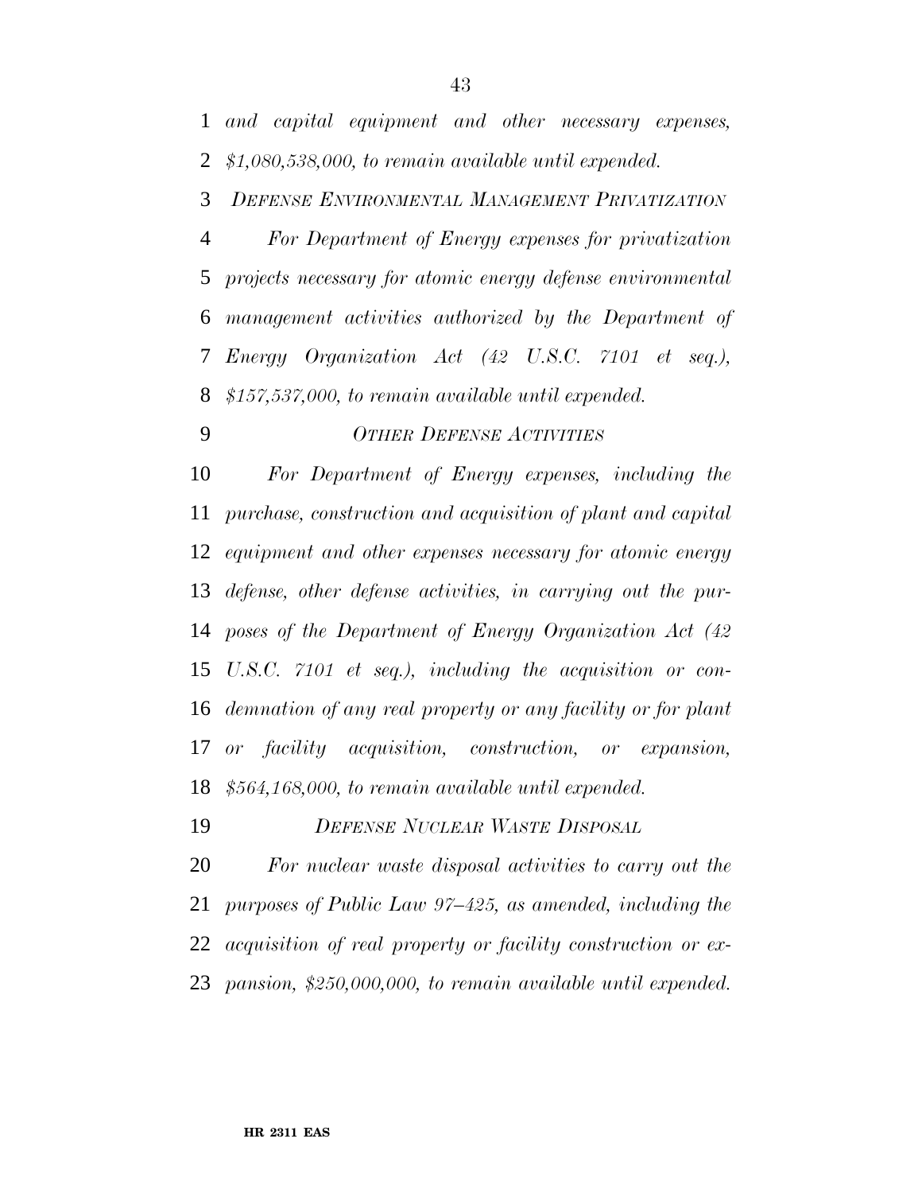*and capital equipment and other necessary expenses, $1,080,538,000, to remain available until expended.*

*DEFENSE ENVIRONMENTAL MANAGEMENT PRIVATIZATION*

*For Department of Energy expenses for privatization projects necessary for atomic energy defense environmental management activities authorized by the Department of Energy Organization Act (42 U.S.C. 7101 et seq.), $157,537,000, to remain available until expended.*

*OTHER DEFENSE ACTIVITIES*

*For Department of Energy expenses, including the purchase, construction and acquisition of plant and capital equipment and other expenses necessary for atomic energy defense, other defense activities, in carrying out the purposes of the Department of Energy Organization Act (42 U.S.C. 7101 et seq.), including the acquisition or condemnation of any real property or any facility or for plant or facility acquisition, construction, or expansion, $564,168,000, to remain available until expended.*

*DEFENSE NUCLEAR WASTE DISPOSAL*

*For nuclear waste disposal activities to carry out the purposes of Public Law 97–425, as amended, including the acquisition of real property or facility construction or expansion, $250,000,000, to remain available until expended.*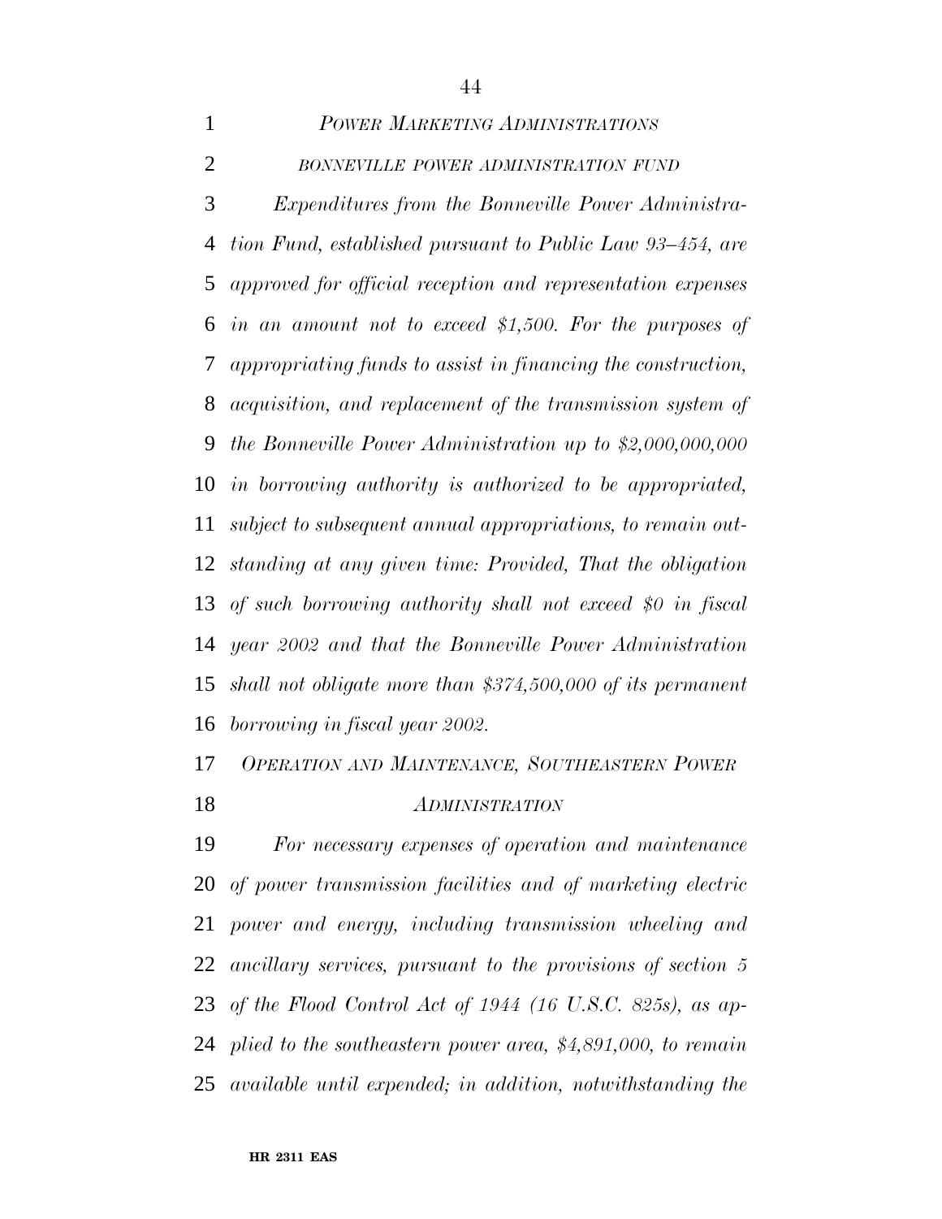### *Power Marketing Administrations*

#### *Bonneville Power Administration Fund*

*Expenditures from the Bonneville Power Administration Fund, established pursuant to Public Law 93–454, are approved for official reception and representation expenses in an amount not to exceed $1,500. For the purposes of appropriating funds to assist in financing the construction, acquisition, and replacement of the transmission system of the Bonneville Power Administration up to $2,000,000,000 in borrowing authority is authorized to be appropriated, subject to subsequent annual appropriations, to remain outstanding at any given time: Provided, That the obligation of such borrowing authority shall not exceed $0 in fiscal year 2002 and that the Bonneville Power Administration shall not obligate more than $374,500,000 of its permanent borrowing in fiscal year 2002.*

#### *Operation and Maintenance, Southeastern Power Administration*

*For necessary expenses of operation and maintenance of power transmission facilities and of marketing electric power and energy, including transmission wheeling and ancillary services, pursuant to the provisions of section 5 of the Flood Control Act of 1944 (16 U.S.C. 825s), as applied to the southeastern power area, $4,891,000, to remain available until expended; in addition, notwithstanding the*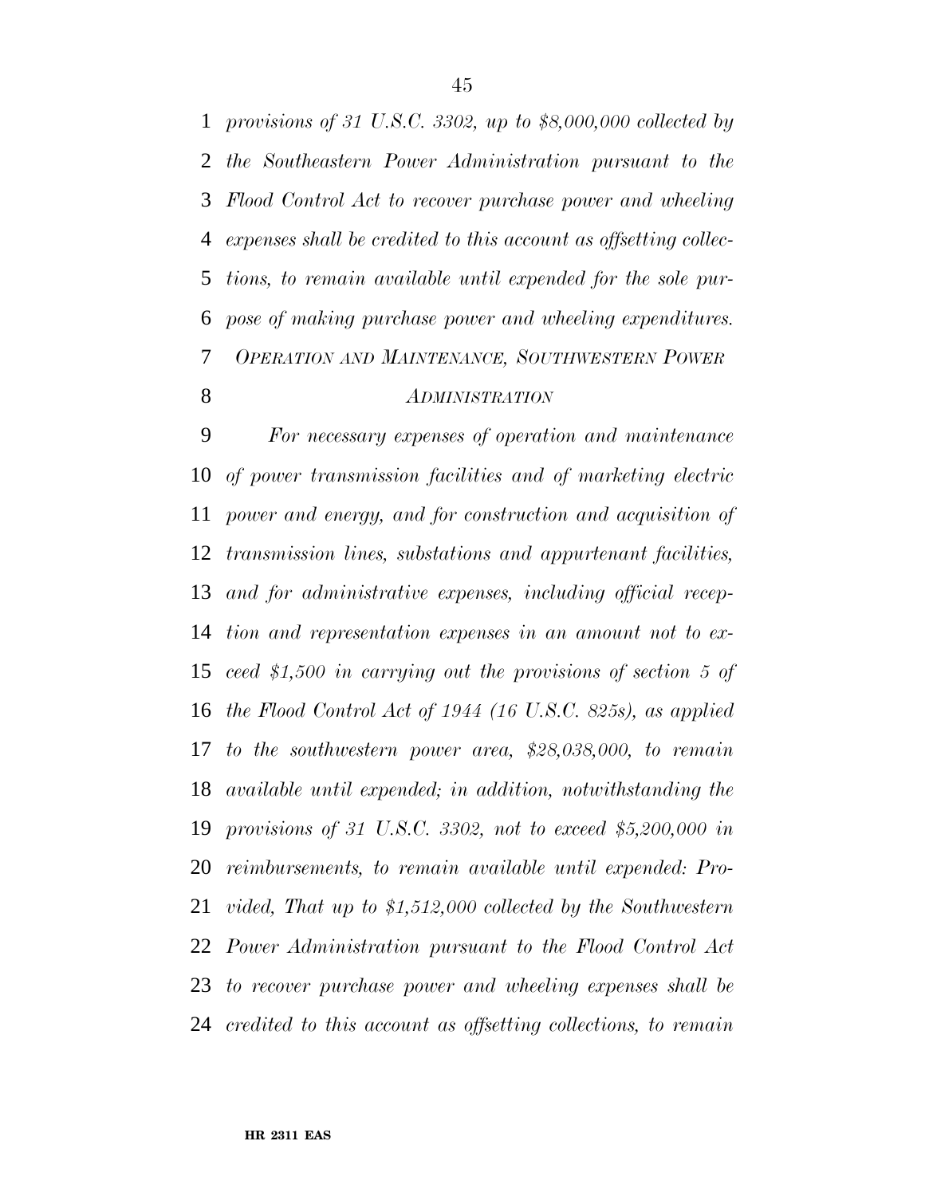*provisions of 31 U.S.C. 3302, up to $8,000,000 collected by the Southeastern Power Administration pursuant to the Flood Control Act to recover purchase power and wheeling expenses shall be credited to this account as offsetting collections, to remain available until expended for the sole purpose of making purchase power and wheeling expenditures.*

*OPERATION AND MAINTENANCE, SOUTHWESTERN POWER ADMINISTRATION*

*For necessary expenses of operation and maintenance of power transmission facilities and of marketing electric power and energy, and for construction and acquisition of transmission lines, substations and appurtenant facilities, and for administrative expenses, including official reception and representation expenses in an amount not to exceed $1,500 in carrying out the provisions of section 5 of the Flood Control Act of 1944 (16 U.S.C. 825s), as applied to the southwestern power area, $28,038,000, to remain available until expended; in addition, notwithstanding the provisions of 31 U.S.C. 3302, not to exceed $5,200,000 in reimbursements, to remain available until expended: Provided, That up to $1,512,000 collected by the Southwestern Power Administration pursuant to the Flood Control Act to recover purchase power and wheeling expenses shall be credited to this account as offsetting collections, to remain*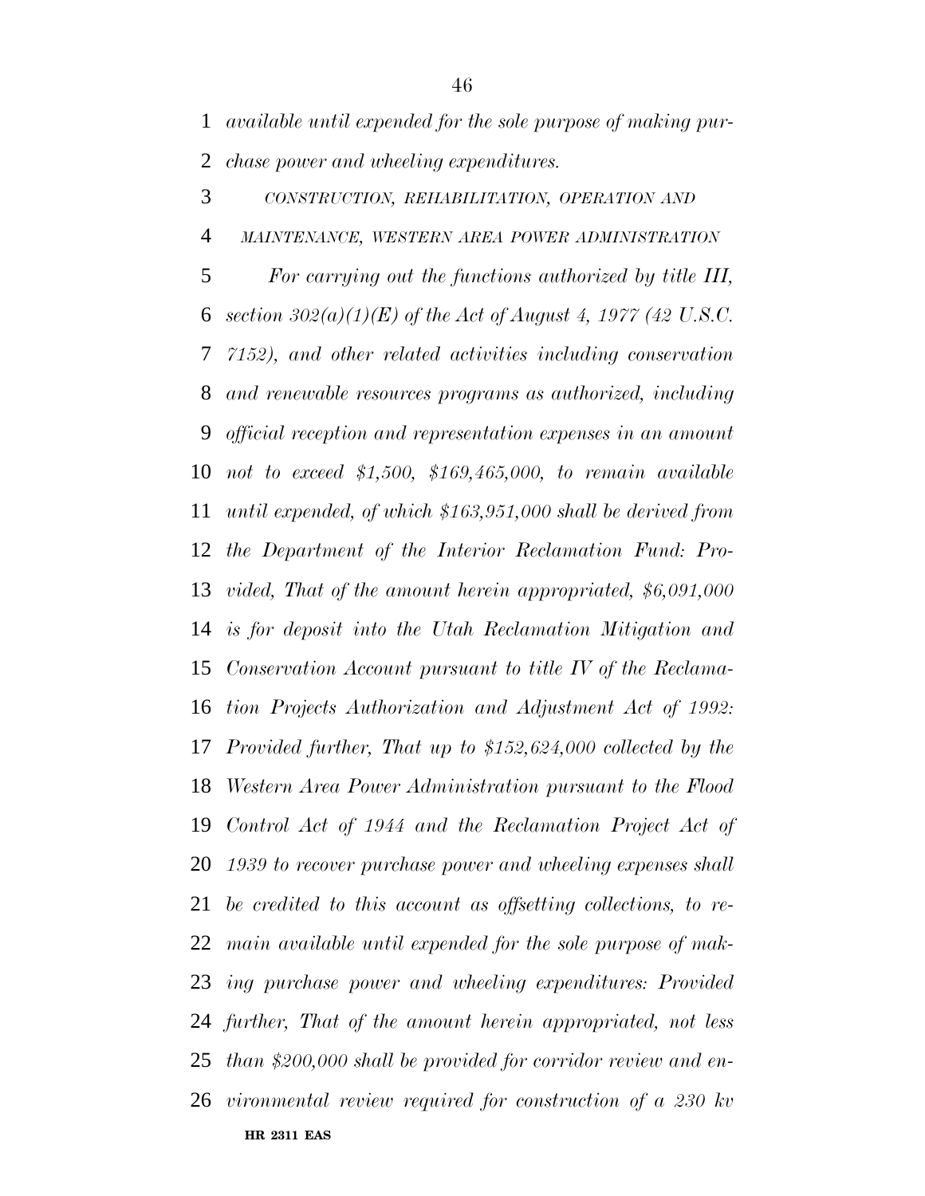*available until expended for the sole purpose of making purchase power and wheeling expenditures.*

*CONSTRUCTION, REHABILITATION, OPERATION AND MAINTENANCE, WESTERN AREA POWER ADMINISTRATION*

*For carrying out the functions authorized by title III, section 302(a)(1)(E) of the Act of August 4, 1977 (42 U.S.C. 7152), and other related activities including conservation and renewable resources programs as authorized, including official reception and representation expenses in an amount not to exceed $1,500, $169,465,000, to remain available until expended, of which $163,951,000 shall be derived from the Department of the Interior Reclamation Fund: Provided, That of the amount herein appropriated, $6,091,000 is for deposit into the Utah Reclamation Mitigation and Conservation Account pursuant to title IV of the Reclamation Projects Authorization and Adjustment Act of 1992: Provided further, That up to $152,624,000 collected by the Western Area Power Administration pursuant to the Flood Control Act of 1944 and the Reclamation Project Act of 1939 to recover purchase power and wheeling expenses shall be credited to this account as offsetting collections, to remain available until expended for the sole purpose of making purchase power and wheeling expenditures: Provided further, That of the amount herein appropriated, not less than $200,000 shall be provided for corridor review and environmental review required for construction of a 230 kv*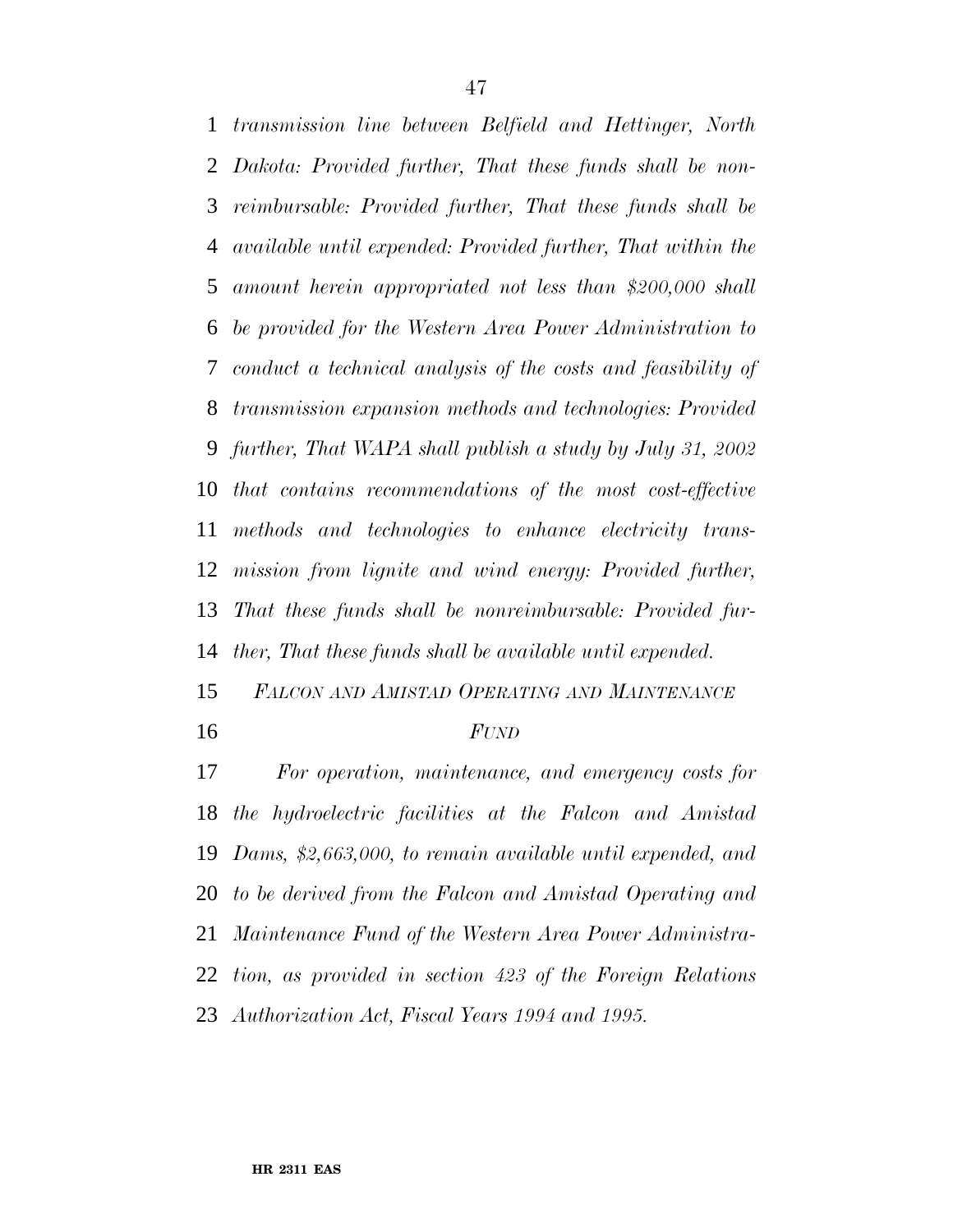*transmission line between Belfield and Hettinger, North Dakota: Provided further, That these funds shall be non-reimbursable: Provided further, That these funds shall be available until expended: Provided further, That within the amount herein appropriated not less than $200,000 shall be provided for the Western Area Power Administration to conduct a technical analysis of the costs and feasibility of transmission expansion methods and technologies: Provided further, That WAPA shall publish a study by July 31, 2002 that contains recommendations of the most cost-effective methods and technologies to enhance electricity transmission from lignite and wind energy: Provided further, That these funds shall be nonreimbursable: Provided further, That these funds shall be available until expended.*

*FALCON AND AMISTAD OPERATING AND MAINTENANCE FUND*

*For operation, maintenance, and emergency costs for the hydroelectric facilities at the Falcon and Amistad Dams, $2,663,000, to remain available until expended, and to be derived from the Falcon and Amistad Operating and Maintenance Fund of the Western Area Power Administration, as provided in section 423 of the Foreign Relations Authorization Act, Fiscal Years 1994 and 1995.*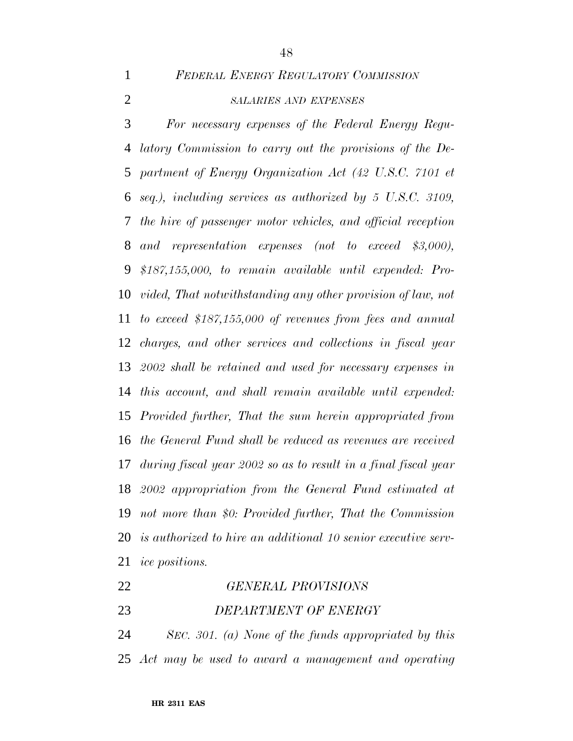*FEDERAL ENERGY REGULATORY COMMISSION*

*SALARIES AND EXPENSES*

*For necessary expenses of the Federal Energy Regulatory Commission to carry out the provisions of the Department of Energy Organization Act (42 U.S.C. 7101 et seq.), including services as authorized by 5 U.S.C. 3109, the hire of passenger motor vehicles, and official reception and representation expenses (not to exceed $3,000), $187,155,000, to remain available until expended: Provided, That notwithstanding any other provision of law, not to exceed $187,155,000 of revenues from fees and annual charges, and other services and collections in fiscal year 2002 shall be retained and used for necessary expenses in this account, and shall remain available until expended: Provided further, That the sum herein appropriated from the General Fund shall be reduced as revenues are received during fiscal year 2002 so as to result in a final fiscal year 2002 appropriation from the General Fund estimated at not more than $0: Provided further, That the Commission is authorized to hire an additional 10 senior executive service positions.*

*GENERAL PROVISIONS*

*DEPARTMENT OF ENERGY*

*SEC. 301. (a) None of the funds appropriated by this Act may be used to award a management and operating*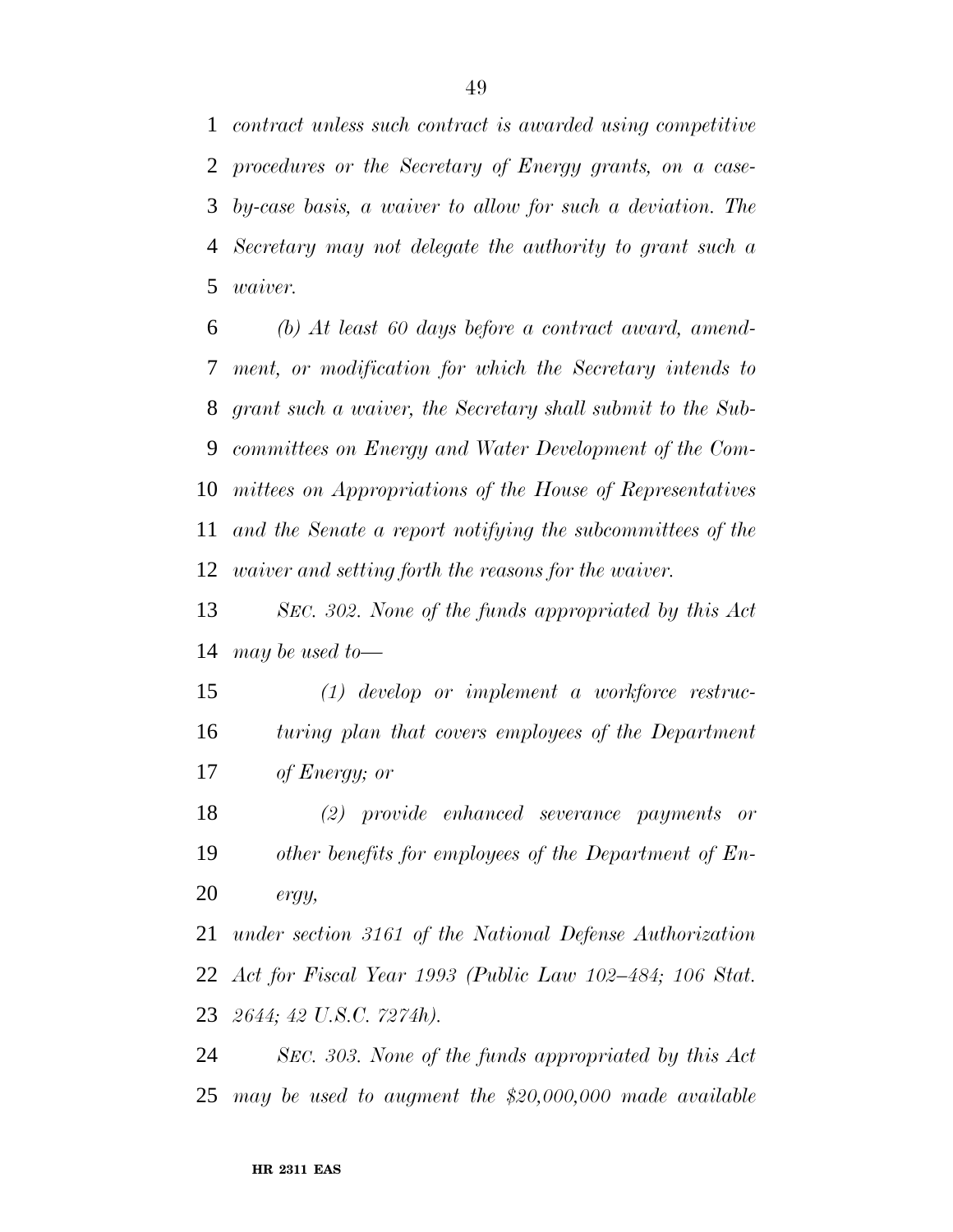*contract unless such contract is awarded using competitive procedures or the Secretary of Energy grants, on a case-by-case basis, a waiver to allow for such a deviation. The Secretary may not delegate the authority to grant such a waiver.*

*(b) At least 60 days before a contract award, amendment, or modification for which the Secretary intends to grant such a waiver, the Secretary shall submit to the Subcommittees on Energy and Water Development of the Committees on Appropriations of the House of Representatives and the Senate a report notifying the subcommittees of the waiver and setting forth the reasons for the waiver.*

*SEC. 302. None of the funds appropriated by this Act may be used to—*

*(1) develop or implement a workforce restructuring plan that covers employees of the Department of Energy; or*

*(2) provide enhanced severance payments or other benefits for employees of the Department of Energy,*

*under section 3161 of the National Defense Authorization Act for Fiscal Year 1993 (Public Law 102–484; 106 Stat. 2644; 42 U.S.C. 7274h).*

*SEC. 303. None of the funds appropriated by this Act may be used to augment the $20,000,000 made available*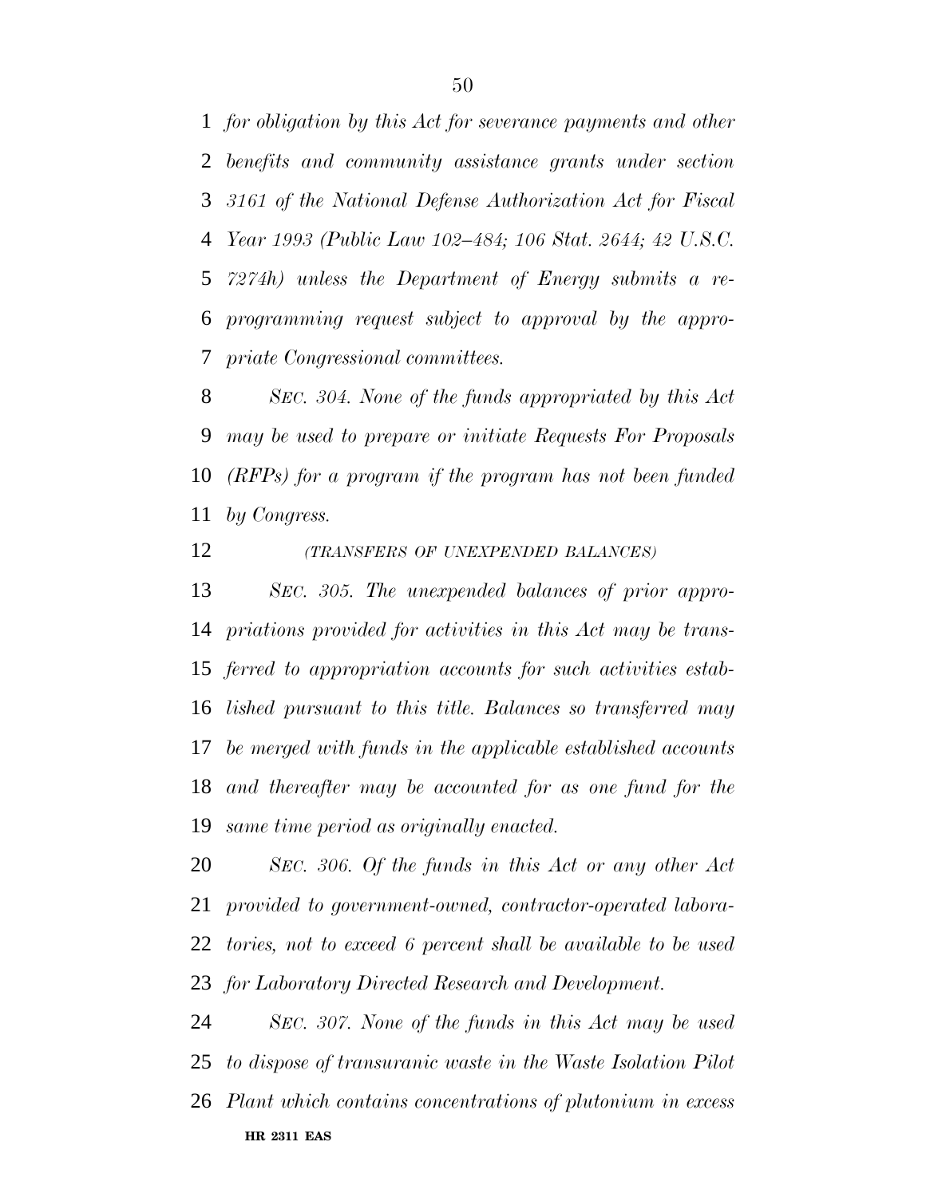*for obligation by this Act for severance payments and other benefits and community assistance grants under section 3161 of the National Defense Authorization Act for Fiscal Year 1993 (Public Law 102–484; 106 Stat. 2644; 42 U.S.C. 7274h) unless the Department of Energy submits a reprogramming request subject to approval by the appropriate Congressional committees.*

*SEC. 304. None of the funds appropriated by this Act may be used to prepare or initiate Requests For Proposals (RFPs) for a program if the program has not been funded by Congress.*

*(TRANSFERS OF UNEXPENDED BALANCES)*

*SEC. 305. The unexpended balances of prior appropriations provided for activities in this Act may be transferred to appropriation accounts for such activities established pursuant to this title. Balances so transferred may be merged with funds in the applicable established accounts and thereafter may be accounted for as one fund for the same time period as originally enacted.*

*SEC. 306. Of the funds in this Act or any other Act provided to government-owned, contractor-operated laboratories, not to exceed 6 percent shall be available to be used for Laboratory Directed Research and Development.*

*SEC. 307. None of the funds in this Act may be used to dispose of transuranic waste in the Waste Isolation Pilot Plant which contains concentrations of plutonium in excess*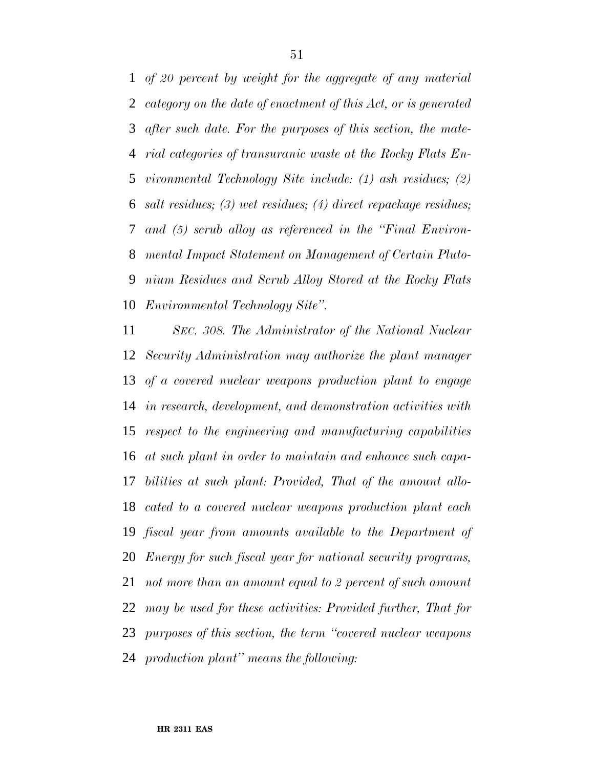*of 20 percent by weight for the aggregate of any material category on the date of enactment of this Act, or is generated after such date. For the purposes of this section, the material categories of transuranic waste at the Rocky Flats Environmental Technology Site include: (1) ash residues; (2) salt residues; (3) wet residues; (4) direct repackage residues; and (5) scrub alloy as referenced in the "Final Environmental Impact Statement on Management of Certain Plutonium Residues and Scrub Alloy Stored at the Rocky Flats Environmental Technology Site".*

*SEC. 308. The Administrator of the National Nuclear Security Administration may authorize the plant manager of a covered nuclear weapons production plant to engage in research, development, and demonstration activities with respect to the engineering and manufacturing capabilities at such plant in order to maintain and enhance such capabilities at such plant: Provided, That of the amount allocated to a covered nuclear weapons production plant each fiscal year from amounts available to the Department of Energy for such fiscal year for national security programs, not more than an amount equal to 2 percent of such amount may be used for these activities: Provided further, That for purposes of this section, the term "covered nuclear weapons production plant" means the following:*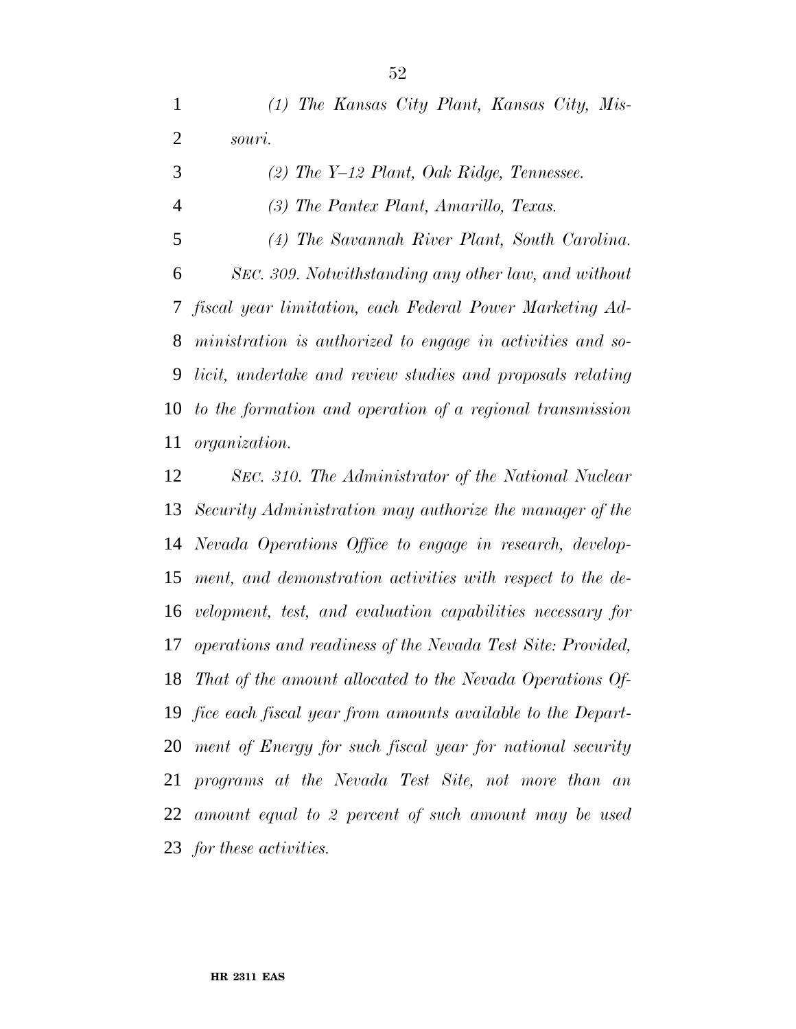*(1) The Kansas City Plant, Kansas City, Missouri.*

*(2) The Y–12 Plant, Oak Ridge, Tennessee.*

*(3) The Pantex Plant, Amarillo, Texas.*

*(4) The Savannah River Plant, South Carolina.*

*SEC. 309. Notwithstanding any other law, and without fiscal year limitation, each Federal Power Marketing Administration is authorized to engage in activities and solicit, undertake and review studies and proposals relating to the formation and operation of a regional transmission organization.*

*SEC. 310. The Administrator of the National Nuclear Security Administration may authorize the manager of the Nevada Operations Office to engage in research, development, and demonstration activities with respect to the development, test, and evaluation capabilities necessary for operations and readiness of the Nevada Test Site: Provided, That of the amount allocated to the Nevada Operations Office each fiscal year from amounts available to the Department of Energy for such fiscal year for national security programs at the Nevada Test Site, not more than an amount equal to 2 percent of such amount may be used for these activities.*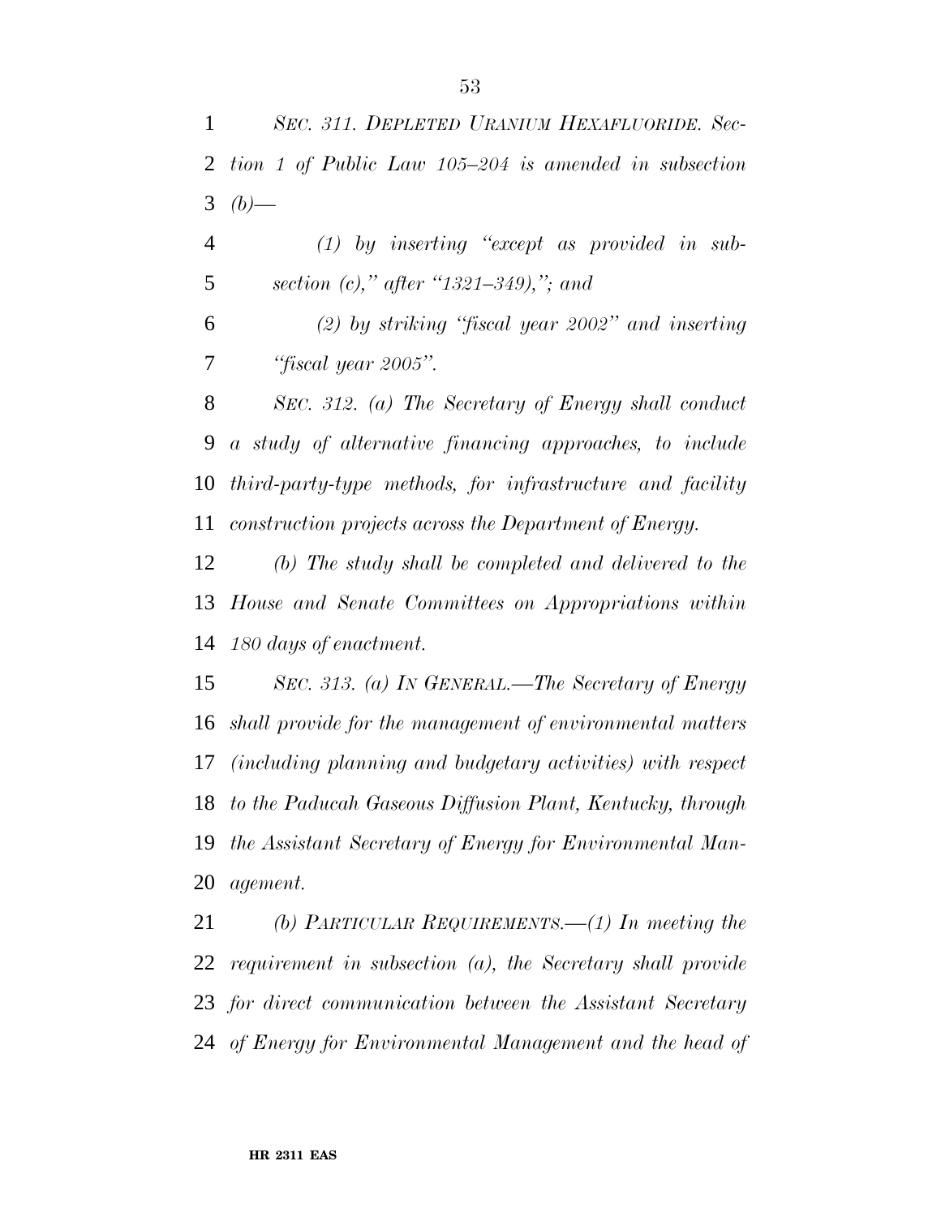*SEC. 311. DEPLETED URANIUM HEXAFLUORIDE. Section 1 of Public Law 105–204 is amended in subsection (b)—*

*(1) by inserting "except as provided in subsection (c)," after "1321–349),"; and*

*(2) by striking "fiscal year 2002" and inserting "fiscal year 2005".*

*SEC. 312. (a) The Secretary of Energy shall conduct a study of alternative financing approaches, to include third-party-type methods, for infrastructure and facility construction projects across the Department of Energy.*

*(b) The study shall be completed and delivered to the House and Senate Committees on Appropriations within 180 days of enactment.*

*SEC. 313. (a) IN GENERAL.—The Secretary of Energy shall provide for the management of environmental matters (including planning and budgetary activities) with respect to the Paducah Gaseous Diffusion Plant, Kentucky, through the Assistant Secretary of Energy for Environmental Management.*

*(b) PARTICULAR REQUIREMENTS.—(1) In meeting the requirement in subsection (a), the Secretary shall provide for direct communication between the Assistant Secretary of Energy for Environmental Management and the head of*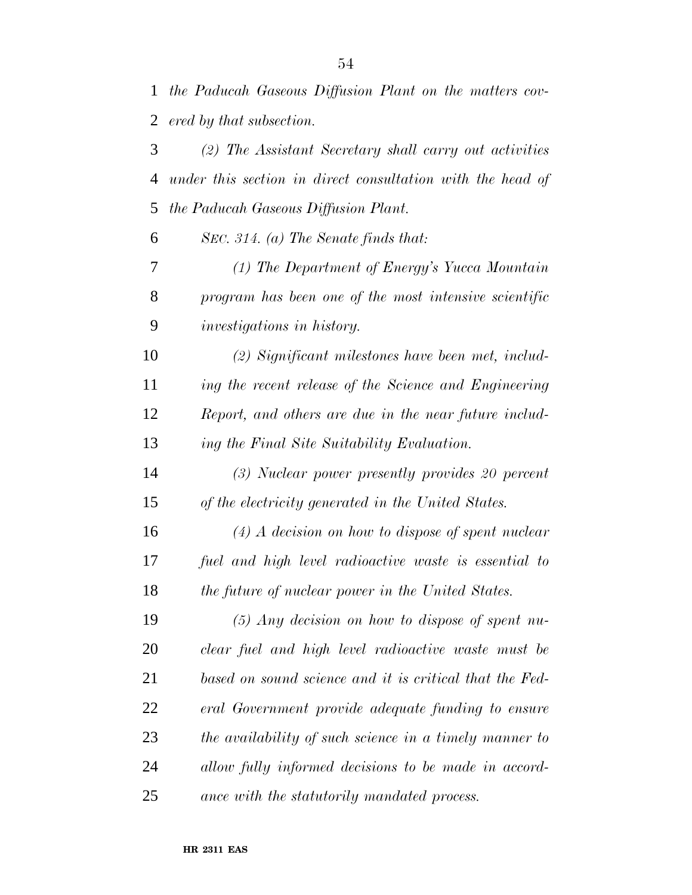*the Paducah Gaseous Diffusion Plant on the matters covered by that subsection.*

*(2) The Assistant Secretary shall carry out activities under this section in direct consultation with the head of the Paducah Gaseous Diffusion Plant.*

*SEC. 314. (a) The Senate finds that:*

*(1) The Department of Energy's Yucca Mountain program has been one of the most intensive scientific investigations in history.*

*(2) Significant milestones have been met, including the recent release of the Science and Engineering Report, and others are due in the near future including the Final Site Suitability Evaluation.*

*(3) Nuclear power presently provides 20 percent of the electricity generated in the United States.*

*(4) A decision on how to dispose of spent nuclear fuel and high level radioactive waste is essential to the future of nuclear power in the United States.*

*(5) Any decision on how to dispose of spent nuclear fuel and high level radioactive waste must be based on sound science and it is critical that the Federal Government provide adequate funding to ensure the availability of such science in a timely manner to allow fully informed decisions to be made in accordance with the statutorily mandated process.*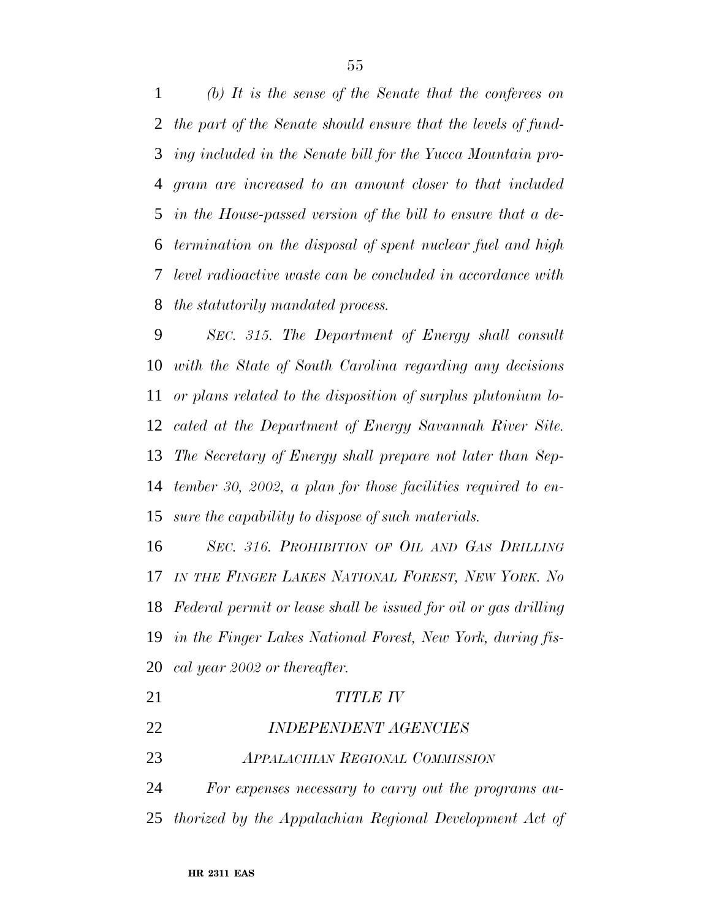*(b) It is the sense of the Senate that the conferees on the part of the Senate should ensure that the levels of funding included in the Senate bill for the Yucca Mountain program are increased to an amount closer to that included in the House-passed version of the bill to ensure that a determination on the disposal of spent nuclear fuel and high level radioactive waste can be concluded in accordance with the statutorily mandated process.*

*SEC. 315. The Department of Energy shall consult with the State of South Carolina regarding any decisions or plans related to the disposition of surplus plutonium located at the Department of Energy Savannah River Site. The Secretary of Energy shall prepare not later than September 30, 2002, a plan for those facilities required to ensure the capability to dispose of such materials.*

*SEC. 316. PROHIBITION OF OIL AND GAS DRILLING IN THE FINGER LAKES NATIONAL FOREST, NEW YORK. No Federal permit or lease shall be issued for oil or gas drilling in the Finger Lakes National Forest, New York, during fiscal year 2002 or thereafter.*

## *TITLE IV*

## *INDEPENDENT AGENCIES*

### *APPALACHIAN REGIONAL COMMISSION*

*For expenses necessary to carry out the programs authorized by the Appalachian Regional Development Act of*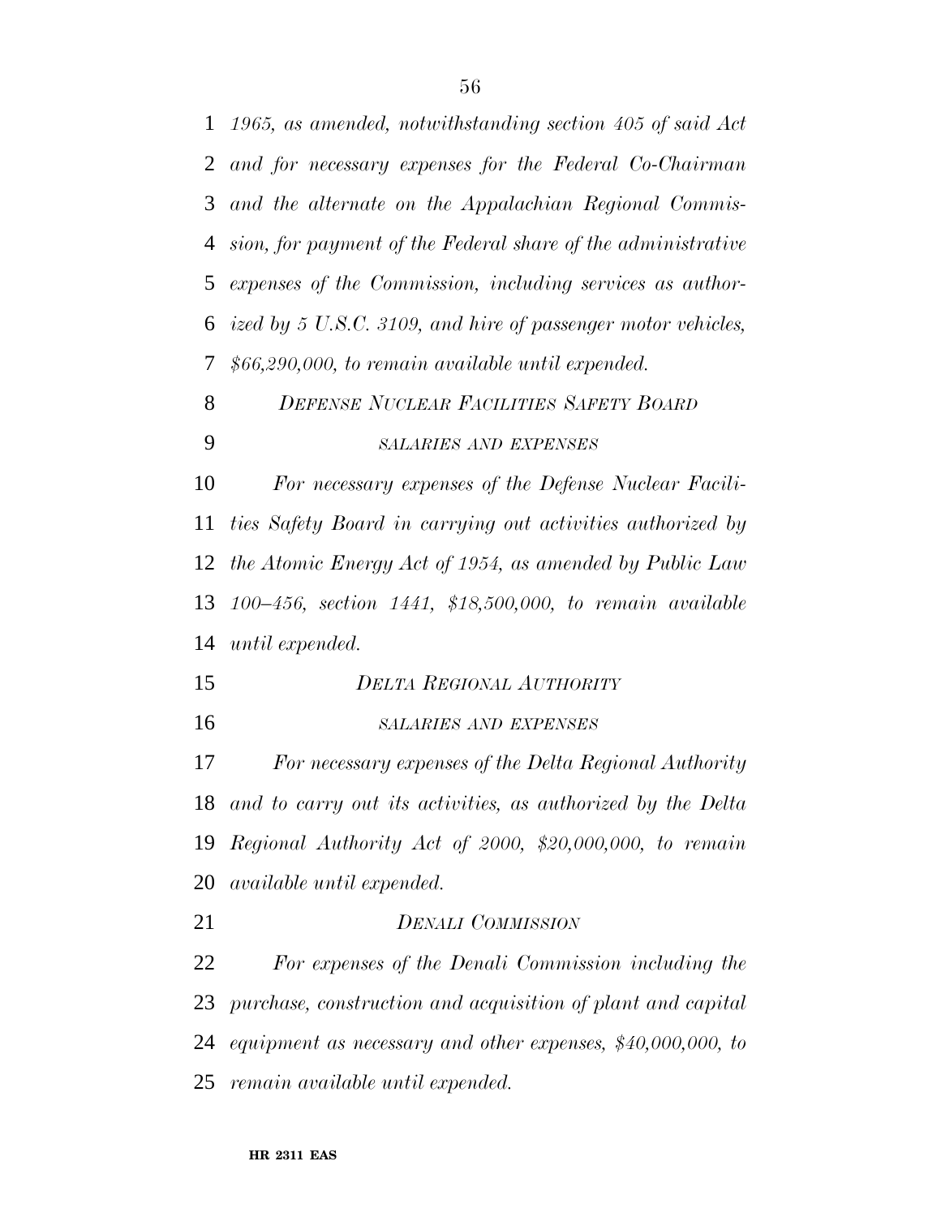*1965, as amended, notwithstanding section 405 of said Act and for necessary expenses for the Federal Co-Chairman and the alternate on the Appalachian Regional Commission, for payment of the Federal share of the administrative expenses of the Commission, including services as authorized by 5 U.S.C. 3109, and hire of passenger motor vehicles, $66,290,000, to remain available until expended.*

*DEFENSE NUCLEAR FACILITIES SAFETY BOARD*

*SALARIES AND EXPENSES*

*For necessary expenses of the Defense Nuclear Facilities Safety Board in carrying out activities authorized by the Atomic Energy Act of 1954, as amended by Public Law 100–456, section 1441, $18,500,000, to remain available until expended.*

*DELTA REGIONAL AUTHORITY*

*SALARIES AND EXPENSES*

*For necessary expenses of the Delta Regional Authority and to carry out its activities, as authorized by the Delta Regional Authority Act of 2000, $20,000,000, to remain available until expended.*

*DENALI COMMISSION*

*For expenses of the Denali Commission including the purchase, construction and acquisition of plant and capital equipment as necessary and other expenses, $40,000,000, to remain available until expended.*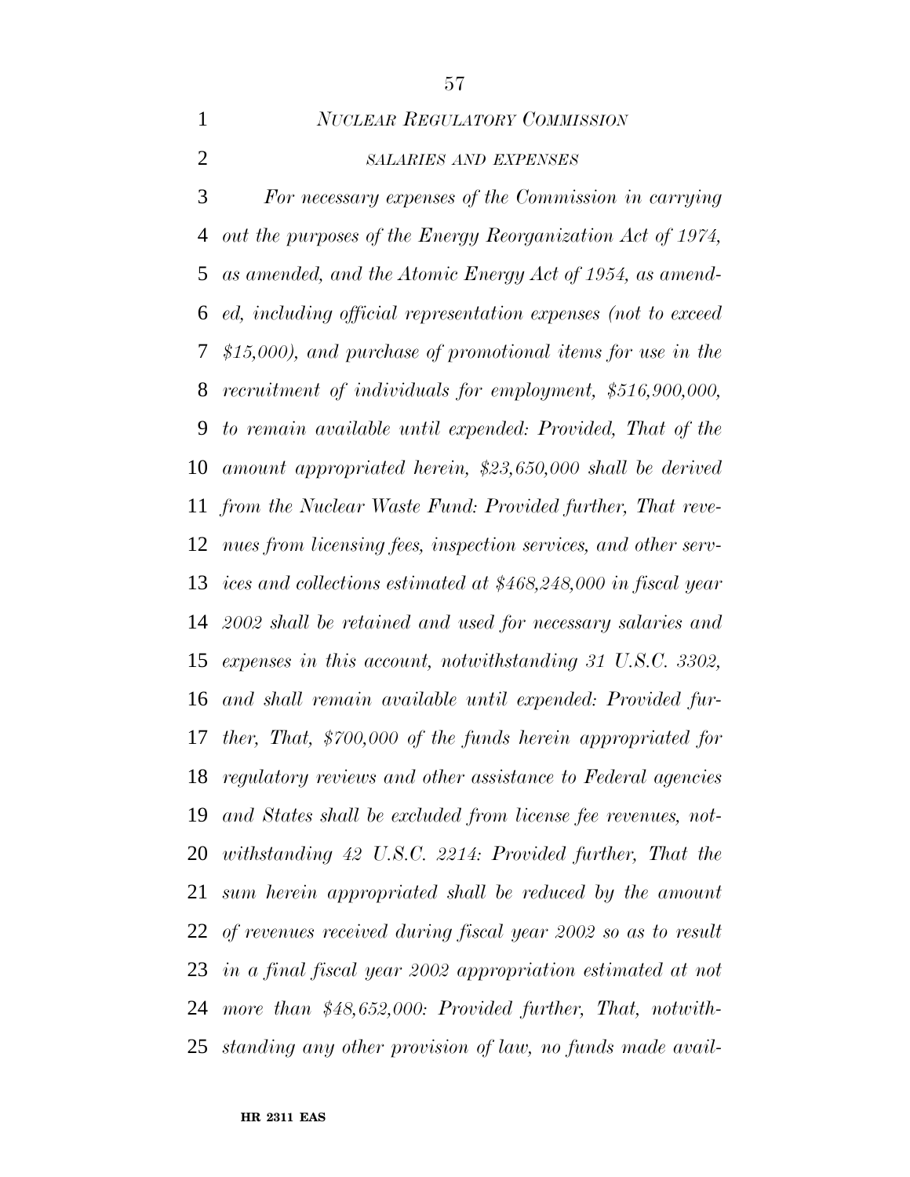*NUCLEAR REGULATORY COMMISSION*

*SALARIES AND EXPENSES*

*For necessary expenses of the Commission in carrying out the purposes of the Energy Reorganization Act of 1974, as amended, and the Atomic Energy Act of 1954, as amended, including official representation expenses (not to exceed $15,000), and purchase of promotional items for use in the recruitment of individuals for employment, $516,900,000, to remain available until expended: Provided, That of the amount appropriated herein, $23,650,000 shall be derived from the Nuclear Waste Fund: Provided further, That revenues from licensing fees, inspection services, and other services and collections estimated at $468,248,000 in fiscal year 2002 shall be retained and used for necessary salaries and expenses in this account, notwithstanding 31 U.S.C. 3302, and shall remain available until expended: Provided further, That, $700,000 of the funds herein appropriated for regulatory reviews and other assistance to Federal agencies and States shall be excluded from license fee revenues, notwithstanding 42 U.S.C. 2214: Provided further, That the sum herein appropriated shall be reduced by the amount of revenues received during fiscal year 2002 so as to result in a final fiscal year 2002 appropriation estimated at not more than $48,652,000: Provided further, That, notwithstanding any other provision of law, no funds made avail-*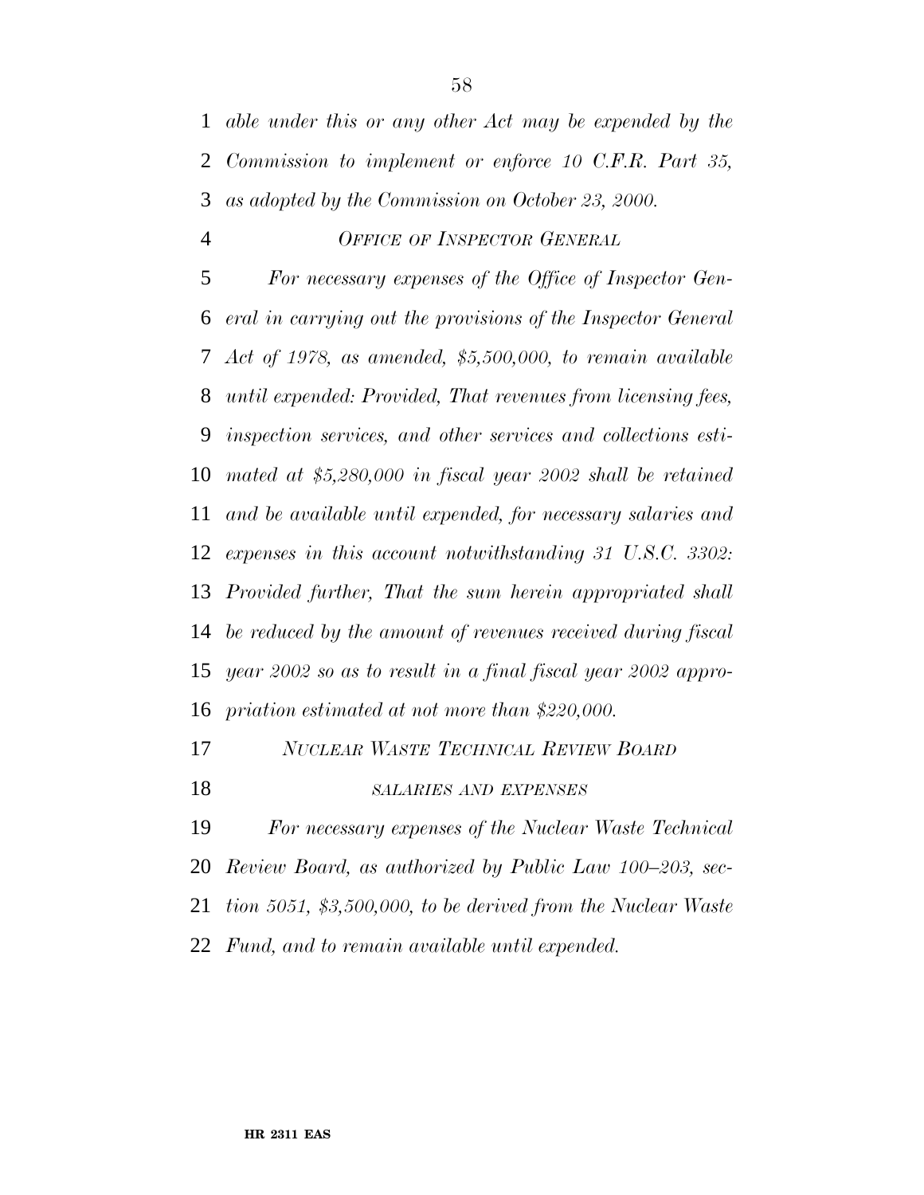*able under this or any other Act may be expended by the Commission to implement or enforce 10 C.F.R. Part 35, as adopted by the Commission on October 23, 2000.*

### *OFFICE OF INSPECTOR GENERAL*

*For necessary expenses of the Office of Inspector General in carrying out the provisions of the Inspector General Act of 1978, as amended, $5,500,000, to remain available until expended: Provided, That revenues from licensing fees, inspection services, and other services and collections estimated at $5,280,000 in fiscal year 2002 shall be retained and be available until expended, for necessary salaries and expenses in this account notwithstanding 31 U.S.C. 3302: Provided further, That the sum herein appropriated shall be reduced by the amount of revenues received during fiscal year 2002 so as to result in a final fiscal year 2002 appropriation estimated at not more than $220,000.*

### *NUCLEAR WASTE TECHNICAL REVIEW BOARD*

#### *SALARIES AND EXPENSES*

*For necessary expenses of the Nuclear Waste Technical Review Board, as authorized by Public Law 100–203, section 5051, $3,500,000, to be derived from the Nuclear Waste Fund, and to remain available until expended.*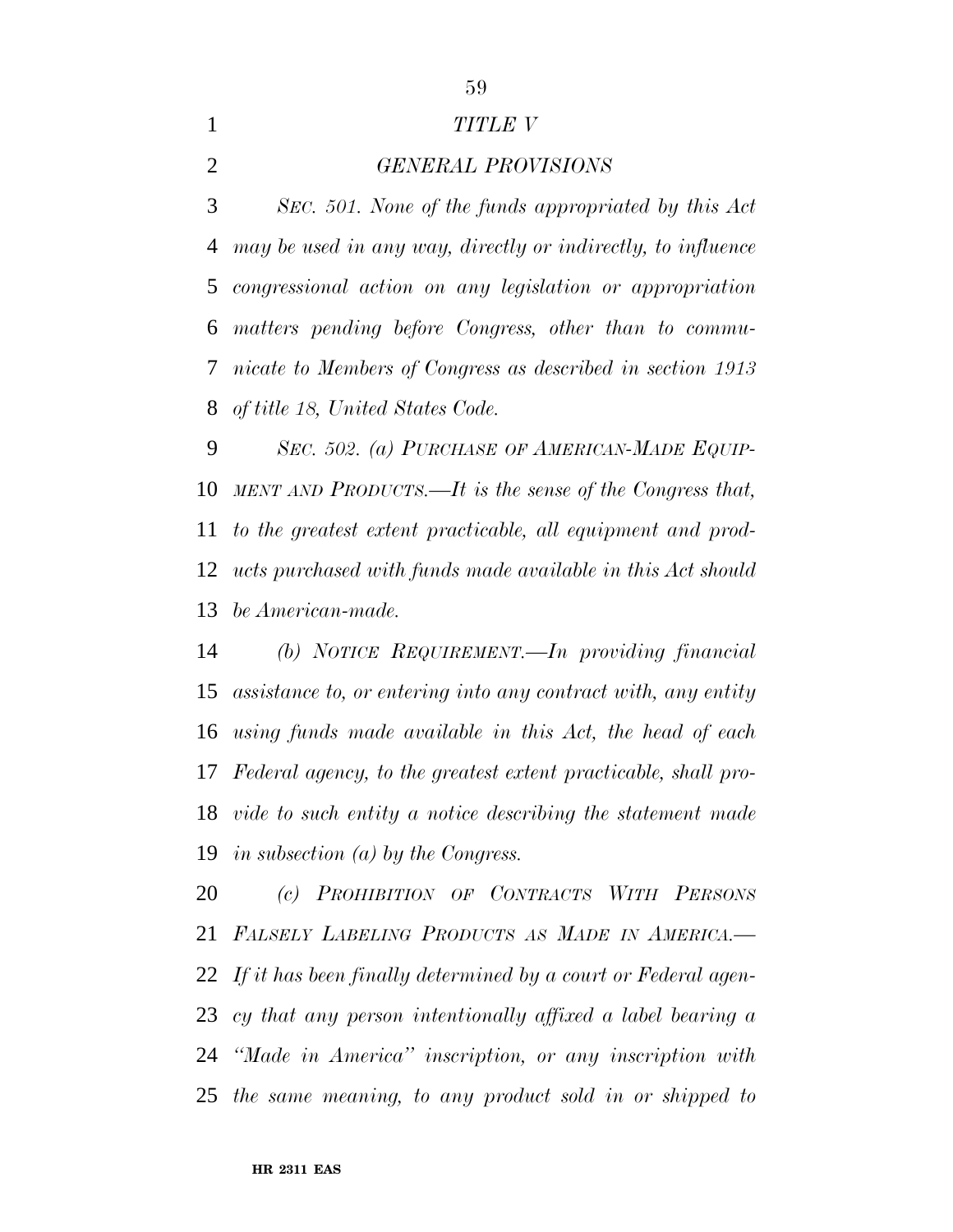## *TITLE V*

## *GENERAL PROVISIONS*

*SEC. 501. None of the funds appropriated by this Act may be used in any way, directly or indirectly, to influence congressional action on any legislation or appropriation matters pending before Congress, other than to communicate to Members of Congress as described in section 1913 of title 18, United States Code.*

*SEC. 502. (a) PURCHASE OF AMERICAN-MADE EQUIPMENT AND PRODUCTS.—It is the sense of the Congress that, to the greatest extent practicable, all equipment and products purchased with funds made available in this Act should be American-made.*

*(b) NOTICE REQUIREMENT.—In providing financial assistance to, or entering into any contract with, any entity using funds made available in this Act, the head of each Federal agency, to the greatest extent practicable, shall provide to such entity a notice describing the statement made in subsection (a) by the Congress.*

*(c) PROHIBITION OF CONTRACTS WITH PERSONS FALSELY LABELING PRODUCTS AS MADE IN AMERICA.—If it has been finally determined by a court or Federal agency that any person intentionally affixed a label bearing a "Made in America" inscription, or any inscription with the same meaning, to any product sold in or shipped to*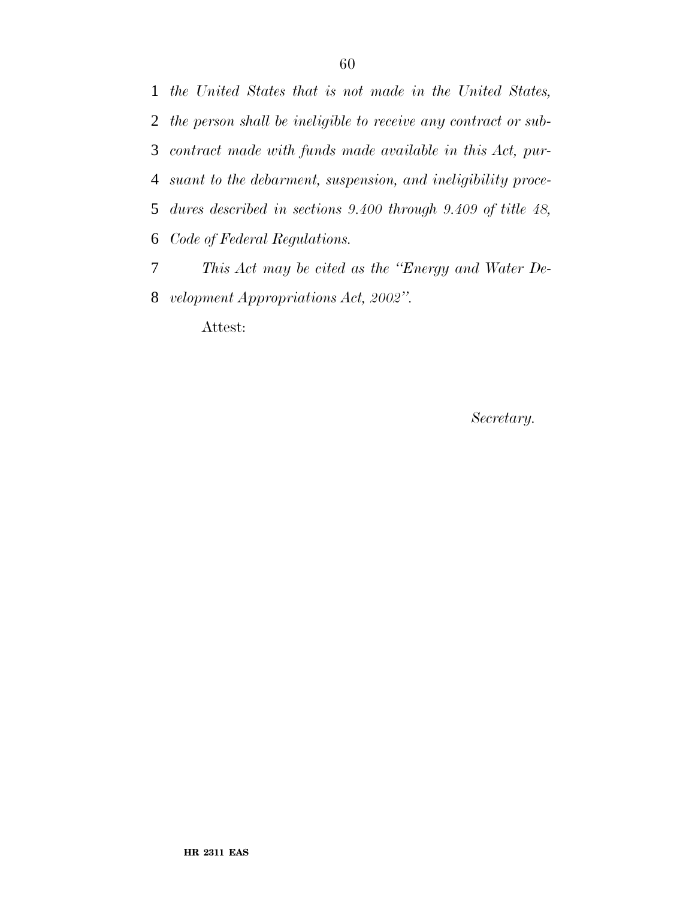*the United States that is not made in the United States, the person shall be ineligible to receive any contract or subcontract made with funds made available in this Act, pursuant to the debarment, suspension, and ineligibility procedures described in sections 9.400 through 9.409 of title 48, Code of Federal Regulations.*

*This Act may be cited as the "Energy and Water Development Appropriations Act, 2002".*

Attest:

*Secretary.*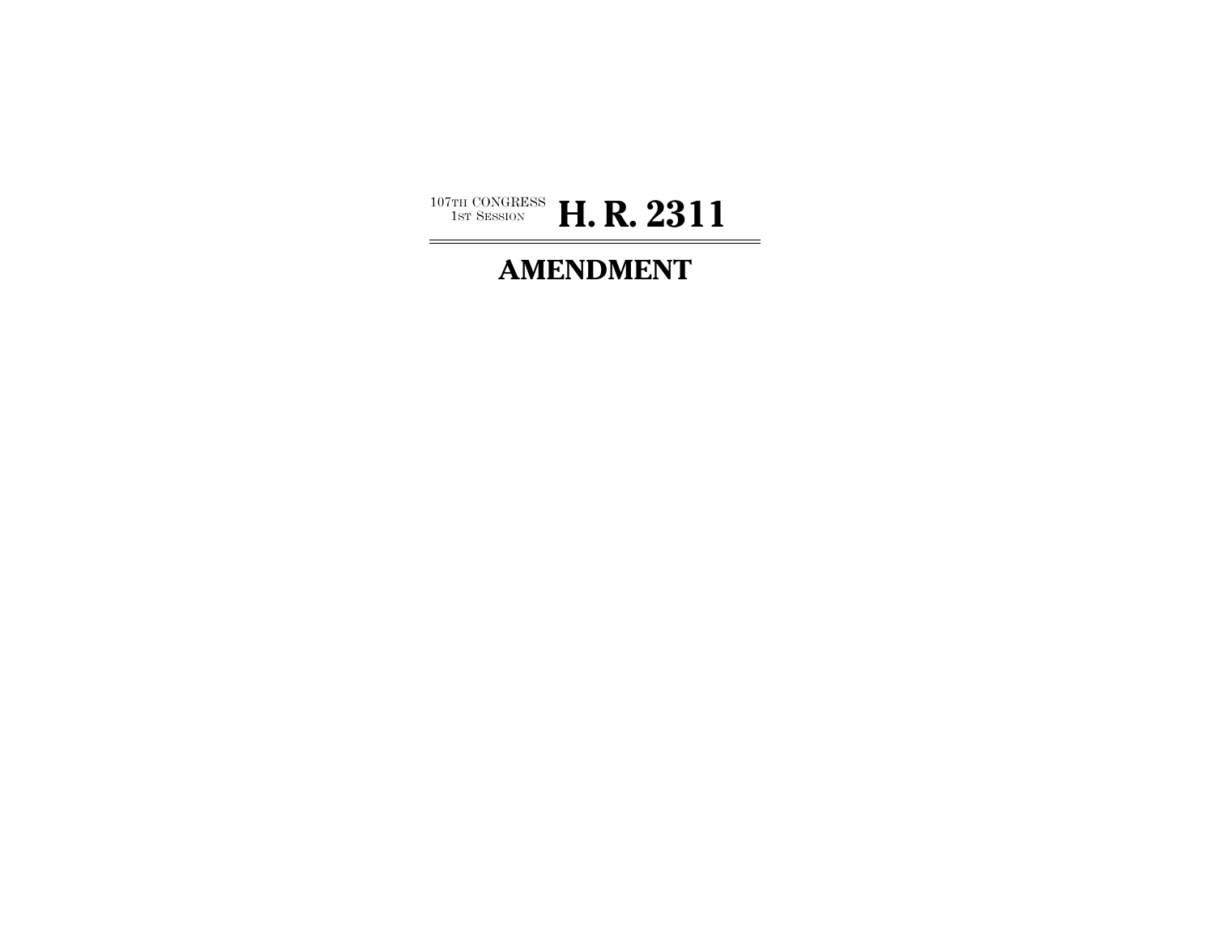107TH CONGRESS
1ST SESSION

# H. R. 2311

# AMENDMENT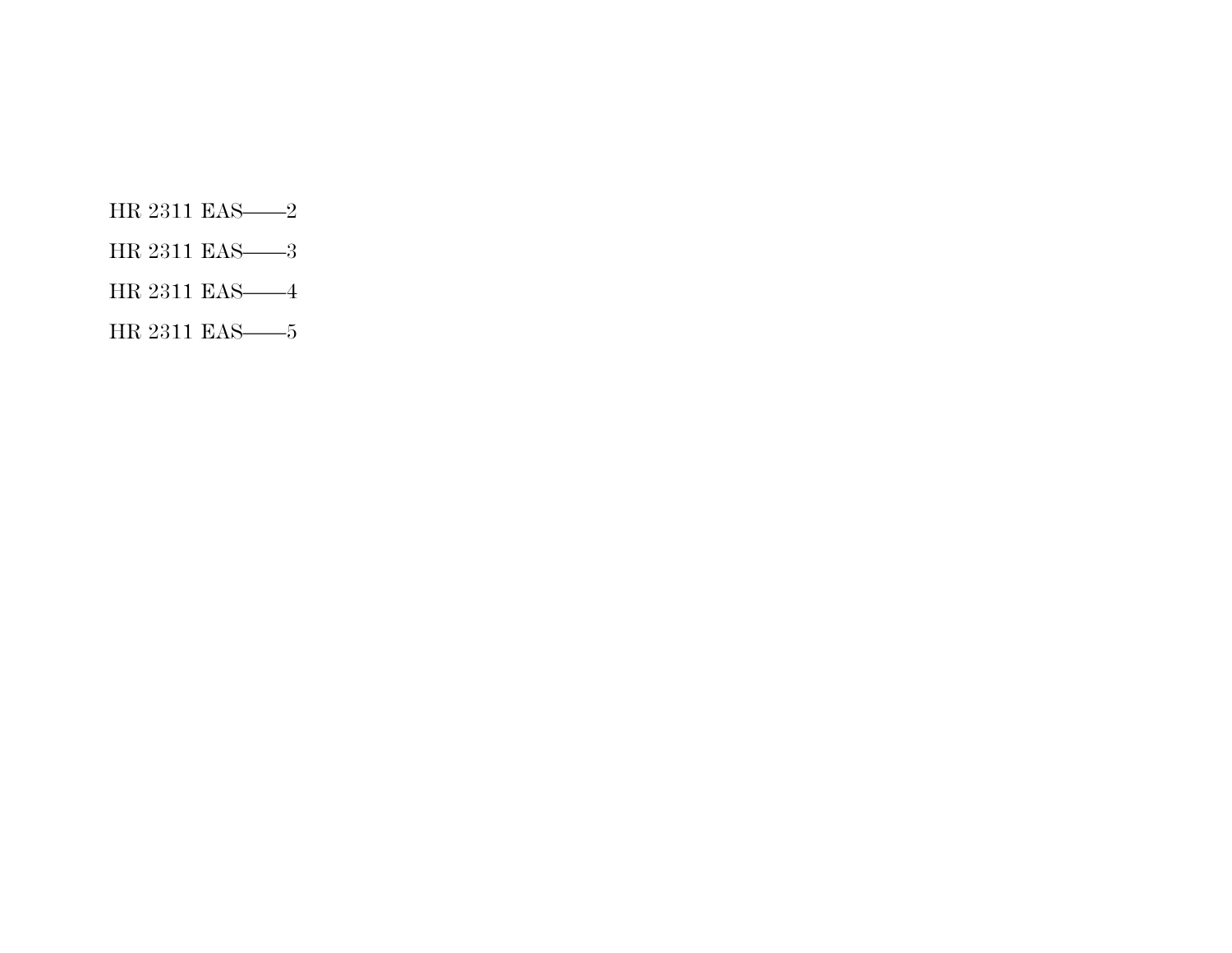HR 2311 EAS——2

HR 2311 EAS——3

HR 2311 EAS——4

HR 2311 EAS——5